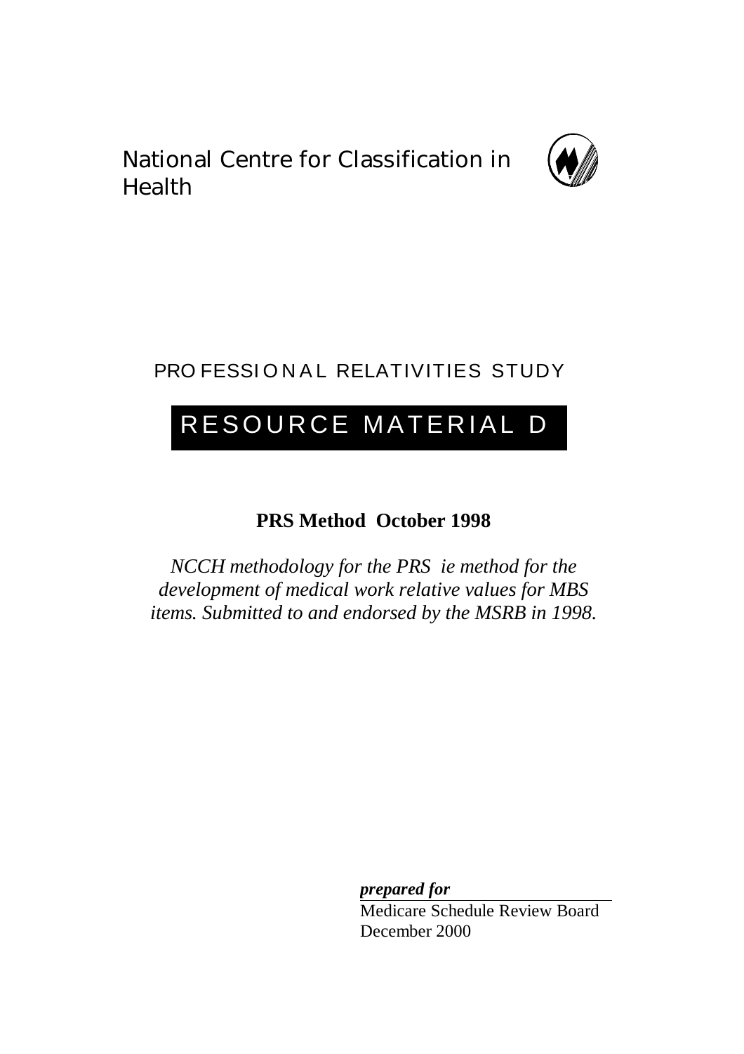National Centre for Classification in Health

PROFESSIONAL RELATIVITIES STUDY

# RESOURCE MATERIAL D

**PRS Method October 1998**

*NCCH methodology for the PRS ie method for the development of medical work relative values for MBS items. Submitted to and endorsed by the MSRB in 1998.*

***prepared for***

Medicare Schedule Review Board
December 2000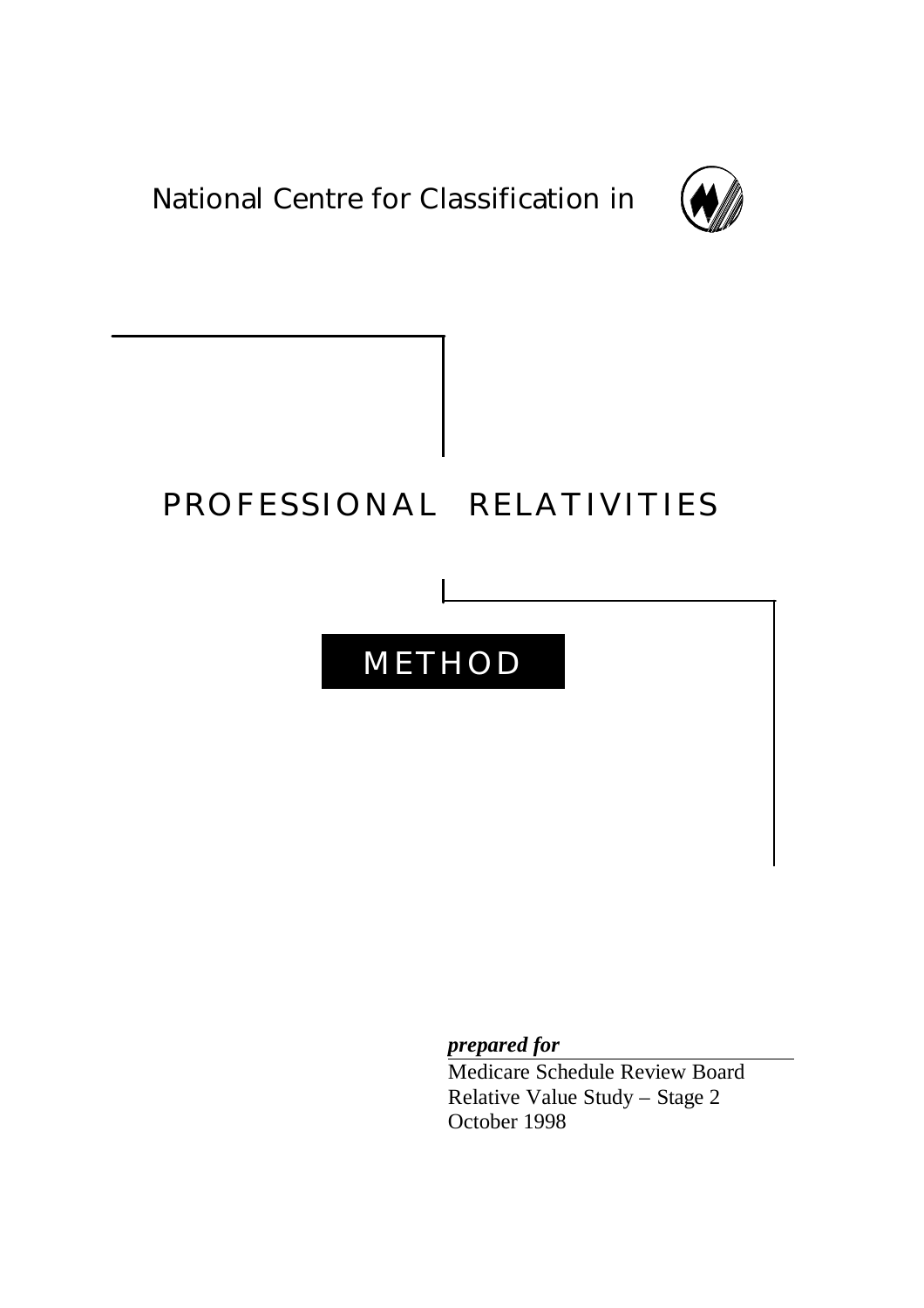National Centre for Classification in

# PROFESSIONAL RELATIVITIES

## METHOD

***prepared for***

Medicare Schedule Review Board
Relative Value Study – Stage 2
October 1998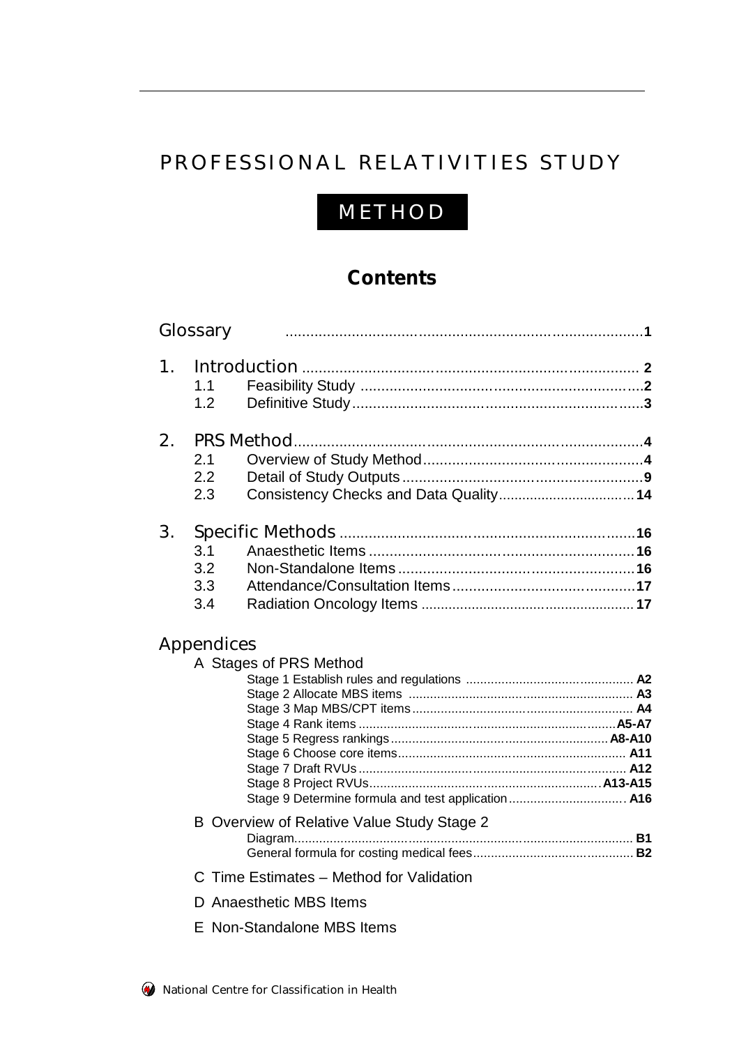# PROFESSIONAL RELATIVITIES STUDY

## METHOD

### Contents

| | | |
|---|---|---|
| Glossary | | 1 |
| 1. | Introduction | 2 |
| 1.1 | Feasibility Study | 2 |
| 1.2 | Definitive Study | 3 |
| 2. | PRS Method | 4 |
| 2.1 | Overview of Study Method | 4 |
| 2.2 | Detail of Study Outputs | 9 |
| 2.3 | Consistency Checks and Data Quality | 14 |
| 3. | Specific Methods | 16 |
| 3.1 | Anaesthetic Items | 16 |
| 3.2 | Non-Standalone Items | 16 |
| 3.3 | Attendance/Consultation Items | 17 |
| 3.4 | Radiation Oncology Items | 17 |

**Appendices**

A Stages of PRS Method

| | |
|---|---|
| Stage 1 Establish rules and regulations | A2 |
| Stage 2 Allocate MBS items | A3 |
| Stage 3 Map MBS/CPT items | A4 |
| Stage 4 Rank items | A5-A7 |
| Stage 5 Regress rankings | A8-A10 |
| Stage 6 Choose core items | A11 |
| Stage 7 Draft RVUs | A12 |
| Stage 8 Project RVUs | A13-A15 |
| Stage 9 Determine formula and test application | A16 |

B Overview of Relative Value Study Stage 2

| | |
|---|---|
| Diagram | B1 |
| General formula for costing medical fees | B2 |

C Time Estimates – Method for Validation

D Anaesthetic MBS Items

E Non-Standalone MBS Items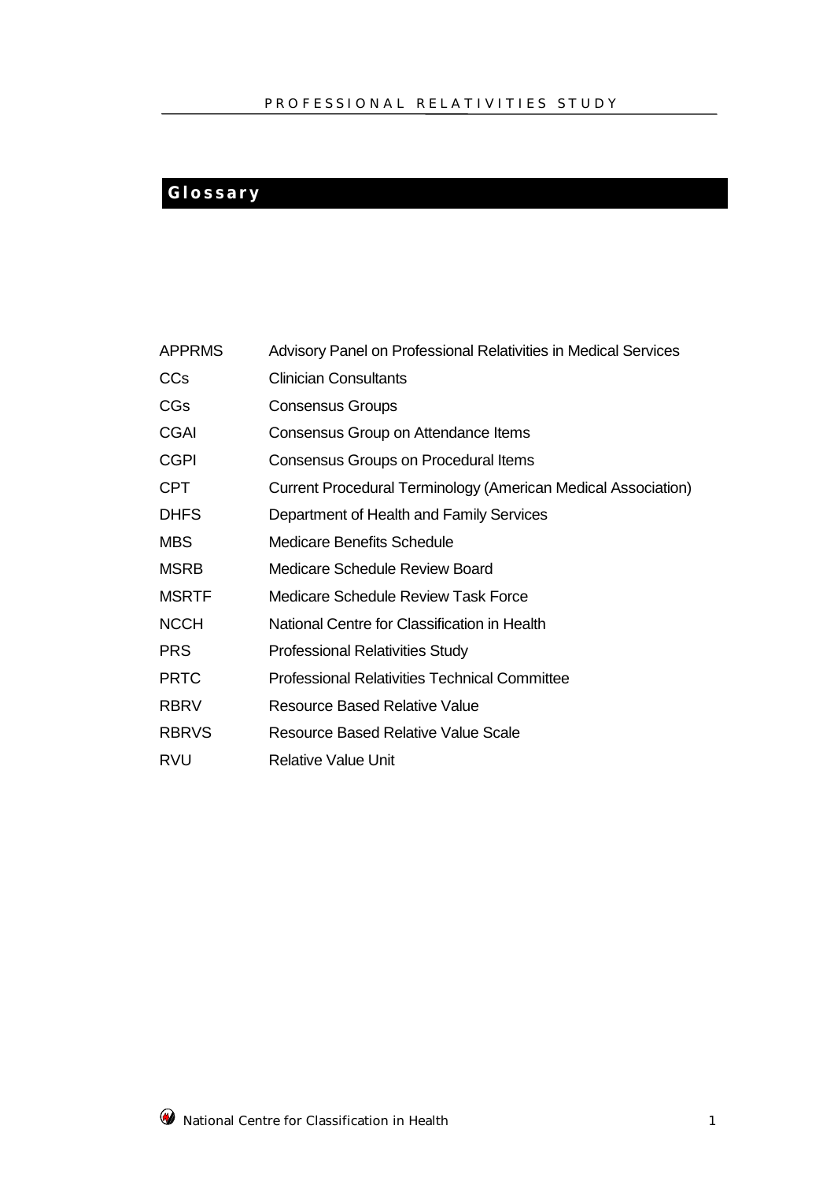# Glossary

| | |
|---|---|
| APPRMS | Advisory Panel on Professional Relativities in Medical Services |
| CCs | Clinician Consultants |
| CGs | Consensus Groups |
| CGAI | Consensus Group on Attendance Items |
| CGPI | Consensus Groups on Procedural Items |
| CPT | Current Procedural Terminology (American Medical Association) |
| DHFS | Department of Health and Family Services |
| MBS | Medicare Benefits Schedule |
| MSRB | Medicare Schedule Review Board |
| MSRTF | Medicare Schedule Review Task Force |
| NCCH | National Centre for Classification in Health |
| PRS | Professional Relativities Study |
| PRTC | Professional Relativities Technical Committee |
| RBRV | Resource Based Relative Value |
| RBRVS | Resource Based Relative Value Scale |
| RVU | Relative Value Unit |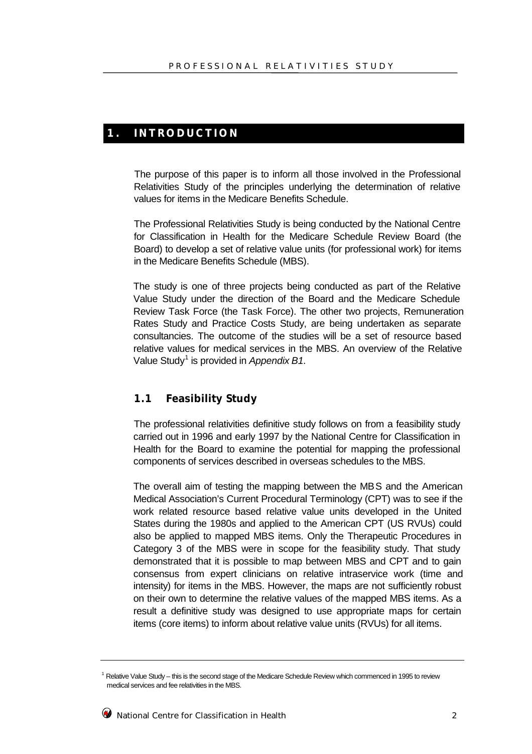# 1. INTRODUCTION

The purpose of this paper is to inform all those involved in the Professional Relativities Study of the principles underlying the determination of relative values for items in the Medicare Benefits Schedule.

The Professional Relativities Study is being conducted by the National Centre for Classification in Health for the Medicare Schedule Review Board (the Board) to develop a set of relative value units (for professional work) for items in the Medicare Benefits Schedule (MBS).

The study is one of three projects being conducted as part of the Relative Value Study under the direction of the Board and the Medicare Schedule Review Task Force (the Task Force). The other two projects, Remuneration Rates Study and Practice Costs Study, are being undertaken as separate consultancies. The outcome of the studies will be a set of resource based relative values for medical services in the MBS. An overview of the Relative Value Study[1] is provided in *Appendix B1*.

## 1.1 Feasibility Study

The professional relativities definitive study follows on from a feasibility study carried out in 1996 and early 1997 by the National Centre for Classification in Health for the Board to examine the potential for mapping the professional components of services described in overseas schedules to the MBS.

The overall aim of testing the mapping between the MBS and the American Medical Association's Current Procedural Terminology (CPT) was to see if the work related resource based relative value units developed in the United States during the 1980s and applied to the American CPT (US RVUs) could also be applied to mapped MBS items. Only the Therapeutic Procedures in Category 3 of the MBS were in scope for the feasibility study. That study demonstrated that it is possible to map between MBS and CPT and to gain consensus from expert clinicians on relative intraservice work (time and intensity) for items in the MBS. However, the maps are not sufficiently robust on their own to determine the relative values of the mapped MBS items. As a result a definitive study was designed to use appropriate maps for certain items (core items) to inform about relative value units (RVUs) for all items.

---

[1] Relative Value Study – this is the second stage of the Medicare Schedule Review which commenced in 1995 to review medical services and fee relativities in the MBS.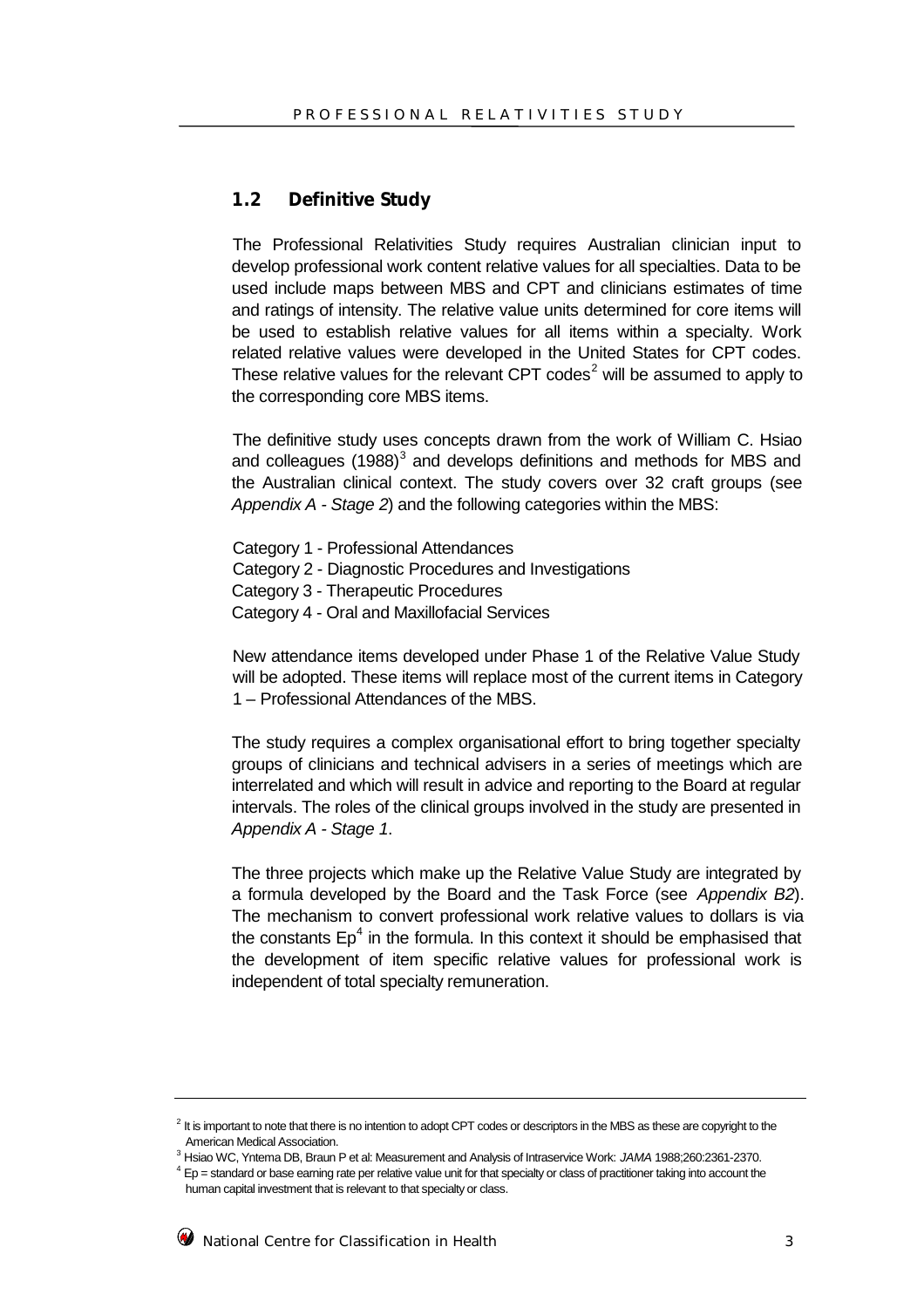## 1.2 Definitive Study

The Professional Relativities Study requires Australian clinician input to develop professional work content relative values for all specialties. Data to be used include maps between MBS and CPT and clinicians estimates of time and ratings of intensity. The relative value units determined for core items will be used to establish relative values for all items within a specialty. Work related relative values were developed in the United States for CPT codes. These relative values for the relevant CPT codes[2] will be assumed to apply to the corresponding core MBS items.

The definitive study uses concepts drawn from the work of William C. Hsiao and colleagues (1988)[3] and develops definitions and methods for MBS and the Australian clinical context. The study covers over 32 craft groups (see *Appendix A - Stage 2*) and the following categories within the MBS:

Category 1 - Professional Attendances
Category 2 - Diagnostic Procedures and Investigations
Category 3 - Therapeutic Procedures
Category 4 - Oral and Maxillofacial Services

New attendance items developed under Phase 1 of the Relative Value Study will be adopted. These items will replace most of the current items in Category 1 – Professional Attendances of the MBS.

The study requires a complex organisational effort to bring together specialty groups of clinicians and technical advisers in a series of meetings which are interrelated and which will result in advice and reporting to the Board at regular intervals. The roles of the clinical groups involved in the study are presented in *Appendix A - Stage 1*.

The three projects which make up the Relative Value Study are integrated by a formula developed by the Board and the Task Force (see *Appendix B2*). The mechanism to convert professional work relative values to dollars is via the constants Ep[4] in the formula. In this context it should be emphasised that the development of item specific relative values for professional work is independent of total specialty remuneration.

---

[2] It is important to note that there is no intention to adopt CPT codes or descriptors in the MBS as these are copyright to the American Medical Association.

[3] Hsiao WC, Yntema DB, Braun P et al: Measurement and Analysis of Intraservice Work: *JAMA* 1988;260:2361-2370.

[4] Ep = standard or base earning rate per relative value unit for that specialty or class of practitioner taking into account the human capital investment that is relevant to that specialty or class.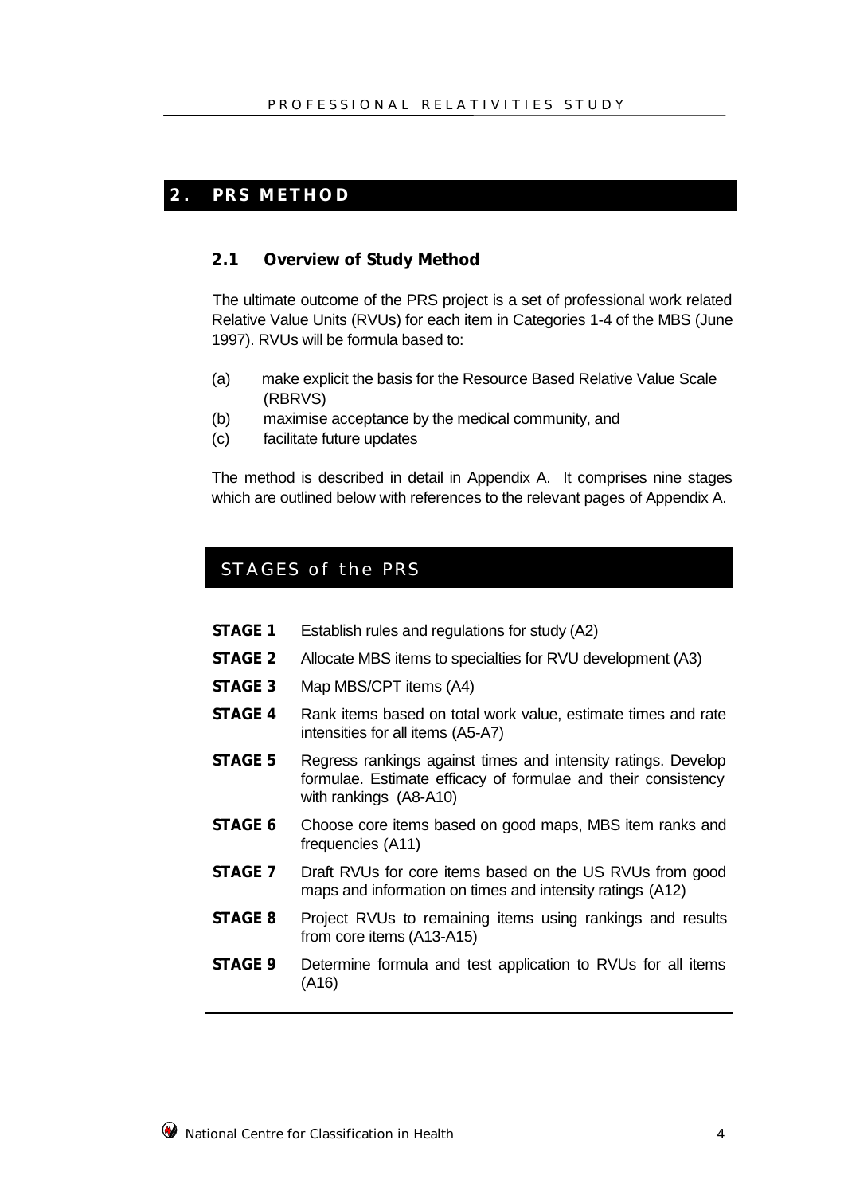## 2. PRS METHOD

### 2.1 Overview of Study Method

The ultimate outcome of the PRS project is a set of professional work related Relative Value Units (RVUs) for each item in Categories 1-4 of the MBS (June 1997). RVUs will be formula based to:

(a) make explicit the basis for the Resource Based Relative Value Scale (RBRVS)
(b) maximise acceptance by the medical community, and
(c) facilitate future updates

The method is described in detail in Appendix A. It comprises nine stages which are outlined below with references to the relevant pages of Appendix A.

### STAGES of the PRS

| | |
|---|---|
| **STAGE 1** | Establish rules and regulations for study (A2) |
| **STAGE 2** | Allocate MBS items to specialties for RVU development (A3) |
| **STAGE 3** | Map MBS/CPT items (A4) |
| **STAGE 4** | Rank items based on total work value, estimate times and rate intensities for all items (A5-A7) |
| **STAGE 5** | Regress rankings against times and intensity ratings. Develop formulae. Estimate efficacy of formulae and their consistency with rankings (A8-A10) |
| **STAGE 6** | Choose core items based on good maps, MBS item ranks and frequencies (A11) |
| **STAGE 7** | Draft RVUs for core items based on the US RVUs from good maps and information on times and intensity ratings (A12) |
| **STAGE 8** | Project RVUs to remaining items using rankings and results from core items (A13-A15) |
| **STAGE 9** | Determine formula and test application to RVUs for all items (A16) |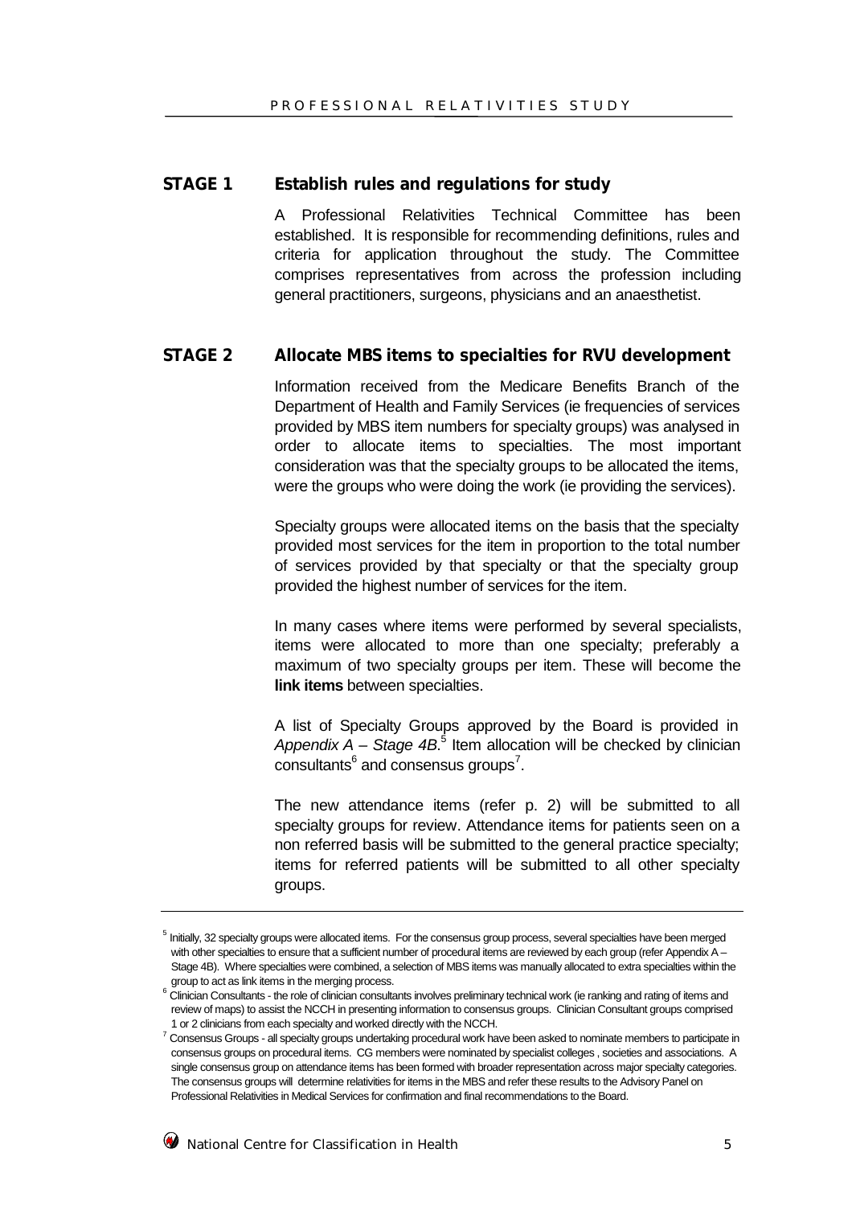## STAGE 1 Establish rules and regulations for study

A Professional Relativities Technical Committee has been established. It is responsible for recommending definitions, rules and criteria for application throughout the study. The Committee comprises representatives from across the profession including general practitioners, surgeons, physicians and an anaesthetist.

## STAGE 2 Allocate MBS items to specialties for RVU development

Information received from the Medicare Benefits Branch of the Department of Health and Family Services (ie frequencies of services provided by MBS item numbers for specialty groups) was analysed in order to allocate items to specialties. The most important consideration was that the specialty groups to be allocated the items, were the groups who were doing the work (ie providing the services).

Specialty groups were allocated items on the basis that the specialty provided most services for the item in proportion to the total number of services provided by that specialty or that the specialty group provided the highest number of services for the item.

In many cases where items were performed by several specialists, items were allocated to more than one specialty; preferably a maximum of two specialty groups per item. These will become the **link items** between specialties.

A list of Specialty Groups approved by the Board is provided in *Appendix A – Stage 4B*.[5] Item allocation will be checked by clinician consultants[6] and consensus groups[7].

The new attendance items (refer p. 2) will be submitted to all specialty groups for review. Attendance items for patients seen on a non referred basis will be submitted to the general practice specialty; items for referred patients will be submitted to all other specialty groups.

---

[5] Initially, 32 specialty groups were allocated items. For the consensus group process, several specialties have been merged with other specialties to ensure that a sufficient number of procedural items are reviewed by each group (refer Appendix A – Stage 4B). Where specialties were combined, a selection of MBS items was manually allocated to extra specialties within the group to act as link items in the merging process.

[6] Clinician Consultants - the role of clinician consultants involves preliminary technical work (ie ranking and rating of items and review of maps) to assist the NCCH in presenting information to consensus groups. Clinician Consultant groups comprised 1 or 2 clinicians from each specialty and worked directly with the NCCH.

[7] Consensus Groups - all specialty groups undertaking procedural work have been asked to nominate members to participate in consensus groups on procedural items. CG members were nominated by specialist colleges , societies and associations. A single consensus group on attendance items has been formed with broader representation across major specialty categories. The consensus groups will determine relativities for items in the MBS and refer these results to the Advisory Panel on Professional Relativities in Medical Services for confirmation and final recommendations to the Board.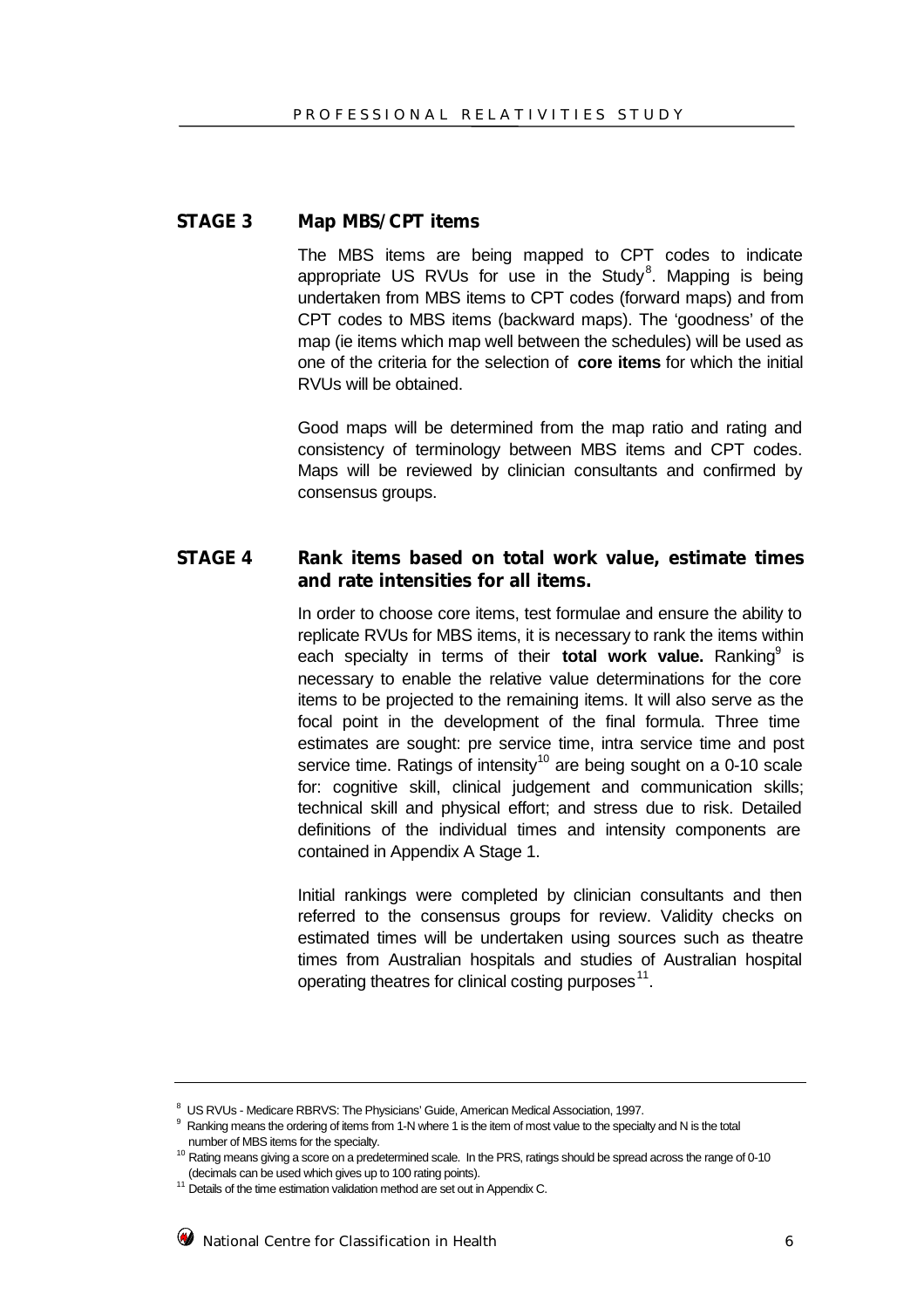## STAGE 3 Map MBS/CPT items

The MBS items are being mapped to CPT codes to indicate appropriate US RVUs for use in the Study[8]. Mapping is being undertaken from MBS items to CPT codes (forward maps) and from CPT codes to MBS items (backward maps). The 'goodness' of the map (ie items which map well between the schedules) will be used as one of the criteria for the selection of **core items** for which the initial RVUs will be obtained.

Good maps will be determined from the map ratio and rating and consistency of terminology between MBS items and CPT codes. Maps will be reviewed by clinician consultants and confirmed by consensus groups.

## STAGE 4 Rank items based on total work value, estimate times and rate intensities for all items.

In order to choose core items, test formulae and ensure the ability to replicate RVUs for MBS items, it is necessary to rank the items within each specialty in terms of their **total work value.** Ranking[9] is necessary to enable the relative value determinations for the core items to be projected to the remaining items. It will also serve as the focal point in the development of the final formula. Three time estimates are sought: pre service time, intra service time and post service time. Ratings of intensity[10] are being sought on a 0-10 scale for: cognitive skill, clinical judgement and communication skills; technical skill and physical effort; and stress due to risk. Detailed definitions of the individual times and intensity components are contained in Appendix A Stage 1.

Initial rankings were completed by clinician consultants and then referred to the consensus groups for review. Validity checks on estimated times will be undertaken using sources such as theatre times from Australian hospitals and studies of Australian hospital operating theatres for clinical costing purposes[11].

---

[8] US RVUs - Medicare RBRVS: The Physicians' Guide, American Medical Association, 1997.

[9] Ranking means the ordering of items from 1-N where 1 is the item of most value to the specialty and N is the total number of MBS items for the specialty.

[10] Rating means giving a score on a predetermined scale. In the PRS, ratings should be spread across the range of 0-10 (decimals can be used which gives up to 100 rating points).

[11] Details of the time estimation validation method are set out in Appendix C.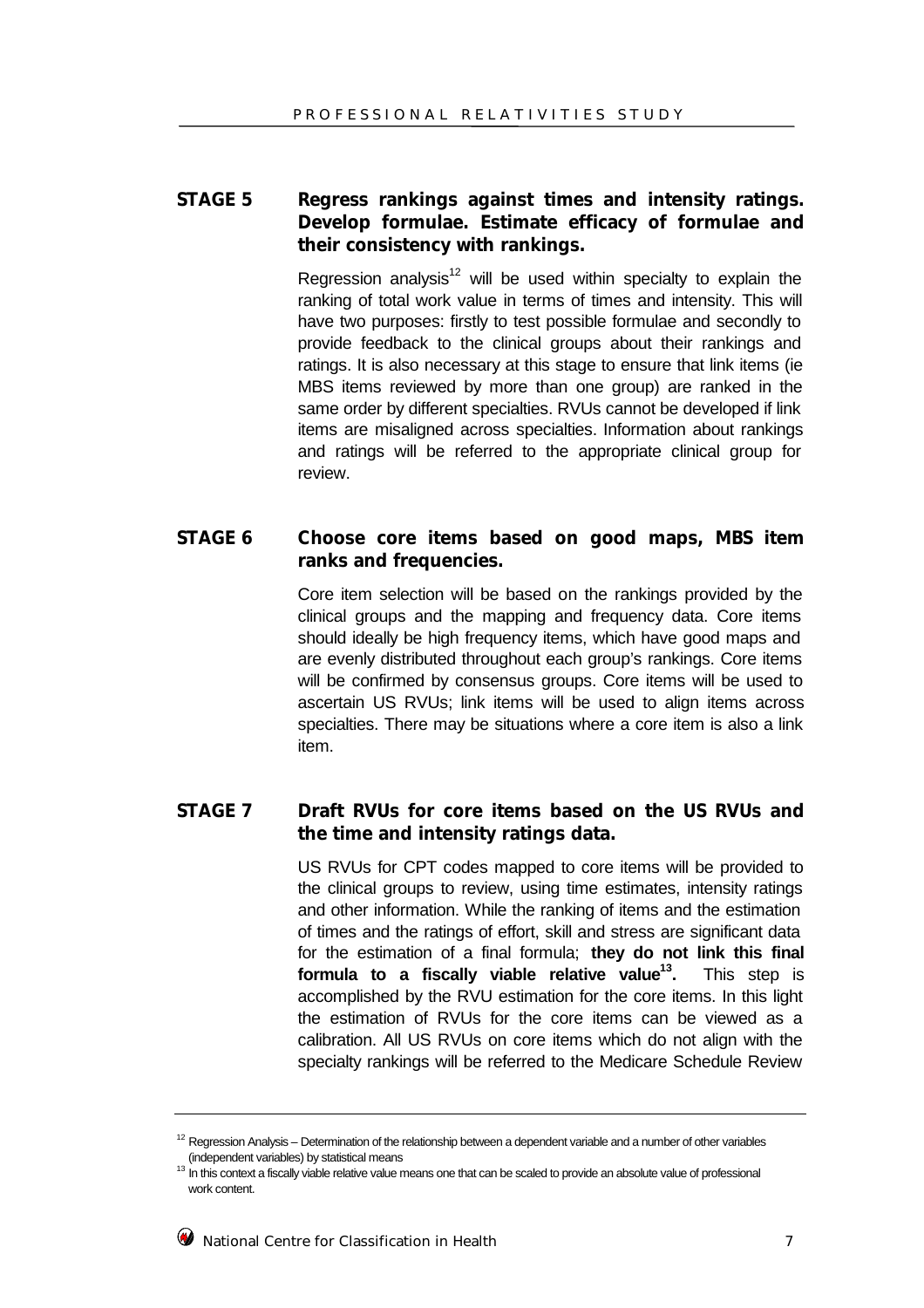**STAGE 5 Regress rankings against times and intensity ratings. Develop formulae. Estimate efficacy of formulae and their consistency with rankings.**

Regression analysis[12] will be used within specialty to explain the ranking of total work value in terms of times and intensity. This will have two purposes: firstly to test possible formulae and secondly to provide feedback to the clinical groups about their rankings and ratings. It is also necessary at this stage to ensure that link items (ie MBS items reviewed by more than one group) are ranked in the same order by different specialties. RVUs cannot be developed if link items are misaligned across specialties. Information about rankings and ratings will be referred to the appropriate clinical group for review.

**STAGE 6 Choose core items based on good maps, MBS item ranks and frequencies.**

Core item selection will be based on the rankings provided by the clinical groups and the mapping and frequency data. Core items should ideally be high frequency items, which have good maps and are evenly distributed throughout each group's rankings. Core items will be confirmed by consensus groups. Core items will be used to ascertain US RVUs; link items will be used to align items across specialties. There may be situations where a core item is also a link item.

**STAGE 7 Draft RVUs for core items based on the US RVUs and the time and intensity ratings data.**

US RVUs for CPT codes mapped to core items will be provided to the clinical groups to review, using time estimates, intensity ratings and other information. While the ranking of items and the estimation of times and the ratings of effort, skill and stress are significant data for the estimation of a final formula; **they do not link this final formula to a fiscally viable relative value[13].** This step is accomplished by the RVU estimation for the core items. In this light the estimation of RVUs for the core items can be viewed as a calibration. All US RVUs on core items which do not align with the specialty rankings will be referred to the Medicare Schedule Review

---

[12] Regression Analysis – Determination of the relationship between a dependent variable and a number of other variables (independent variables) by statistical means

[13] In this context a fiscally viable relative value means one that can be scaled to provide an absolute value of professional work content.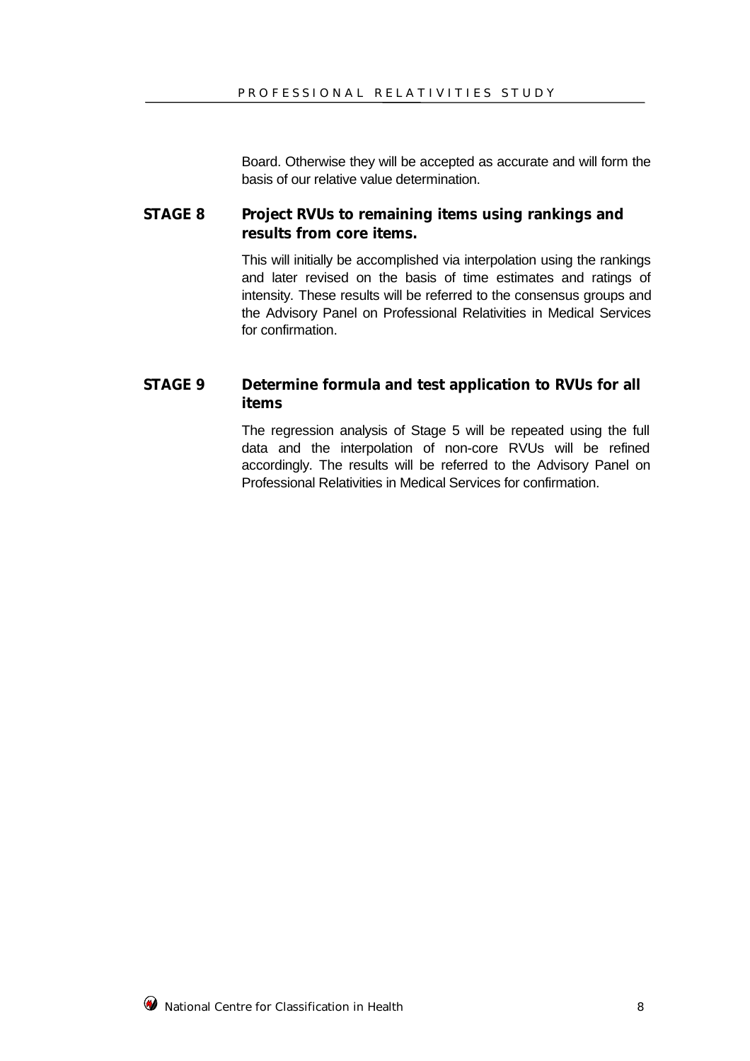Board. Otherwise they will be accepted as accurate and will form the basis of our relative value determination.

### STAGE 8 Project RVUs to remaining items using rankings and results from core items.

This will initially be accomplished via interpolation using the rankings and later revised on the basis of time estimates and ratings of intensity. These results will be referred to the consensus groups and the Advisory Panel on Professional Relativities in Medical Services for confirmation.

### STAGE 9 Determine formula and test application to RVUs for all items

The regression analysis of Stage 5 will be repeated using the full data and the interpolation of non-core RVUs will be refined accordingly. The results will be referred to the Advisory Panel on Professional Relativities in Medical Services for confirmation.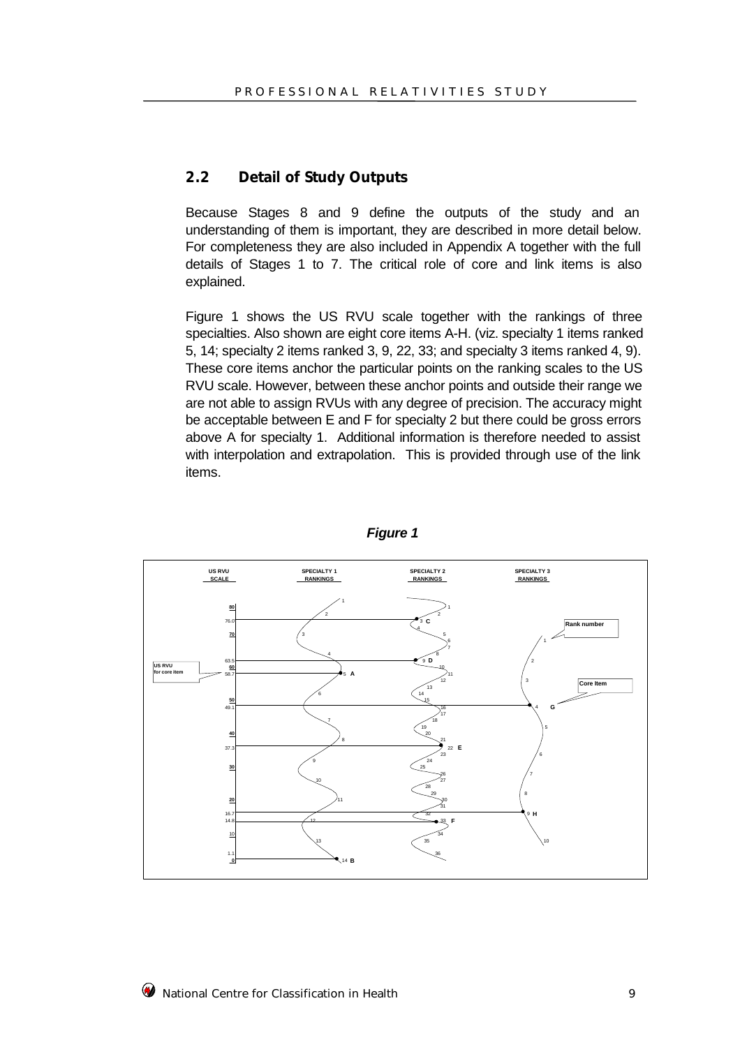## 2.2 Detail of Study Outputs

Because Stages 8 and 9 define the outputs of the study and an understanding of them is important, they are described in more detail below. For completeness they are also included in Appendix A together with the full details of Stages 1 to 7. The critical role of core and link items is also explained.

Figure 1 shows the US RVU scale together with the rankings of three specialties. Also shown are eight core items A-H. (viz. specialty 1 items ranked 5, 14; specialty 2 items ranked 3, 9, 22, 33; and specialty 3 items ranked 4, 9). These core items anchor the particular points on the ranking scales to the US RVU scale. However, between these anchor points and outside their range we are not able to assign RVUs with any degree of precision. The accuracy might be acceptable between E and F for specialty 2 but there could be gross errors above A for specialty 1. Additional information is therefore needed to assist with interpolation and extrapolation. This is provided through use of the link items.

***Figure 1***

US RVU SCALE | SPECIALTY 1 RANKINGS | SPECIALTY 2 RANKINGS | SPECIALTY 3 RANKINGS

US RVU for core item | Rank number | Core Item

80, 76.0, 70, 63.5, 60, 58.7, 50, 49.1, 40, 37.3, 30, 20, 16.7, 14.8, 10, 1.1, 0

A, B, C, D, E, F, G, H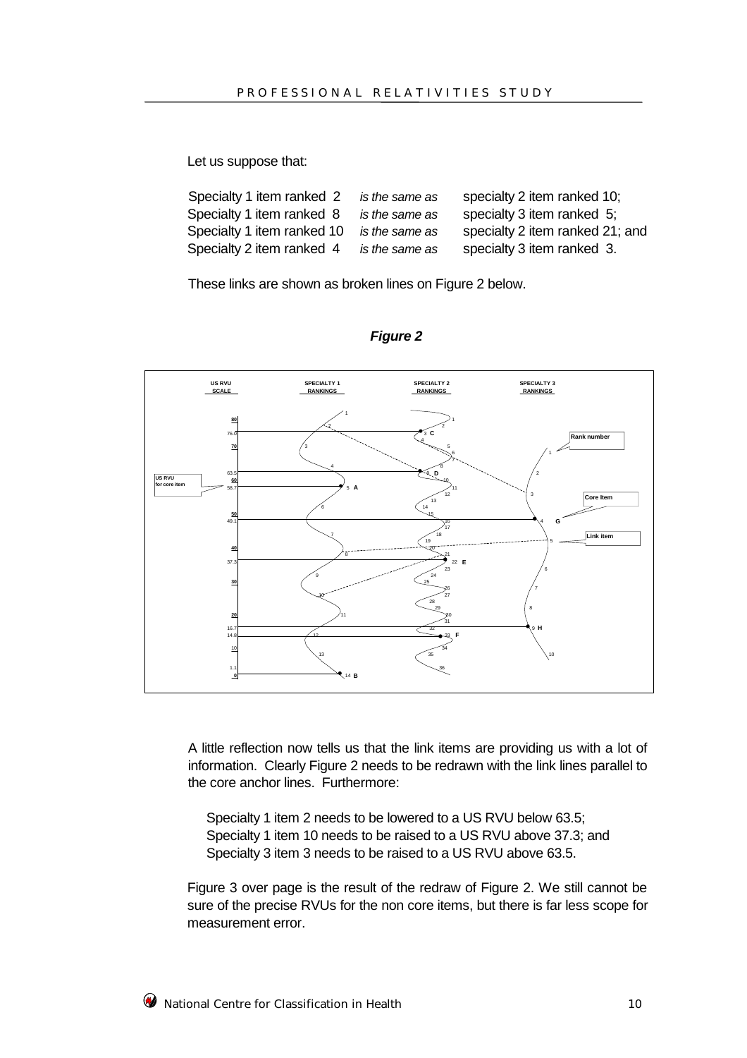Let us suppose that:

Specialty 1 item ranked 2 *is the same as* specialty 2 item ranked 10;
Specialty 1 item ranked 8 *is the same as* specialty 3 item ranked 5;
Specialty 1 item ranked 10 *is the same as* specialty 2 item ranked 21; and
Specialty 2 item ranked 4 *is the same as* specialty 3 item ranked 3.

These links are shown as broken lines on Figure 2 below.

***Figure 2***

A little reflection now tells us that the link items are providing us with a lot of information. Clearly Figure 2 needs to be redrawn with the link lines parallel to the core anchor lines. Furthermore:

Specialty 1 item 2 needs to be lowered to a US RVU below 63.5;
Specialty 1 item 10 needs to be raised to a US RVU above 37.3; and
Specialty 3 item 3 needs to be raised to a US RVU above 63.5.

Figure 3 over page is the result of the redraw of Figure 2. We still cannot be sure of the precise RVUs for the non core items, but there is far less scope for measurement error.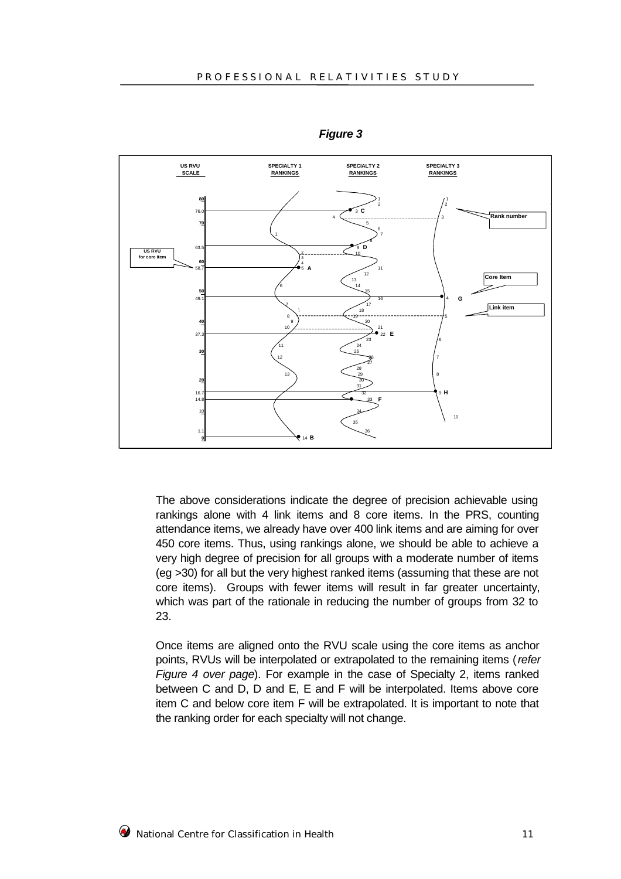*Figure 3*

The above considerations indicate the degree of precision achievable using rankings alone with 4 link items and 8 core items. In the PRS, counting attendance items, we already have over 400 link items and are aiming for over 450 core items. Thus, using rankings alone, we should be able to achieve a very high degree of precision for all groups with a moderate number of items (eg >30) for all but the very highest ranked items (assuming that these are not core items). Groups with fewer items will result in far greater uncertainty, which was part of the rationale in reducing the number of groups from 32 to 23.

Once items are aligned onto the RVU scale using the core items as anchor points, RVUs will be interpolated or extrapolated to the remaining items (*refer Figure 4 over page*). For example in the case of Specialty 2, items ranked between C and D, D and E, E and F will be interpolated. Items above core item C and below core item F will be extrapolated. It is important to note that the ranking order for each specialty will not change.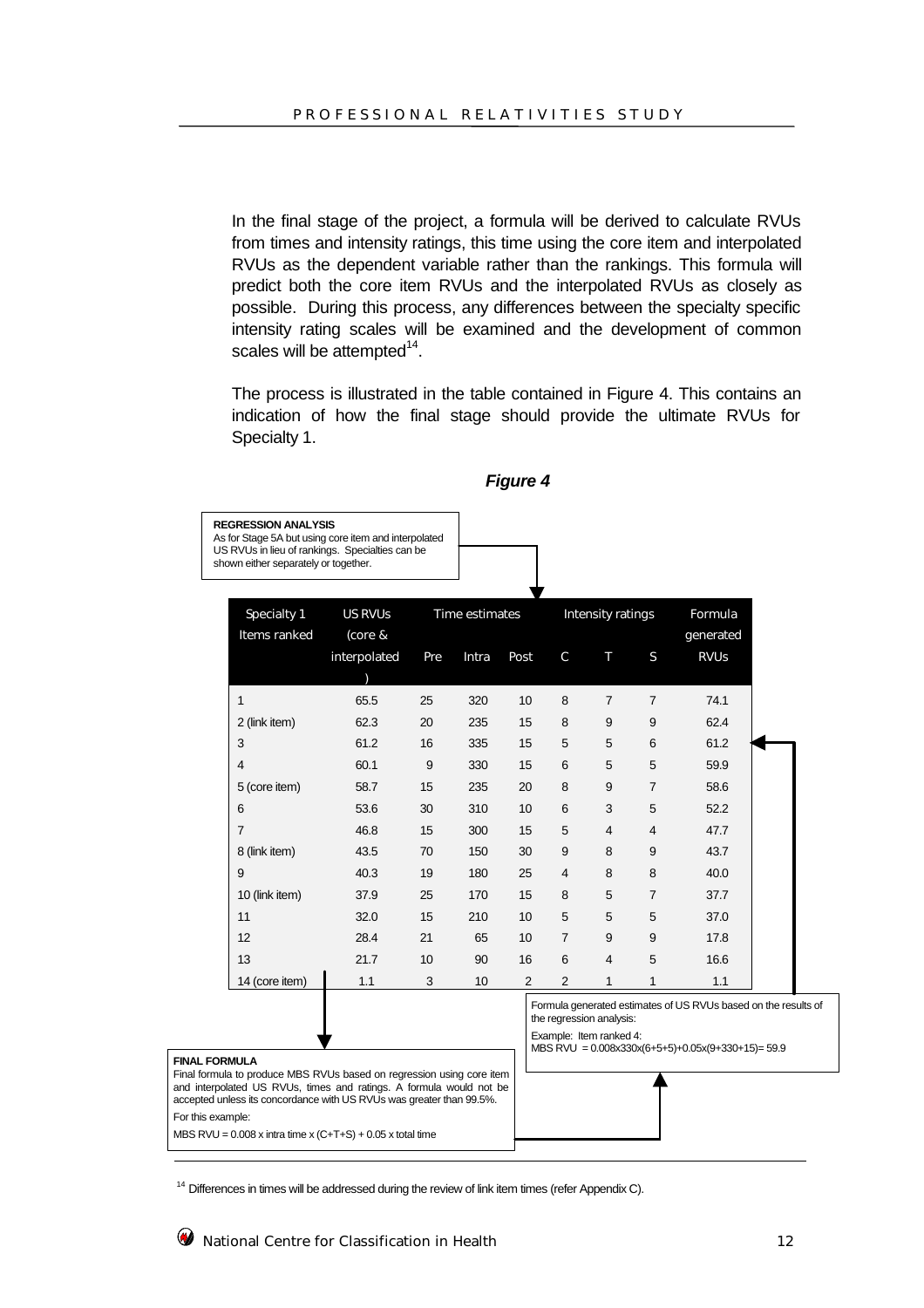In the final stage of the project, a formula will be derived to calculate RVUs from times and intensity ratings, this time using the core item and interpolated RVUs as the dependent variable rather than the rankings. This formula will predict both the core item RVUs and the interpolated RVUs as closely as possible. During this process, any differences between the specialty specific intensity rating scales will be examined and the development of common scales will be attempted[14].

The process is illustrated in the table contained in Figure 4. This contains an indication of how the final stage should provide the ultimate RVUs for Specialty 1.

***Figure 4***

**REGRESSION ANALYSIS**
As for Stage 5A but using core item and interpolated US RVUs in lieu of rankings. Specialties can be shown either separately or together.

| Specialty 1 Items ranked | US RVUs (core & interpolated) | Time estimates | | | Intensity ratings | | | Formula generated RVUs |
|---|---|---|---|---|---|---|---|---|
| | | Pre | Intra | Post | C | T | S | |
| 1 | 65.5 | 25 | 320 | 10 | 8 | 7 | 7 | 74.1 |
| 2 (link item) | 62.3 | 20 | 235 | 15 | 8 | 9 | 9 | 62.4 |
| 3 | 61.2 | 16 | 335 | 15 | 5 | 5 | 6 | 61.2 |
| 4 | 60.1 | 9 | 330 | 15 | 6 | 5 | 5 | 59.9 |
| 5 (core item) | 58.7 | 15 | 235 | 20 | 8 | 9 | 7 | 58.6 |
| 6 | 53.6 | 30 | 310 | 10 | 6 | 3 | 5 | 52.2 |
| 7 | 46.8 | 15 | 300 | 15 | 5 | 4 | 4 | 47.7 |
| 8 (link item) | 43.5 | 70 | 150 | 30 | 9 | 8 | 9 | 43.7 |
| 9 | 40.3 | 19 | 180 | 25 | 4 | 8 | 8 | 40.0 |
| 10 (link item) | 37.9 | 25 | 170 | 15 | 8 | 5 | 7 | 37.7 |
| 11 | 32.0 | 15 | 210 | 10 | 5 | 5 | 5 | 37.0 |
| 12 | 28.4 | 21 | 65 | 10 | 7 | 9 | 9 | 17.8 |
| 13 | 21.7 | 10 | 90 | 16 | 6 | 4 | 5 | 16.6 |
| 14 (core item) | 1.1 | 3 | 10 | 2 | 2 | 1 | 1 | 1.1 |

Formula generated estimates of US RVUs based on the results of the regression analysis:

Example: Item ranked 4:
MBS RVU = 0.008x330x(6+5+5)+0.05x(9+330+15)= 59.9

**FINAL FORMULA**
Final formula to produce MBS RVUs based on regression using core item and interpolated US RVUs, times and ratings. A formula would not be accepted unless its concordance with US RVUs was greater than 99.5%.

For this example:

MBS RVU = 0.008 x intra time x (C+T+S) + 0.05 x total time

[14] Differences in times will be addressed during the review of link item times (refer Appendix C).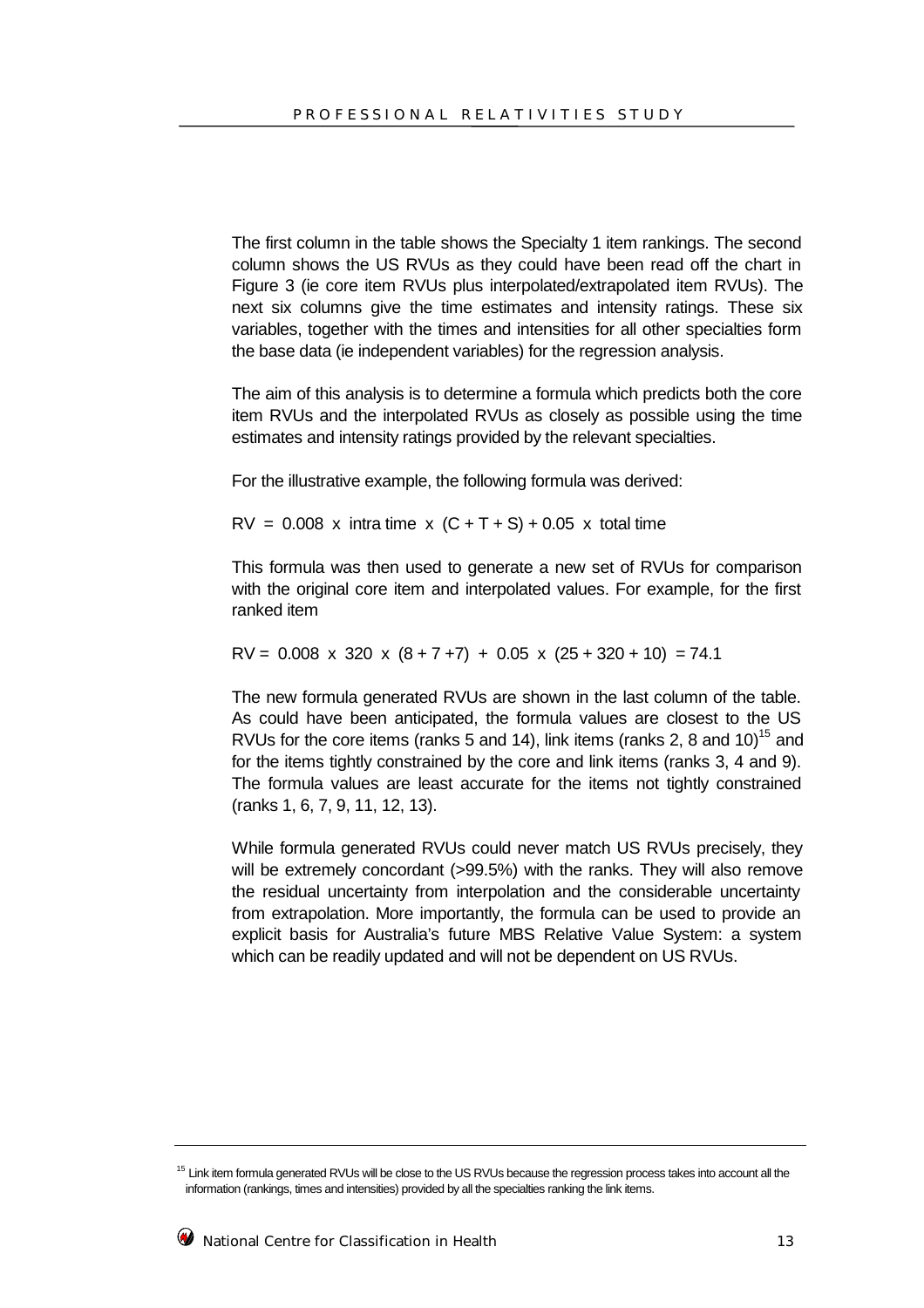The first column in the table shows the Specialty 1 item rankings. The second column shows the US RVUs as they could have been read off the chart in Figure 3 (ie core item RVUs plus interpolated/extrapolated item RVUs). The next six columns give the time estimates and intensity ratings. These six variables, together with the times and intensities for all other specialties form the base data (ie independent variables) for the regression analysis.

The aim of this analysis is to determine a formula which predicts both the core item RVUs and the interpolated RVUs as closely as possible using the time estimates and intensity ratings provided by the relevant specialties.

For the illustrative example, the following formula was derived:

$$RV = 0.008 \times \text{intra time} \times (C + T + S) + 0.05 \times \text{total time}$$

This formula was then used to generate a new set of RVUs for comparison with the original core item and interpolated values. For example, for the first ranked item

$$RV = 0.008 \times 320 \times (8 + 7 + 7) + 0.05 \times (25 + 320 + 10) = 74.1$$

The new formula generated RVUs are shown in the last column of the table. As could have been anticipated, the formula values are closest to the US RVUs for the core items (ranks 5 and 14), link items (ranks 2, 8 and 10)[15] and for the items tightly constrained by the core and link items (ranks 3, 4 and 9). The formula values are least accurate for the items not tightly constrained (ranks 1, 6, 7, 9, 11, 12, 13).

While formula generated RVUs could never match US RVUs precisely, they will be extremely concordant (>99.5%) with the ranks. They will also remove the residual uncertainty from interpolation and the considerable uncertainty from extrapolation. More importantly, the formula can be used to provide an explicit basis for Australia's future MBS Relative Value System: a system which can be readily updated and will not be dependent on US RVUs.

---

[15] Link item formula generated RVUs will be close to the US RVUs because the regression process takes into account all the information (rankings, times and intensities) provided by all the specialties ranking the link items.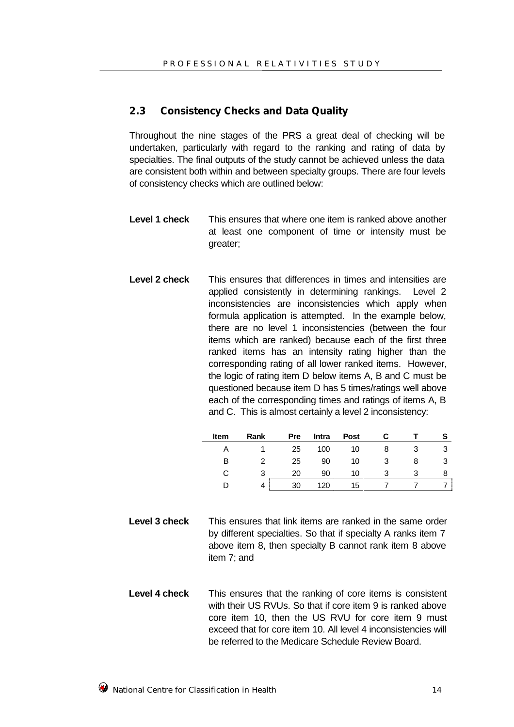## 2.3 Consistency Checks and Data Quality

Throughout the nine stages of the PRS a great deal of checking will be undertaken, particularly with regard to the ranking and rating of data by specialties. The final outputs of the study cannot be achieved unless the data are consistent both within and between specialty groups. There are four levels of consistency checks which are outlined below:

**Level 1 check** This ensures that where one item is ranked above another at least one component of time or intensity must be greater;

**Level 2 check** This ensures that differences in times and intensities are applied consistently in determining rankings. Level 2 inconsistencies are inconsistencies which apply when formula application is attempted. In the example below, there are no level 1 inconsistencies (between the four items which are ranked) because each of the first three ranked items has an intensity rating higher than the corresponding rating of all lower ranked items. However, the logic of rating item D below items A, B and C must be questioned because item D has 5 times/ratings well above each of the corresponding times and ratings of items A, B and C. This is almost certainly a level 2 inconsistency:

| Item | Rank | Pre | Intra | Post | C | T | S |
|---|---|---|---|---|---|---|---|
| A | 1 | 25 | 100 | 10 | 8 | 3 | 3 |
| B | 2 | 25 | 90 | 10 | 3 | 8 | 3 |
| C | 3 | 20 | 90 | 10 | 3 | 3 | 8 |
| D | 4 | 30 | 120 | 15 | 7 | 7 | 7 |

**Level 3 check** This ensures that link items are ranked in the same order by different specialties. So that if specialty A ranks item 7 above item 8, then specialty B cannot rank item 8 above item 7; and

**Level 4 check** This ensures that the ranking of core items is consistent with their US RVUs. So that if core item 9 is ranked above core item 10, then the US RVU for core item 9 must exceed that for core item 10. All level 4 inconsistencies will be referred to the Medicare Schedule Review Board.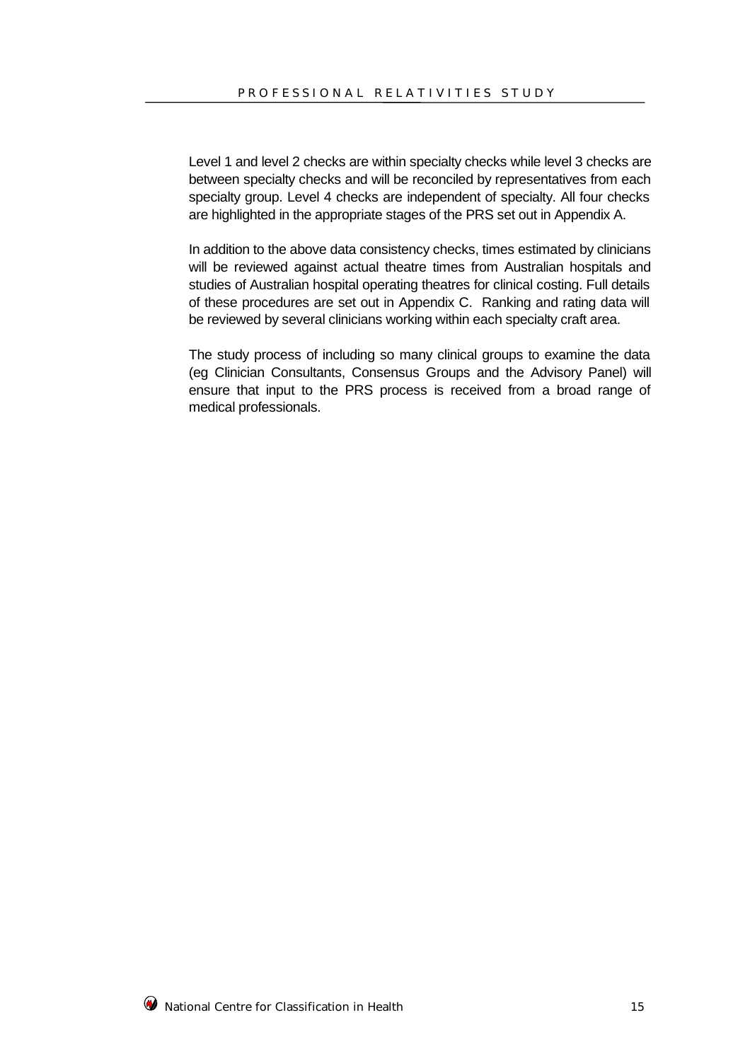Level 1 and level 2 checks are within specialty checks while level 3 checks are between specialty checks and will be reconciled by representatives from each specialty group. Level 4 checks are independent of specialty. All four checks are highlighted in the appropriate stages of the PRS set out in Appendix A.

In addition to the above data consistency checks, times estimated by clinicians will be reviewed against actual theatre times from Australian hospitals and studies of Australian hospital operating theatres for clinical costing. Full details of these procedures are set out in Appendix C. Ranking and rating data will be reviewed by several clinicians working within each specialty craft area.

The study process of including so many clinical groups to examine the data (eg Clinician Consultants, Consensus Groups and the Advisory Panel) will ensure that input to the PRS process is received from a broad range of medical professionals.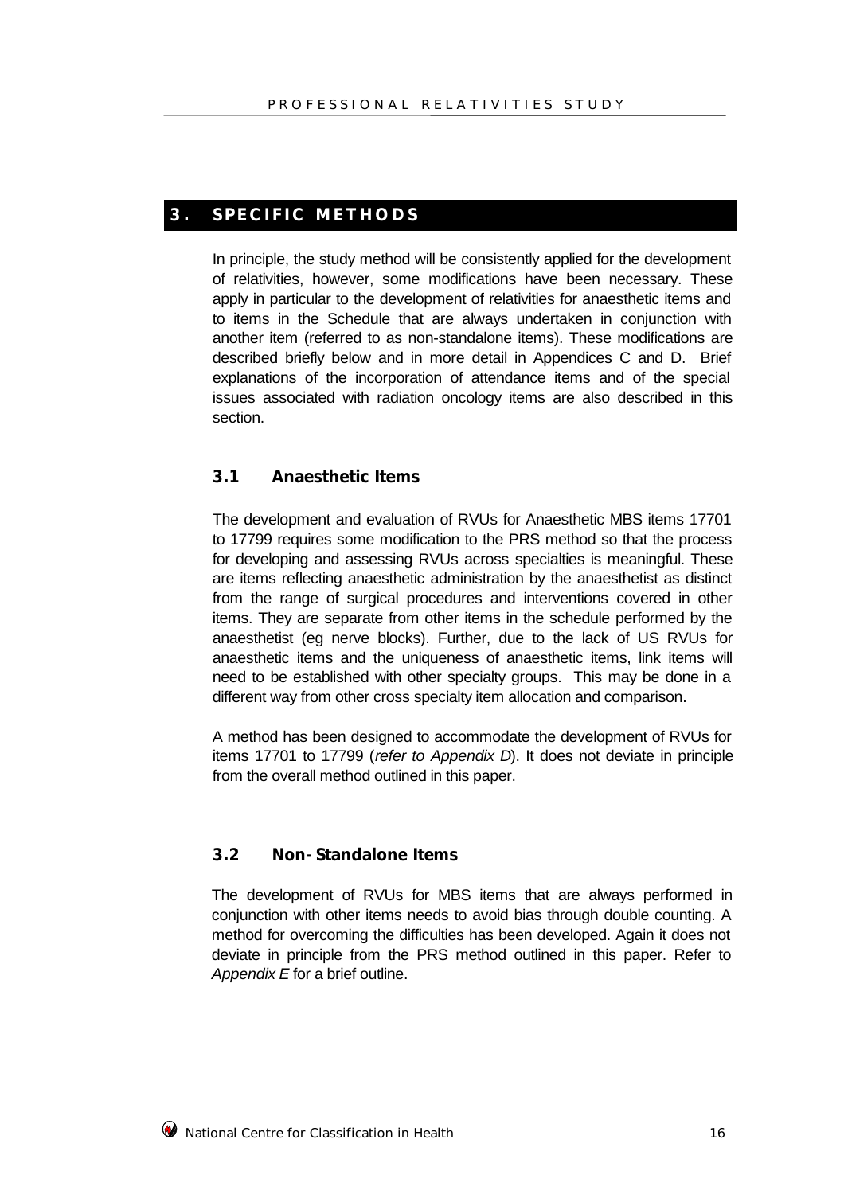# 3. SPECIFIC METHODS

In principle, the study method will be consistently applied for the development of relativities, however, some modifications have been necessary. These apply in particular to the development of relativities for anaesthetic items and to items in the Schedule that are always undertaken in conjunction with another item (referred to as non-standalone items). These modifications are described briefly below and in more detail in Appendices C and D. Brief explanations of the incorporation of attendance items and of the special issues associated with radiation oncology items are also described in this section.

## 3.1 Anaesthetic Items

The development and evaluation of RVUs for Anaesthetic MBS items 17701 to 17799 requires some modification to the PRS method so that the process for developing and assessing RVUs across specialties is meaningful. These are items reflecting anaesthetic administration by the anaesthetist as distinct from the range of surgical procedures and interventions covered in other items. They are separate from other items in the schedule performed by the anaesthetist (eg nerve blocks). Further, due to the lack of US RVUs for anaesthetic items and the uniqueness of anaesthetic items, link items will need to be established with other specialty groups. This may be done in a different way from other cross specialty item allocation and comparison.

A method has been designed to accommodate the development of RVUs for items 17701 to 17799 (*refer to Appendix D*). It does not deviate in principle from the overall method outlined in this paper.

## 3.2 Non-Standalone Items

The development of RVUs for MBS items that are always performed in conjunction with other items needs to avoid bias through double counting. A method for overcoming the difficulties has been developed. Again it does not deviate in principle from the PRS method outlined in this paper. Refer to *Appendix E* for a brief outline.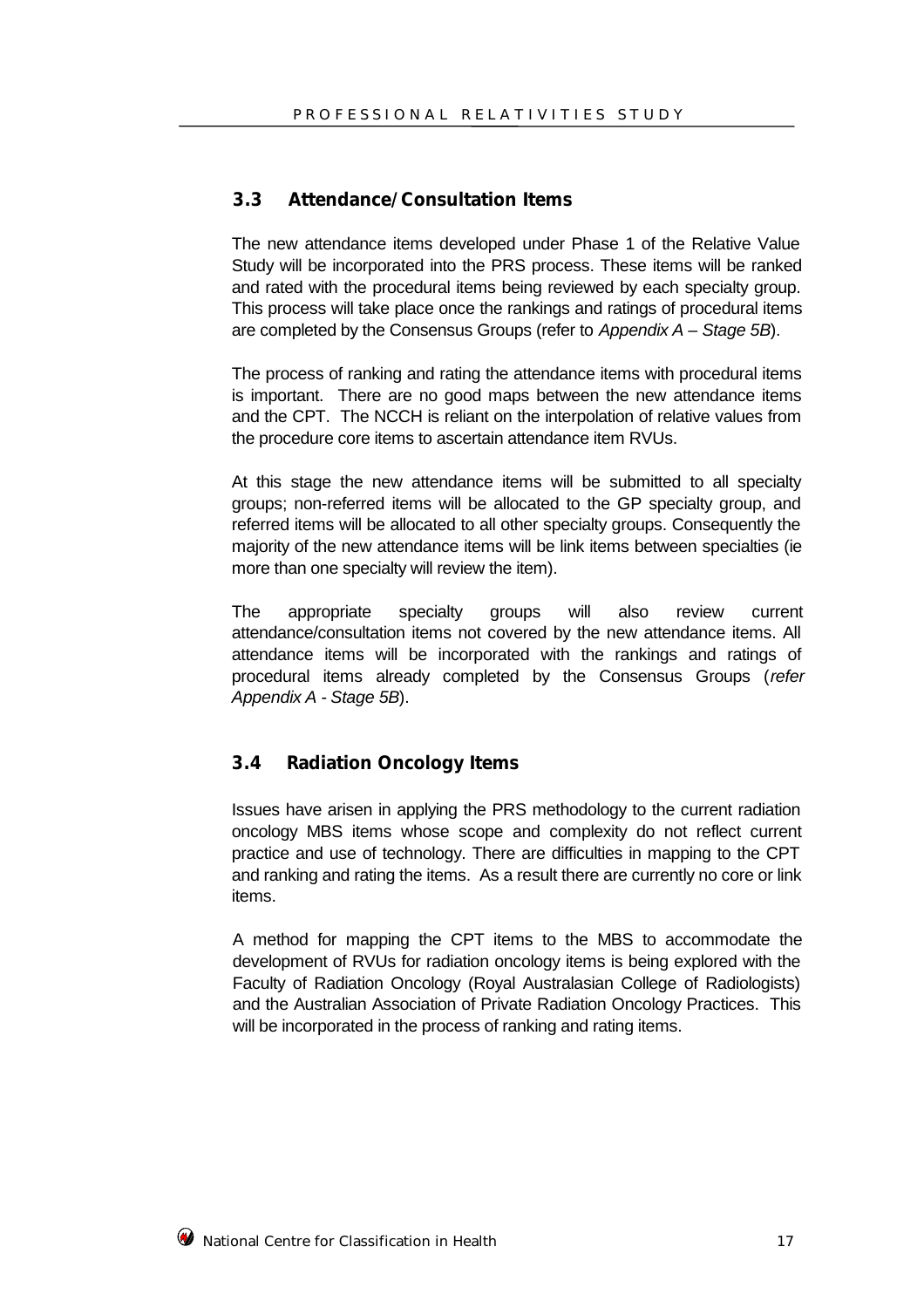## 3.3 Attendance/Consultation Items

The new attendance items developed under Phase 1 of the Relative Value Study will be incorporated into the PRS process. These items will be ranked and rated with the procedural items being reviewed by each specialty group. This process will take place once the rankings and ratings of procedural items are completed by the Consensus Groups (refer to *Appendix A – Stage 5B*).

The process of ranking and rating the attendance items with procedural items is important. There are no good maps between the new attendance items and the CPT. The NCCH is reliant on the interpolation of relative values from the procedure core items to ascertain attendance item RVUs.

At this stage the new attendance items will be submitted to all specialty groups; non-referred items will be allocated to the GP specialty group, and referred items will be allocated to all other specialty groups. Consequently the majority of the new attendance items will be link items between specialties (ie more than one specialty will review the item).

The appropriate specialty groups will also review current attendance/consultation items not covered by the new attendance items. All attendance items will be incorporated with the rankings and ratings of procedural items already completed by the Consensus Groups (*refer Appendix A - Stage 5B*).

## 3.4 Radiation Oncology Items

Issues have arisen in applying the PRS methodology to the current radiation oncology MBS items whose scope and complexity do not reflect current practice and use of technology. There are difficulties in mapping to the CPT and ranking and rating the items. As a result there are currently no core or link items.

A method for mapping the CPT items to the MBS to accommodate the development of RVUs for radiation oncology items is being explored with the Faculty of Radiation Oncology (Royal Australasian College of Radiologists) and the Australian Association of Private Radiation Oncology Practices. This will be incorporated in the process of ranking and rating items.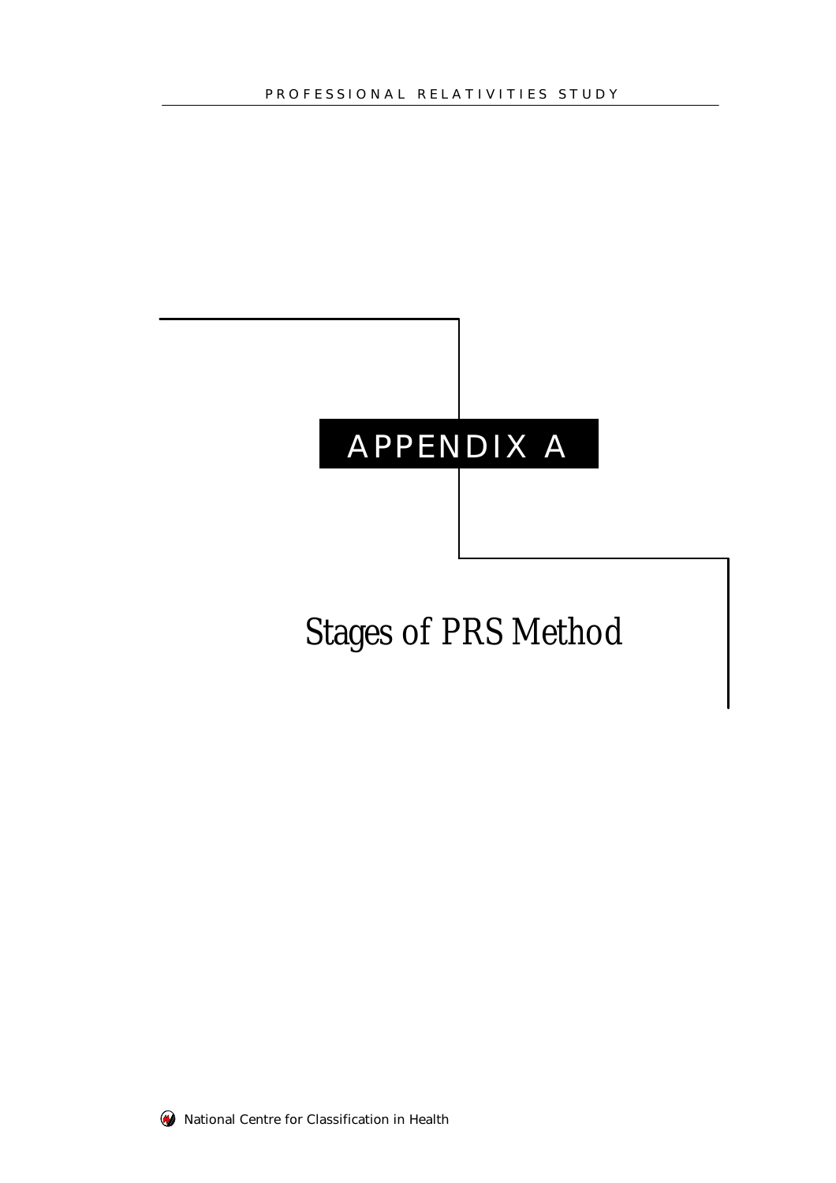# APPENDIX A

## Stages of PRS Method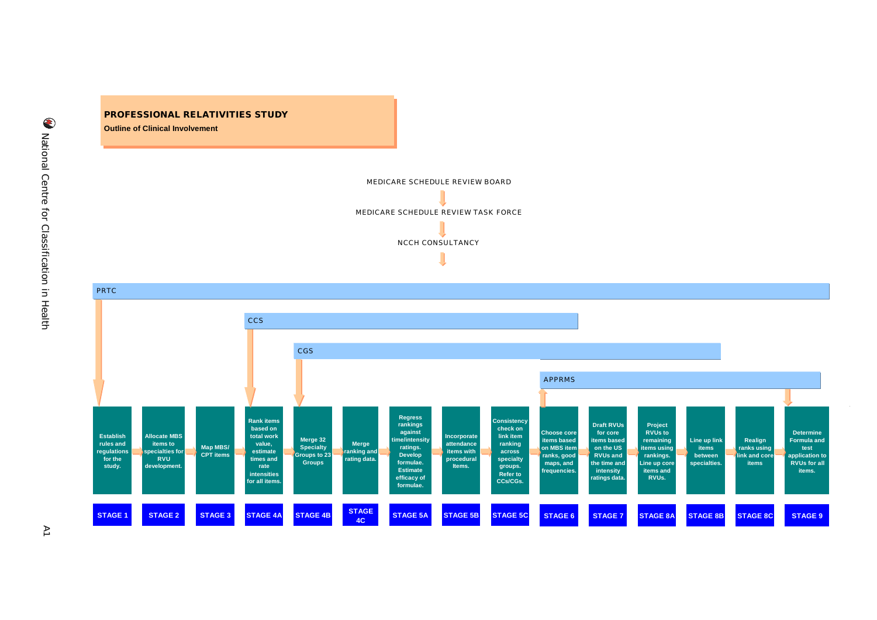# PROFESSIONAL RELATIVITIES STUDY

**Outline of Clinical Involvement**

MEDICARE SCHEDULE REVIEW BOARD

MEDICARE SCHEDULE REVIEW TASK FORCE

NCCH CONSULTANCY

PRTC

CCS

CGS

APPRMS

| Stage | Activity |
|---|---|
| STAGE 1 | Establish rules and regulations for the study. |
| STAGE 2 | Allocate MBS items to specialties for RVU development. |
| STAGE 3 | Map MBS/ CPT items |
| STAGE 4A | Rank items based on total work value, estimate times and rate intensities for all items. |
| STAGE 4B | Merge 32 Specialty Groups to 23 Groups |
| STAGE 4C | Merge ranking and rating data. |
| STAGE 5A | Regress rankings against time/intensity ratings. Develop formulae. Estimate efficacy of formulae. |
| STAGE 5B | Incorporate attendance items with procedural Items. |
| STAGE 5C | Consistency check on link item ranking across specialty groups. Refer to CCs/CGs. |
| STAGE 6 | Choose core items based on MBS item ranks, good maps, and frequencies. |
| STAGE 7 | Draft RVUs for core items based on the US RVUs and the time and intensity ratings data. |
| STAGE 8A | Project RVUs to remaining items using rankings. Line up core items and RVUs. |
| STAGE 8B | Line up link items between specialties. |
| STAGE 8C | Realign ranks using link and core items |
| STAGE 9 | Determine Formula and test application to RVUs for all items. |

National Centre for Classification in Health

A1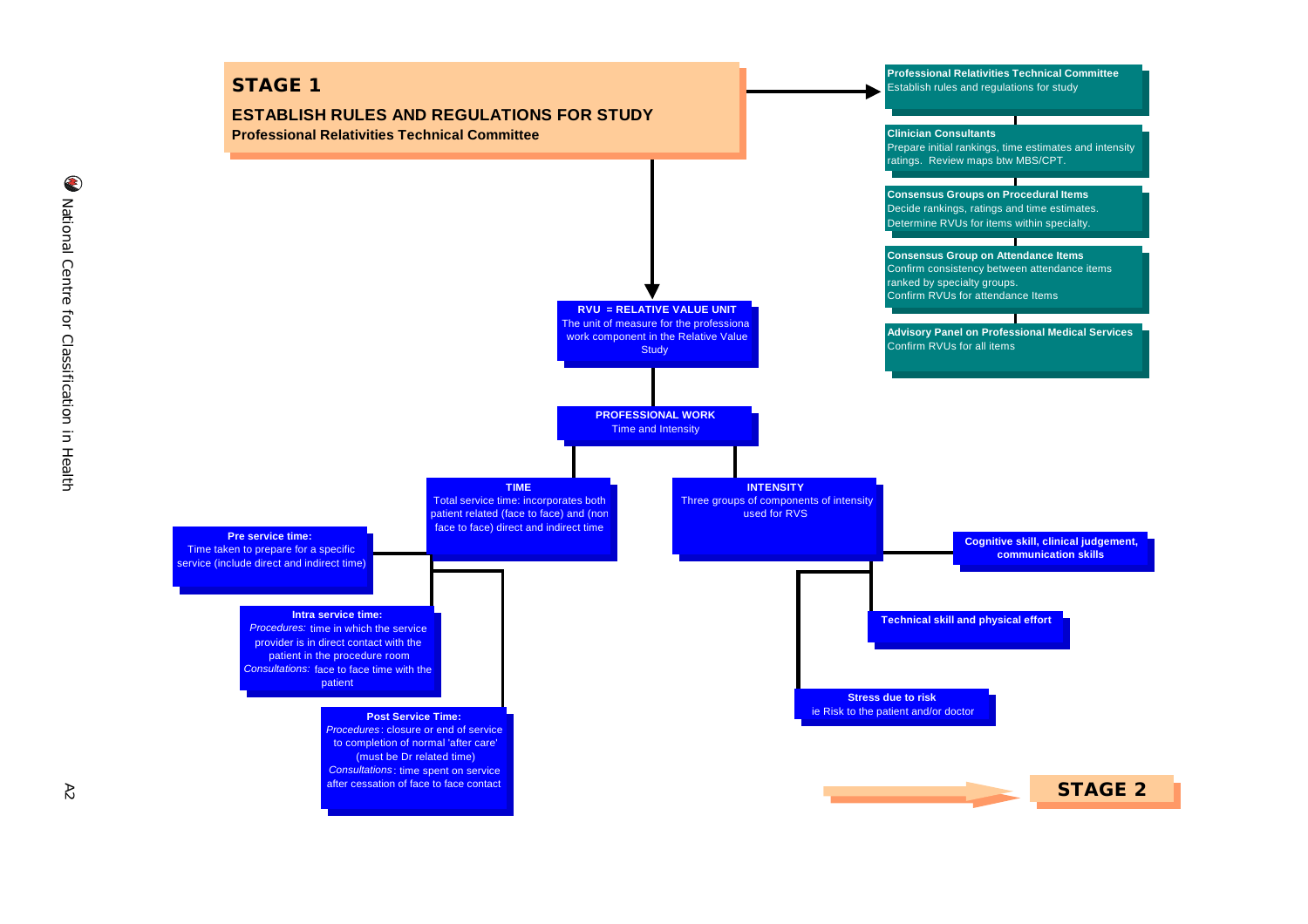# STAGE 1

## ESTABLISH RULES AND REGULATIONS FOR STUDY

**Professional Relativities Technical Committee**

**Professional Relativities Technical Committee**
Establish rules and regulations for study

**Clinician Consultants**
Prepare initial rankings, time estimates and intensity ratings. Review maps btw MBS/CPT.

**Consensus Groups on Procedural Items**
Decide rankings, ratings and time estimates. Determine RVUs for items within specialty.

**Consensus Group on Attendance Items**
Confirm consistency between attendance items ranked by specialty groups.
Confirm RVUs for attendance Items

**Advisory Panel on Professional Medical Services**
Confirm RVUs for all items

**RVU = RELATIVE VALUE UNIT**
The unit of measure for the professiona work component in the Relative Value Study

**PROFESSIONAL WORK**
Time and Intensity

**TIME**
Total service time: incorporates both patient related (face to face) and (non face to face) direct and indirect time

**Pre service time:**
Time taken to prepare for a specific service (include direct and indirect time)

**Intra service time:**
*Procedures:* time in which the service provider is in direct contact with the patient in the procedure room
*Consultations:* face to face time with the patient

**Post Service Time:**
*Procedures*: closure or end of service to completion of normal 'after care' (must be Dr related time)
*Consultations*: time spent on service after cessation of face to face contact

**INTENSITY**
Three groups of components of intensity used for RVS

**Cognitive skill, clinical judgement, communication skills**

**Technical skill and physical effort**

**Stress due to risk**
ie Risk to the patient and/or doctor

**STAGE 2**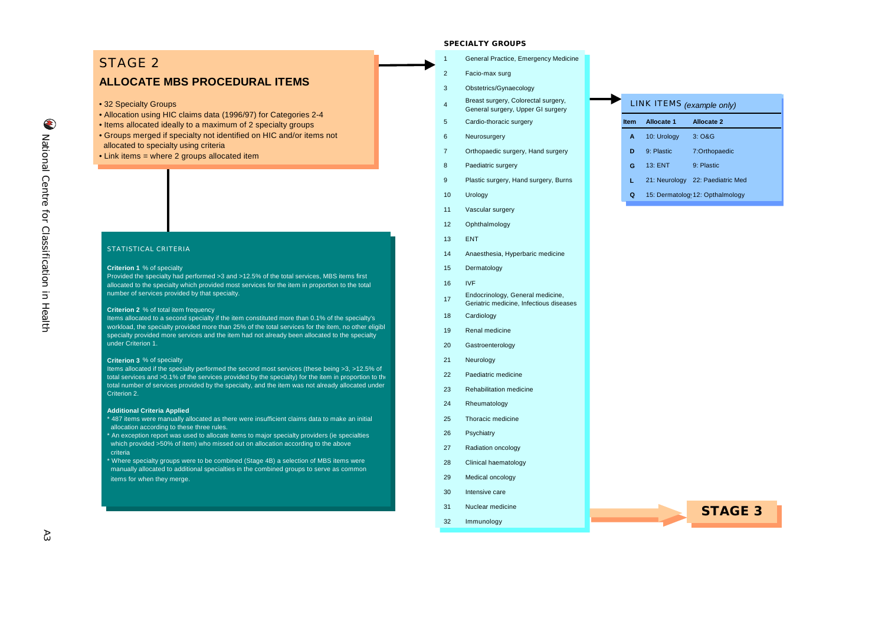# STAGE 2

## ALLOCATE MBS PROCEDURAL ITEMS

- 32 Specialty Groups
- Allocation using HIC claims data (1996/97) for Categories 2-4
- Items allocated ideally to a maximum of 2 specialty groups
- Groups merged if specialty not identified on HIC and/or items not allocated to specialty using criteria
- Link items = where 2 groups allocated item

### STATISTICAL CRITERIA

**Criterion 1** % of specialty
Provided the specialty had performed >3 and >12.5% of the total services, MBS items first allocated to the specialty which provided most services for the item in proportion to the total number of services provided by that specialty.

**Criterion 2** % of total item frequency
Items allocated to a second specialty if the item constituted more than 0.1% of the specialty's workload, the specialty provided more than 25% of the total services for the item, no other eligibl specialty provided more services and the item had not already been allocated to the specialty under Criterion 1.

**Criterion 3** % of specialty
Items allocated if the specialty performed the second most services (these being >3, >12.5% of total services and >0.1% of the services provided by the specialty) for the item in proportion to th total number of services provided by the specialty, and the item was not already allocated under Criterion 2.

**Additional Criteria Applied**

* 487 items were manually allocated as there were insufficient claims data to make an initial allocation according to these three rules.
* An exception report was used to allocate items to major specialty providers (ie specialties which provided >50% of item) who missed out on allocation according to the above criteria
* Where specialty groups were to be combined (Stage 4B) a selection of MBS items were manually allocated to additional specialties in the combined groups to serve as common items for when they merge.

### SPECIALTY GROUPS

| | |
|---|---|
| 1 | General Practice, Emergency Medicine |
| 2 | Facio-max surg |
| 3 | Obstetrics/Gynaecology |
| 4 | Breast surgery, Colorectal surgery, General surgery, Upper GI surgery |
| 5 | Cardio-thoracic surgery |
| 6 | Neurosurgery |
| 7 | Orthopaedic surgery, Hand surgery |
| 8 | Paediatric surgery |
| 9 | Plastic surgery, Hand surgery, Burns |
| 10 | Urology |
| 11 | Vascular surgery |
| 12 | Ophthalmology |
| 13 | ENT |
| 14 | Anaesthesia, Hyperbaric medicine |
| 15 | Dermatology |
| 16 | IVF |
| 17 | Endocrinology, General medicine, Geriatric medicine, Infectious diseases |
| 18 | Cardiology |
| 19 | Renal medicine |
| 20 | Gastroenterology |
| 21 | Neurology |
| 22 | Paediatric medicine |
| 23 | Rehabilitation medicine |
| 24 | Rheumatology |
| 25 | Thoracic medicine |
| 26 | Psychiatry |
| 27 | Radiation oncology |
| 28 | Clinical haematology |
| 29 | Medical oncology |
| 30 | Intensive care |
| 31 | Nuclear medicine |
| 32 | Immunology |

### LINK ITEMS *(example only)*

| Item | Allocate 1 | Allocate 2 |
|---|---|---|
| A | 10: Urology | 3: O&G |
| D | 9: Plastic | 7:Orthopaedic |
| G | 13: ENT | 9: Plastic |
| L | 21: Neurology | 22: Paediatric Med |
| Q | 15: Dermatolog | 12: Opthalmology |

**STAGE 3**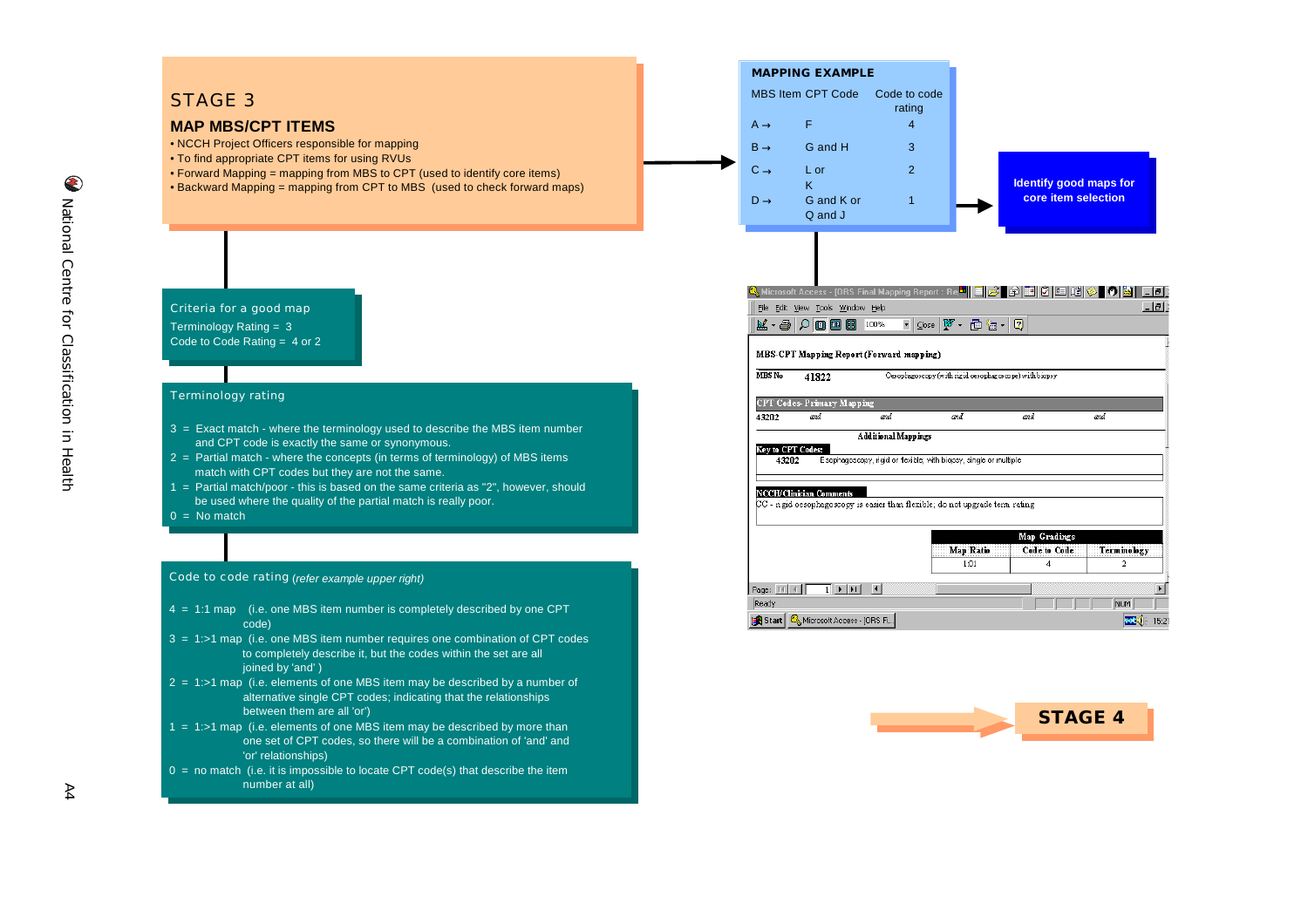# STAGE 3

## MAP MBS/CPT ITEMS

- NCCH Project Officers responsible for mapping
- To find appropriate CPT items for using RVUs
- Forward Mapping = mapping from MBS to CPT (used to identify core items)
- Backward Mapping = mapping from CPT to MBS (used to check forward maps)

### MAPPING EXAMPLE

| MBS Item | CPT Code | Code to code rating |
|---|---|---|
| A → | F | 4 |
| B → | G and H | 3 |
| C → | L or K | 2 |
| D → | G and K or Q and J | 1 |

**Identify good maps for core item selection**

### Criteria for a good map

Terminology Rating = 3
Code to Code Rating = 4 or 2

### Terminology rating

3 = Exact match - where the terminology used to describe the MBS item number and CPT code is exactly the same or synonymous.
2 = Partial match - where the concepts (in terms of terminology) of MBS items match with CPT codes but they are not the same.
1 = Partial match/poor - this is based on the same criteria as "2", however, should be used where the quality of the partial match is really poor.
0 = No match

### Code to code rating *(refer example upper right)*

4 = 1:1 map (i.e. one MBS item number is completely described by one CPT code)
3 = 1:>1 map (i.e. one MBS item number requires one combination of CPT codes to completely describe it, but the codes within the set are all joined by 'and' )
2 = 1:>1 map (i.e. elements of one MBS item may be described by a number of alternative single CPT codes; indicating that the relationships between them are all 'or')
1 = 1:>1 map (i.e. elements of one MBS item may be described by more than one set of CPT codes, so there will be a combination of 'and' and 'or' relationships)
0 = no match (i.e. it is impossible to locate CPT code(s) that describe the item number at all)

Microsoft Access - [ORS Final Mapping Report : Re...]

**MBS-CPT Mapping Report (Forward mapping)**

MBS No 41822 Oesophagoscopy (with rigid oesophagoscope) with biopsy

**CPT Codes- Primary Mapping**

43202 and and and and and

**Additional Mappings**

**Key to CPT Codes:**

43202 Esophagoscopy, rigid or flexible; with biopsy, single or multiple

**NCCH/Clinician Comments**

CC - rigid oesophagoscopy is easier than flexible; do not upgrade term rating

| Map Gradings | | |
|---|---|---|
| Map Ratio | Code to Code | Terminology |
| 1:01 | 4 | 2 |

**STAGE 4**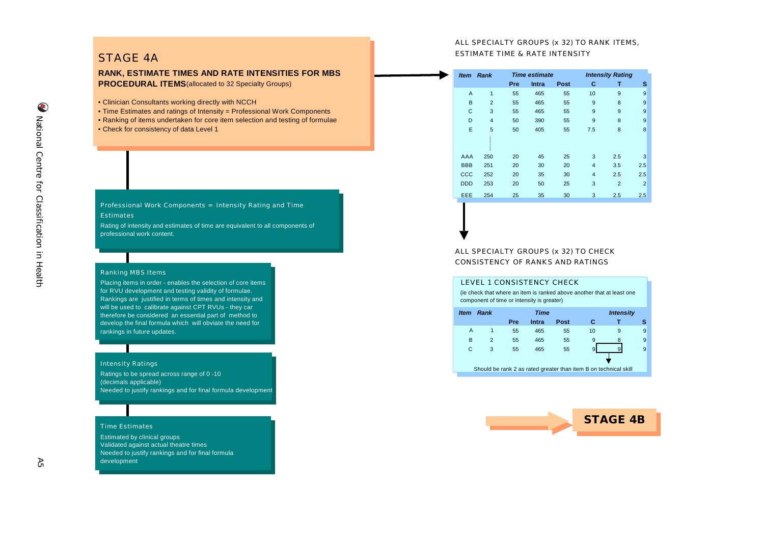# STAGE 4A

**RANK, ESTIMATE TIMES AND RATE INTENSITIES FOR MBS PROCEDURAL ITEMS** (allocated to 32 Specialty Groups)

- Clinician Consultants working directly with NCCH
- Time Estimates and ratings of Intensity = Professional Work Components
- Ranking of items undertaken for core item selection and testing of formulae
- Check for consistency of data Level 1

### Professional Work Components = Intensity Rating and Time Estimates

Rating of intensity and estimates of time are equivalent to all components of professional work content.

### Ranking MBS Items

Placing items in order - enables the selection of core items for RVU development and testing validity of formulae. Rankings are justified in terms of times and intensity and will be used to calibrate against CPT RVUs - they car therefore be considered an essential part of method to develop the final formula which will obviate the need for rankings in future updates.

### Intensity Ratings

Ratings to be spread across range of 0 -10
(decimals applicable)
Needed to justify rankings and for final formula development

### Time Estimates

Estimated by clinical groups
Validated against actual theatre times
Needed to justify rankings and for final formula development

## ALL SPECIALTY GROUPS (x 32) TO RANK ITEMS, ESTIMATE TIME & RATE INTENSITY

| *Item* | *Rank* | *Time estimate* | | | *Intensity Rating* | | |
|---|---|---|---|---|---|---|---|
| | | **Pre** | **Intra** | **Post** | **C** | **T** | **S** |
| A | 1 | 55 | 465 | 55 | 10 | 9 | 9 |
| B | 2 | 55 | 465 | 55 | 9 | 8 | 9 |
| C | 3 | 55 | 465 | 55 | 9 | 9 | 9 |
| D | 4 | 50 | 390 | 55 | 9 | 8 | 9 |
| E | 5 | 50 | 405 | 55 | 7.5 | 8 | 8 |
| AAA | 250 | 20 | 45 | 25 | 3 | 2.5 | 3 |
| BBB | 251 | 20 | 30 | 20 | 4 | 3.5 | 2.5 |
| CCC | 252 | 20 | 35 | 30 | 4 | 2.5 | 2.5 |
| DDD | 253 | 20 | 50 | 25 | 3 | 2 | 2 |
| EEE | 254 | 25 | 35 | 30 | 3 | 2.5 | 2.5 |

## ALL SPECIALTY GROUPS (x 32) TO CHECK CONSISTENCY OF RANKS AND RATINGS

### LEVEL 1 CONSISTENCY CHECK

(ie check that where an item is ranked above another that at least one component of time or intensity is greater)

| *Item* | *Rank* | *Time* | | | *Intensity* | | |
|---|---|---|---|---|---|---|---|
| | | **Pre** | **Intra** | **Post** | **C** | **T** | **S** |
| A | 1 | 55 | 465 | 55 | 10 | 9 | 9 |
| B | 2 | 55 | 465 | 55 | 9 | 8 | 9 |
| C | 3 | 55 | 465 | 55 | 9 | 9 | 9 |

Should be rank 2 as rated greater than item B on technical skill

**STAGE 4B**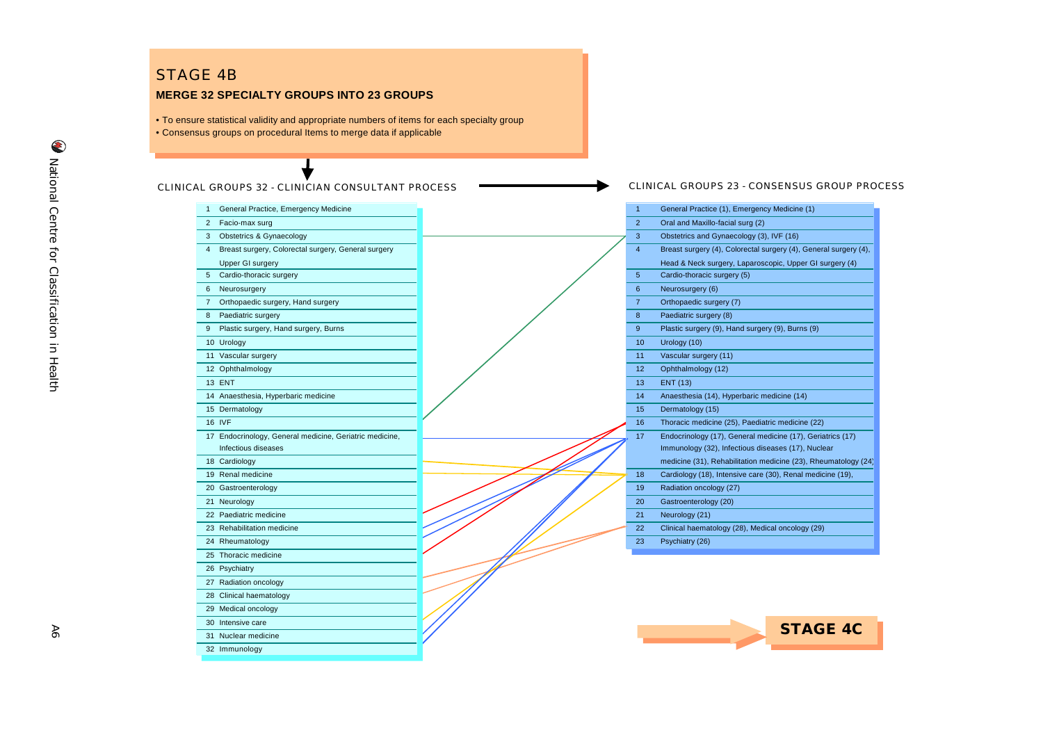## STAGE 4B

### MERGE 32 SPECIALTY GROUPS INTO 23 GROUPS

- To ensure statistical validity and appropriate numbers of items for each specialty group
- Consensus groups on procedural Items to merge data if applicable

**CLINICAL GROUPS 32 - CLINICIAN CONSULTANT PROCESS**

| No. | Clinical group |
|---|---|
| 1 | General Practice, Emergency Medicine |
| 2 | Facio-max surg |
| 3 | Obstetrics & Gynaecology |
| 4 | Breast surgery, Colorectal surgery, General surgery Upper GI surgery |
| 5 | Cardio-thoracic surgery |
| 6 | Neurosurgery |
| 7 | Orthopaedic surgery, Hand surgery |
| 8 | Paediatric surgery |
| 9 | Plastic surgery, Hand surgery, Burns |
| 10 | Urology |
| 11 | Vascular surgery |
| 12 | Ophthalmology |
| 13 | ENT |
| 14 | Anaesthesia, Hyperbaric medicine |
| 15 | Dermatology |
| 16 | IVF |
| 17 | Endocrinology, General medicine, Geriatric medicine, Infectious diseases |
| 18 | Cardiology |
| 19 | Renal medicine |
| 20 | Gastroenterology |
| 21 | Neurology |
| 22 | Paediatric medicine |
| 23 | Rehabilitation medicine |
| 24 | Rheumatology |
| 25 | Thoracic medicine |
| 26 | Psychiatry |
| 27 | Radiation oncology |
| 28 | Clinical haematology |
| 29 | Medical oncology |
| 30 | Intensive care |
| 31 | Nuclear medicine |
| 32 | Immunology |

**CLINICAL GROUPS 23 - CONSENSUS GROUP PROCESS**

| No. | Consensus group |
|---|---|
| 1 | General Practice (1), Emergency Medicine (1) |
| 2 | Oral and Maxillo-facial surg (2) |
| 3 | Obstetrics and Gynaecology (3), IVF (16) |
| 4 | Breast surgery (4), Colorectal surgery (4), General surgery (4), Head & Neck surgery, Laparoscopic, Upper GI surgery (4) |
| 5 | Cardio-thoracic surgery (5) |
| 6 | Neurosurgery (6) |
| 7 | Orthopaedic surgery (7) |
| 8 | Paediatric surgery (8) |
| 9 | Plastic surgery (9), Hand surgery (9), Burns (9) |
| 10 | Urology (10) |
| 11 | Vascular surgery (11) |
| 12 | Ophthalmology (12) |
| 13 | ENT (13) |
| 14 | Anaesthesia (14), Hyperbaric medicine (14) |
| 15 | Dermatology (15) |
| 16 | Thoracic medicine (25), Paediatric medicine (22) |
| 17 | Endocrinology (17), General medicine (17), Geriatrics (17) Immunology (32), Infectious diseases (17), Nuclear medicine (31), Rehabilitation medicine (23), Rheumatology (24) |
| 18 | Cardiology (18), Intensive care (30), Renal medicine (19), |
| 19 | Radiation oncology (27) |
| 20 | Gastroenterology (20) |
| 21 | Neurology (21) |
| 22 | Clinical haematology (28), Medical oncology (29) |
| 23 | Psychiatry (26) |

**STAGE 4C**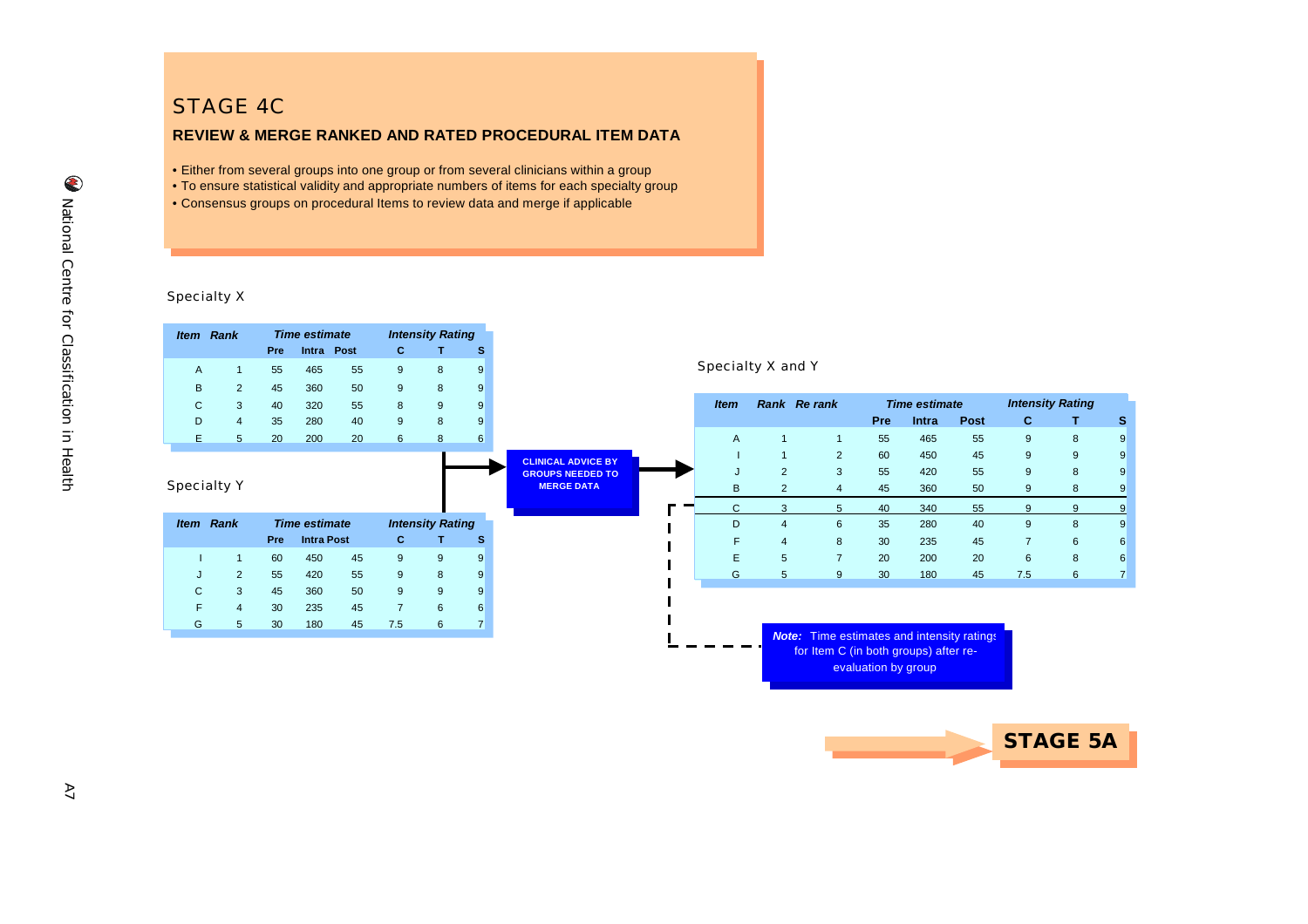# STAGE 4C

**REVIEW & MERGE RANKED AND RATED PROCEDURAL ITEM DATA**

- Either from several groups into one group or from several clinicians within a group
- To ensure statistical validity and appropriate numbers of items for each specialty group
- Consensus groups on procedural Items to review data and merge if applicable

Specialty X

| *Item* | *Rank* | *Time estimate* | | | *Intensity Rating* | | |
|---|---|---|---|---|---|---|---|
| | | **Pre** | **Intra** | **Post** | **C** | **T** | **S** |
| A | 1 | 55 | 465 | 55 | 9 | 8 | 9 |
| B | 2 | 45 | 360 | 50 | 9 | 8 | 9 |
| C | 3 | 40 | 320 | 55 | 8 | 9 | 9 |
| D | 4 | 35 | 280 | 40 | 9 | 8 | 9 |
| E | 5 | 20 | 200 | 20 | 6 | 8 | 6 |

Specialty Y

| *Item* | *Rank* | *Time estimate* | | | *Intensity Rating* | | |
|---|---|---|---|---|---|---|---|
| | | **Pre** | **Intra** | **Post** | **C** | **T** | **S** |
| I | 1 | 60 | 450 | 45 | 9 | 9 | 9 |
| J | 2 | 55 | 420 | 55 | 9 | 8 | 9 |
| C | 3 | 45 | 360 | 50 | 9 | 9 | 9 |
| F | 4 | 30 | 235 | 45 | 7 | 6 | 6 |
| G | 5 | 30 | 180 | 45 | 7.5 | 6 | 7 |

**CLINICAL ADVICE BY GROUPS NEEDED TO MERGE DATA**

Specialty X and Y

| *Item* | *Rank* | *Re rank* | *Time estimate* | | | *Intensity Rating* | | |
|---|---|---|---|---|---|---|---|---|
| | | | **Pre** | **Intra** | **Post** | **C** | **T** | **S** |
| A | 1 | 1 | 55 | 465 | 55 | 9 | 8 | 9 |
| I | 1 | 2 | 60 | 450 | 45 | 9 | 9 | 9 |
| J | 2 | 3 | 55 | 420 | 55 | 9 | 8 | 9 |
| B | 2 | 4 | 45 | 360 | 50 | 9 | 8 | 9 |
| C | 3 | 5 | 40 | 340 | 55 | 9 | 9 | 9 |
| D | 4 | 6 | 35 | 280 | 40 | 9 | 8 | 9 |
| F | 4 | 8 | 30 | 235 | 45 | 7 | 6 | 6 |
| E | 5 | 7 | 20 | 200 | 20 | 6 | 8 | 6 |
| G | 5 | 9 | 30 | 180 | 45 | 7.5 | 6 | 7 |

***Note:*** Time estimates and intensity ratings for Item C (in both groups) after re-evaluation by group

**STAGE 5A**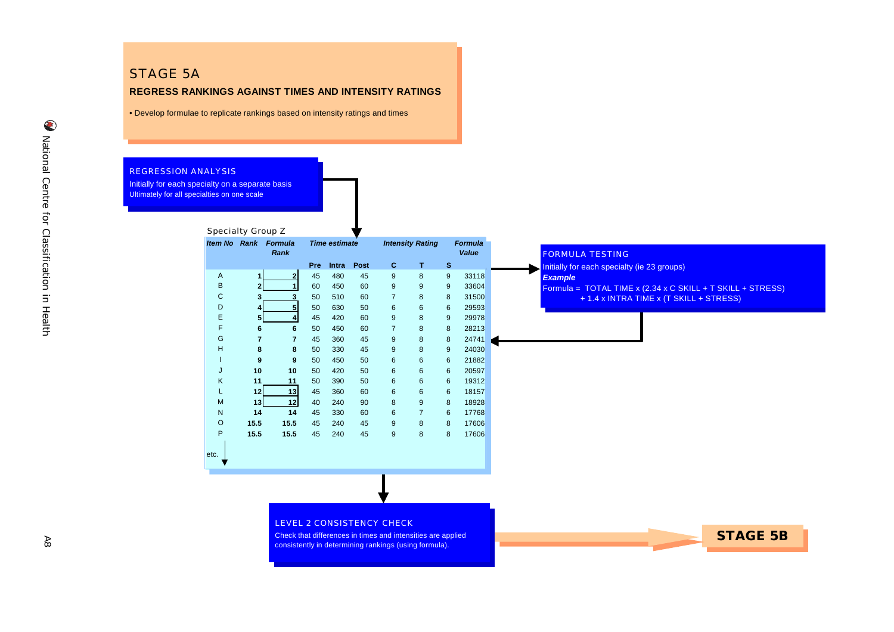# STAGE 5A

**REGRESS RANKINGS AGAINST TIMES AND INTENSITY RATINGS**

- Develop formulae to replicate rankings based on intensity ratings and times

## REGRESSION ANALYSIS

Initially for each specialty on a separate basis
Ultimately for all specialties on one scale

Specialty Group Z

| *Item No* | *Rank* | *Formula Rank* | *Time estimate* | | | *Intensity Rating* | | | *Formula Value* |
|---|---|---|---|---|---|---|---|---|---|
| | | | Pre | Intra | Post | C | T | S | |
| A | 1 | 2 | 45 | 480 | 45 | 9 | 8 | 9 | 33118 |
| B | 2 | 1 | 60 | 450 | 60 | 9 | 9 | 9 | 33604 |
| C | 3 | 3 | 50 | 510 | 60 | 7 | 8 | 8 | 31500 |
| D | 4 | 5 | 50 | 630 | 50 | 6 | 6 | 6 | 29593 |
| E | 5 | 4 | 45 | 420 | 60 | 9 | 8 | 9 | 29978 |
| F | 6 | 6 | 50 | 450 | 60 | 7 | 8 | 8 | 28213 |
| G | 7 | 7 | 45 | 360 | 45 | 9 | 8 | 8 | 24741 |
| H | 8 | 8 | 50 | 330 | 45 | 9 | 8 | 9 | 24030 |
| I | 9 | 9 | 50 | 450 | 50 | 6 | 6 | 6 | 21882 |
| J | 10 | 10 | 50 | 420 | 50 | 6 | 6 | 6 | 20597 |
| K | 11 | 11 | 50 | 390 | 50 | 6 | 6 | 6 | 19312 |
| L | 12 | 13 | 45 | 360 | 60 | 6 | 6 | 6 | 18157 |
| M | 13 | 12 | 40 | 240 | 90 | 8 | 9 | 8 | 18928 |
| N | 14 | 14 | 45 | 330 | 60 | 6 | 7 | 6 | 17768 |
| O | 15.5 | 15.5 | 45 | 240 | 45 | 9 | 8 | 8 | 17606 |
| P | 15.5 | 15.5 | 45 | 240 | 45 | 9 | 8 | 8 | 17606 |

etc.

## FORMULA TESTING

Initially for each specialty (ie 23 groups)

***Example***

Formula = TOTAL TIME x (2.34 x C SKILL + T SKILL + STRESS) + 1.4 x INTRA TIME x (T SKILL + STRESS)

## LEVEL 2 CONSISTENCY CHECK

Check that differences in times and intensities are applied consistently in determining rankings (using formula).

**STAGE 5B**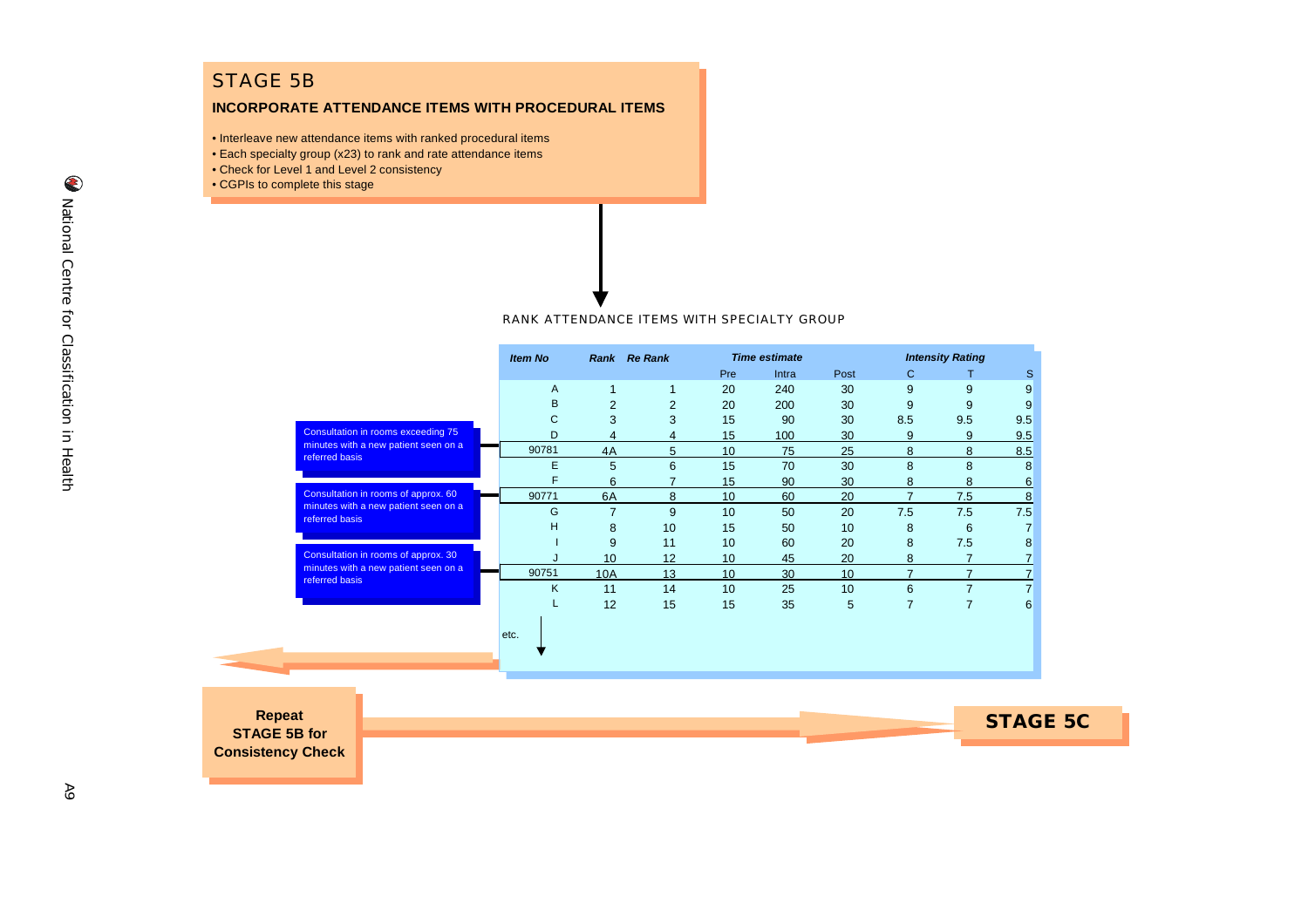## STAGE 5B

**INCORPORATE ATTENDANCE ITEMS WITH PROCEDURAL ITEMS**

- Interleave new attendance items with ranked procedural items
- Each specialty group (x23) to rank and rate attendance items
- Check for Level 1 and Level 2 consistency
- CGPIs to complete this stage

RANK ATTENDANCE ITEMS WITH SPECIALTY GROUP

| *Item No* | *Rank* | *Re Rank* | *Time estimate* | | | *Intensity Rating* | | |
|---|---|---|---|---|---|---|---|---|
| | | | Pre | Intra | Post | C | T | S |
| A | 1 | 1 | 20 | 240 | 30 | 9 | 9 | 9 |
| B | 2 | 2 | 20 | 200 | 30 | 9 | 9 | 9 |
| C | 3 | 3 | 15 | 90 | 30 | 8.5 | 9.5 | 9.5 |
| D | 4 | 4 | 15 | 100 | 30 | 9 | 9 | 9.5 |
| 90781 | 4A | 5 | 10 | 75 | 25 | 8 | 8 | 8.5 |
| E | 5 | 6 | 15 | 70 | 30 | 8 | 8 | 8 |
| F | 6 | 7 | 15 | 90 | 30 | 8 | 8 | 6 |
| 90771 | 6A | 8 | 10 | 60 | 20 | 7 | 7.5 | 8 |
| G | 7 | 9 | 10 | 50 | 20 | 7.5 | 7.5 | 7.5 |
| H | 8 | 10 | 15 | 50 | 10 | 8 | 6 | 7 |
| I | 9 | 11 | 10 | 60 | 20 | 8 | 7.5 | 8 |
| J | 10 | 12 | 10 | 45 | 20 | 8 | 7 | 7 |
| 90751 | 10A | 13 | 10 | 30 | 10 | 7 | 7 | 7 |
| K | 11 | 14 | 10 | 25 | 10 | 6 | 7 | 7 |
| L | 12 | 15 | 15 | 35 | 5 | 7 | 7 | 6 |

etc.

- 90781: Consultation in rooms exceeding 75 minutes with a new patient seen on a referred basis
- 90771: Consultation in rooms of approx. 60 minutes with a new patient seen on a referred basis
- 90751: Consultation in rooms of approx. 30 minutes with a new patient seen on a referred basis

**Repeat STAGE 5B for Consistency Check**

**STAGE 5C**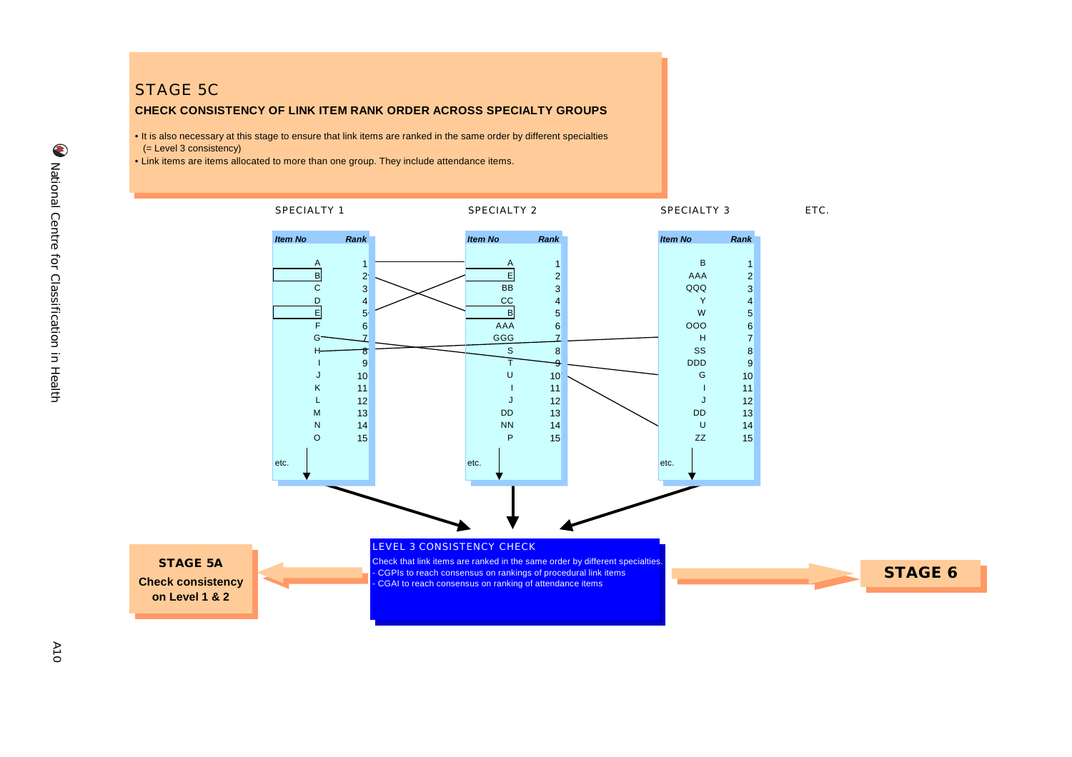# STAGE 5C

**CHECK CONSISTENCY OF LINK ITEM RANK ORDER ACROSS SPECIALTY GROUPS**

- It is also necessary at this stage to ensure that link items are ranked in the same order by different specialties (= Level 3 consistency)
- Link items are items allocated to more than one group. They include attendance items.

SPECIALTY 1

| Item No | Rank |
|---|---|
| A | 1 |
| B | 2 |
| C | 3 |
| D | 4 |
| E | 5 |
| F | 6 |
| G | 7 |
| H | 8 |
| I | 9 |
| J | 10 |
| K | 11 |
| L | 12 |
| M | 13 |
| N | 14 |
| O | 15 |
| etc. | |

SPECIALTY 2

| Item No | Rank |
|---|---|
| A | 1 |
| E | 2 |
| BB | 3 |
| CC | 4 |
| B | 5 |
| AAA | 6 |
| GGG | 7 |
| S | 8 |
| T | 9 |
| U | 10 |
| I | 11 |
| J | 12 |
| DD | 13 |
| NN | 14 |
| P | 15 |
| etc. | |

SPECIALTY 3

| Item No | Rank |
|---|---|
| B | 1 |
| AAA | 2 |
| QQQ | 3 |
| Y | 4 |
| W | 5 |
| OOO | 6 |
| H | 7 |
| SS | 8 |
| DDD | 9 |
| G | 10 |
| I | 11 |
| J | 12 |
| DD | 13 |
| U | 14 |
| ZZ | 15 |
| etc. | |

ETC.

**LEVEL 3 CONSISTENCY CHECK**

Check that link items are ranked in the same order by different specialties.
- CGPIs to reach consensus on rankings of procedural link items
- CGAI to reach consensus on ranking of attendance items

**STAGE 5A**
**Check consistency on Level 1 & 2**

**STAGE 6**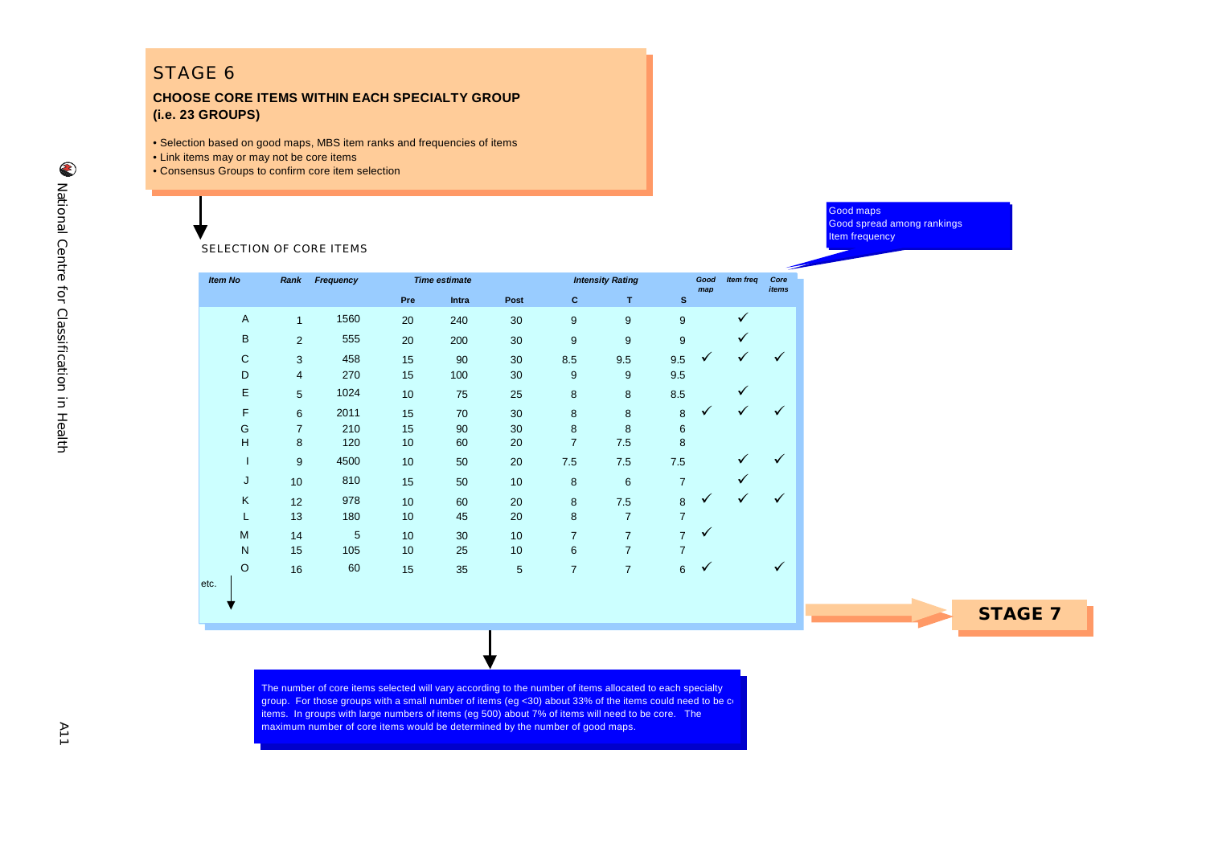## STAGE 6

**CHOOSE CORE ITEMS WITHIN EACH SPECIALTY GROUP (i.e. 23 GROUPS)**

- Selection based on good maps, MBS item ranks and frequencies of items
- Link items may or may not be core items
- Consensus Groups to confirm core item selection

SELECTION OF CORE ITEMS

Good maps
Good spread among rankings
Item frequency

| Item No | Rank | Frequency | Time estimate | | | Intensity Rating | | | Good map | Item freq | Core items |
|---|---|---|---|---|---|---|---|---|---|---|---|
| | | | Pre | Intra | Post | C | T | S | | | |
| A | 1 | 1560 | 20 | 240 | 30 | 9 | 9 | 9 | | ✓ | |
| B | 2 | 555 | 20 | 200 | 30 | 9 | 9 | 9 | | ✓ | |
| C | 3 | 458 | 15 | 90 | 30 | 8.5 | 9.5 | 9.5 | ✓ | ✓ | ✓ |
| D | 4 | 270 | 15 | 100 | 30 | 9 | 9 | 9.5 | | | |
| E | 5 | 1024 | 10 | 75 | 25 | 8 | 8 | 8.5 | | ✓ | |
| F | 6 | 2011 | 15 | 70 | 30 | 8 | 8 | 8 | ✓ | ✓ | ✓ |
| G | 7 | 210 | 15 | 90 | 30 | 8 | 8 | 6 | | | |
| H | 8 | 120 | 10 | 60 | 20 | 7 | 7.5 | 8 | | | |
| I | 9 | 4500 | 10 | 50 | 20 | 7.5 | 7.5 | 7.5 | | ✓ | ✓ |
| J | 10 | 810 | 15 | 50 | 10 | 8 | 6 | 7 | | ✓ | |
| K | 12 | 978 | 10 | 60 | 20 | 8 | 7.5 | 8 | ✓ | ✓ | ✓ |
| L | 13 | 180 | 10 | 45 | 20 | 8 | 7 | 7 | | | |
| M | 14 | 5 | 10 | 30 | 10 | 7 | 7 | 7 | ✓ | | |
| N | 15 | 105 | 10 | 25 | 10 | 6 | 7 | 7 | | | |
| O | 16 | 60 | 15 | 35 | 5 | 7 | 7 | 6 | ✓ | | ✓ |
| etc. | | | | | | | | | | | |

**STAGE 7**

The number of core items selected will vary according to the number of items allocated to each specialty group. For those groups with a small number of items (eg <30) about 33% of the items could need to be core items. In groups with large numbers of items (eg 500) about 7% of items will need to be core. The maximum number of core items would be determined by the number of good maps.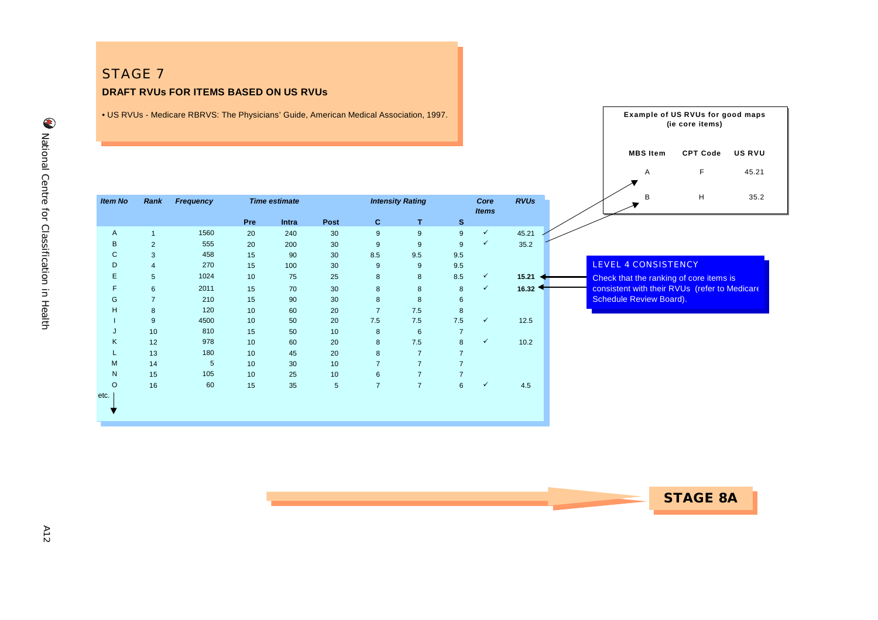# STAGE 7

**DRAFT RVUs FOR ITEMS BASED ON US RVUs**

- US RVUs - Medicare RBRVS: The Physicians' Guide, American Medical Association, 1997.

| *Item No* | *Rank* | *Frequency* | *Time estimate* | | | *Intensity Rating* | | | *Core Items* | *RVUs* |
|---|---|---|---|---|---|---|---|---|---|---|
| | | | **Pre** | **Intra** | **Post** | **C** | **T** | **S** | | |
| A | 1 | 1560 | 20 | 240 | 30 | 9 | 9 | 9 | ✓ | 45.21 |
| B | 2 | 555 | 20 | 200 | 30 | 9 | 9 | 9 | ✓ | 35.2 |
| C | 3 | 458 | 15 | 90 | 30 | 8.5 | 9.5 | 9.5 | | |
| D | 4 | 270 | 15 | 100 | 30 | 9 | 9 | 9.5 | | |
| E | 5 | 1024 | 10 | 75 | 25 | 8 | 8 | 8.5 | ✓ | **15.21** |
| F | 6 | 2011 | 15 | 70 | 30 | 8 | 8 | 8 | ✓ | **16.32** |
| G | 7 | 210 | 15 | 90 | 30 | 8 | 8 | 6 | | |
| H | 8 | 120 | 10 | 60 | 20 | 7 | 7.5 | 8 | | |
| I | 9 | 4500 | 10 | 50 | 20 | 7.5 | 7.5 | 7.5 | ✓ | 12.5 |
| J | 10 | 810 | 15 | 50 | 10 | 8 | 6 | 7 | | |
| K | 12 | 978 | 10 | 60 | 20 | 8 | 7.5 | 8 | ✓ | 10.2 |
| L | 13 | 180 | 10 | 45 | 20 | 8 | 7 | 7 | | |
| M | 14 | 5 | 10 | 30 | 10 | 7 | 7 | 7 | | |
| N | 15 | 105 | 10 | 25 | 10 | 6 | 7 | 7 | | |
| O | 16 | 60 | 15 | 35 | 5 | 7 | 7 | 6 | ✓ | 4.5 |
| etc. | | | | | | | | | | |

**Example of US RVUs for good maps (ie core items)**

| MBS Item | CPT Code | US RVU |
|---|---|---|
| A | F | 45.21 |
| B | H | 35.2 |

**LEVEL 4 CONSISTENCY**

Check that the ranking of core items is consistent with their RVUs (refer to Medicare Schedule Review Board).

**STAGE 8A**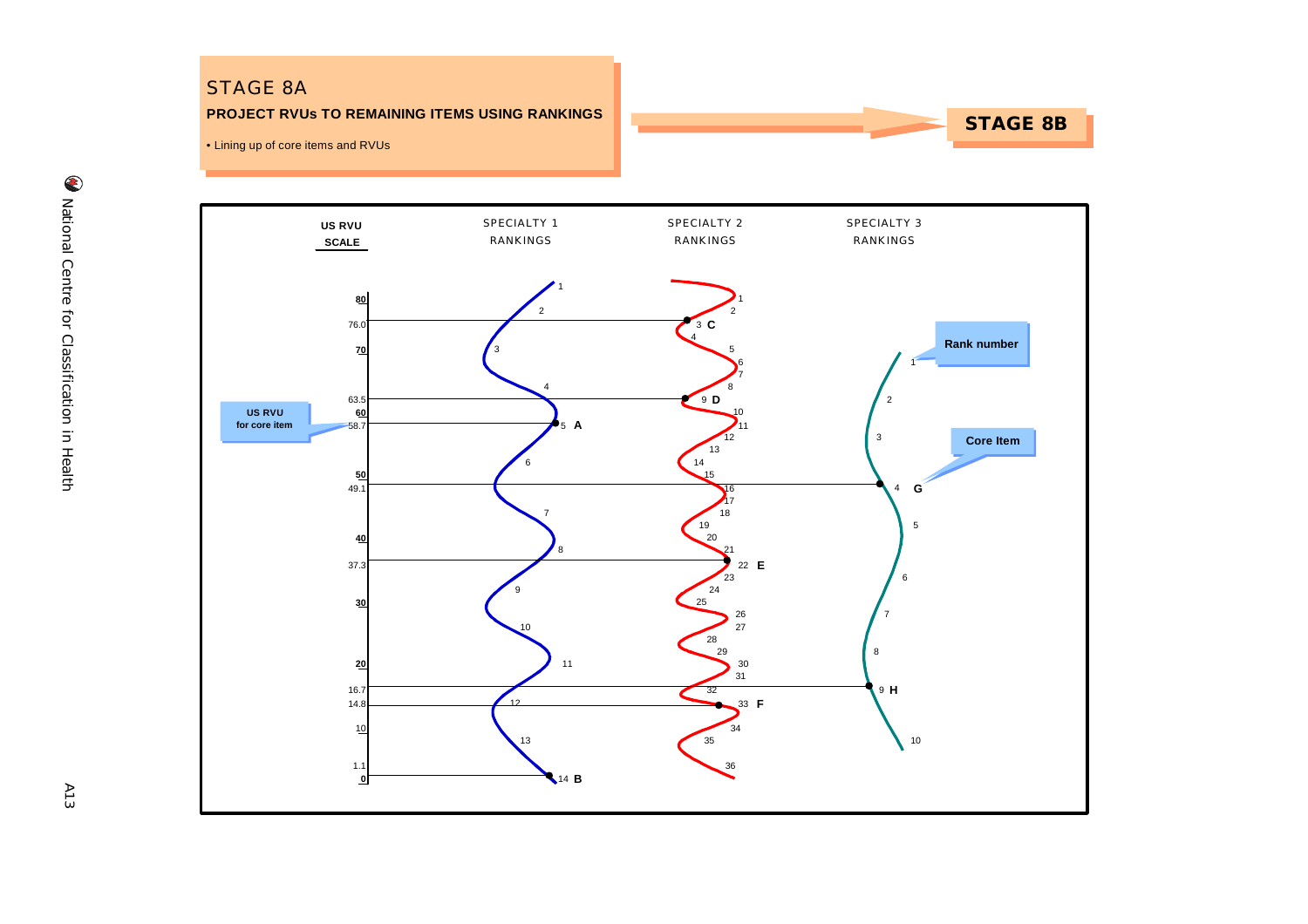# STAGE 8A

**PROJECT RVUs TO REMAINING ITEMS USING RANKINGS**

- Lining up of core items and RVUs

**STAGE 8B**

| US RVU SCALE | SPECIALTY 1 RANKINGS | SPECIALTY 2 RANKINGS | SPECIALTY 3 RANKINGS |
|---|---|---|---|
| 76.0 | | 3 C | |
| 63.5 | | 9 D | |
| 58.7 | 5 A | | |
| 49.1 | | | 4 G |
| 37.3 | | 22 E | |
| 16.7 | | | 9 H |
| 14.8 | | 33 F | |
| 1.1 | 14 B | | |

US RVU for core item

Rank number

Core Item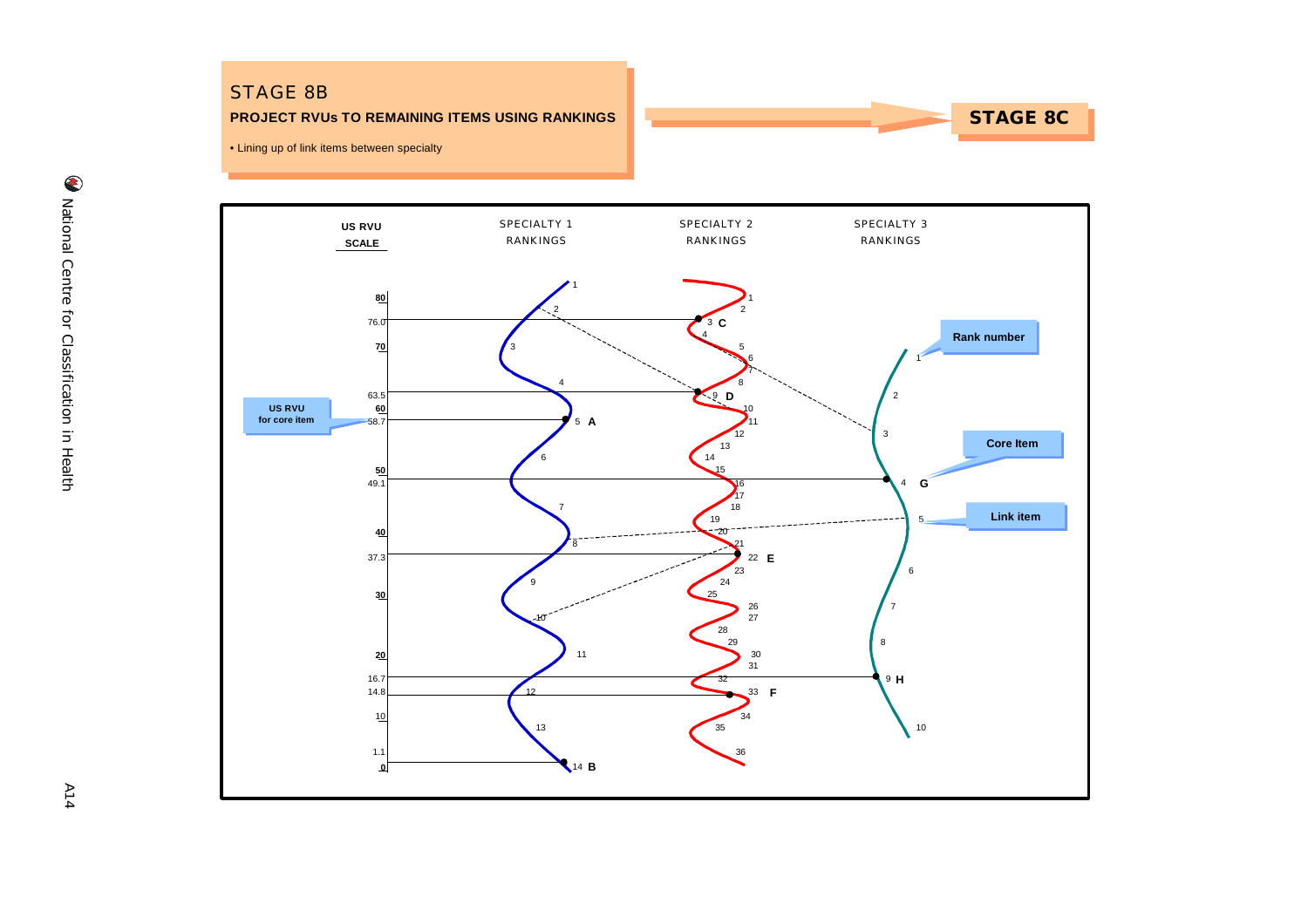## STAGE 8B

**PROJECT RVUs TO REMAINING ITEMS USING RANKINGS**

- Lining up of link items between specialty

**STAGE 8C**

| US RVU SCALE | SPECIALTY 1 RANKINGS | SPECIALTY 2 RANKINGS | SPECIALTY 3 RANKINGS |
|---|---|---|---|
| 76.0 | | 3 C | |
| 63.5 | | 9 D | |
| 58.7 | 5 A | | |
| 49.1 | | | 4 G |
| 37.3 | | 22 E | |
| 16.7 | | | 9 H |
| 14.8 | | 33 F | |
| 1.1 | 14 B | | |

US RVU for core item

Rank number

Core Item

Link item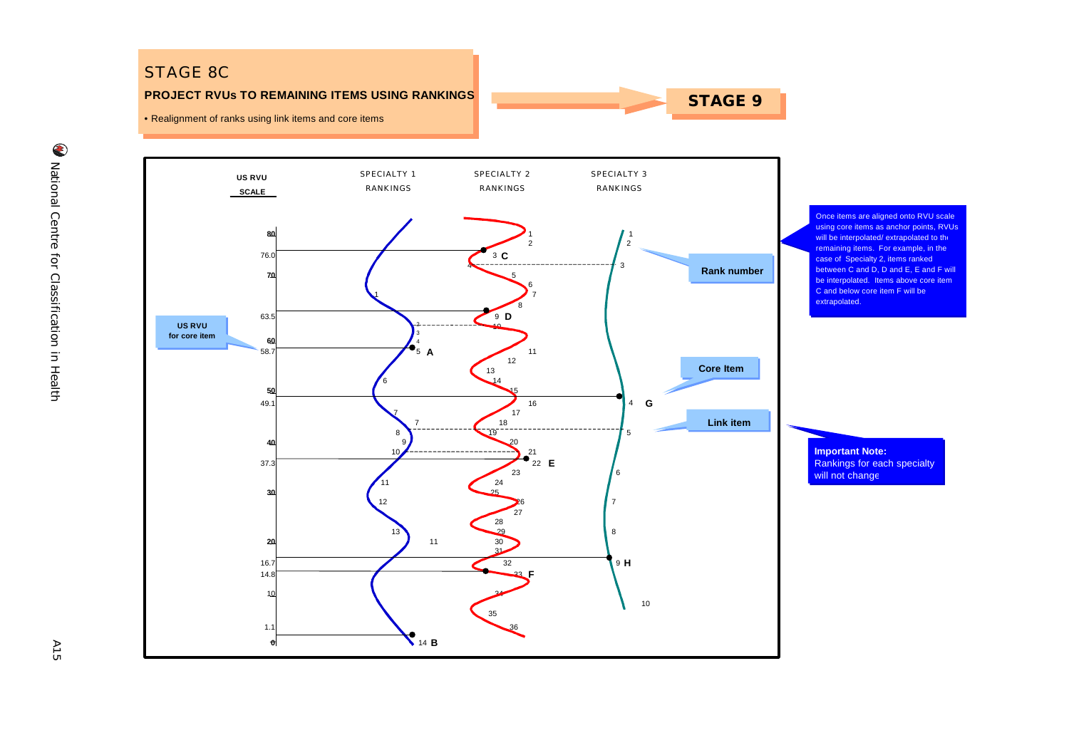# STAGE 8C

**PROJECT RVUs TO REMAINING ITEMS USING RANKINGS**

- Realignment of ranks using link items and core items

**STAGE 9**

US RVU SCALE | SPECIALTY 1 RANKINGS | SPECIALTY 2 RANKINGS | SPECIALTY 3 RANKINGS

US RVU for core item

Rank number

Core Item

Link item

Once items are aligned onto RVU scale using core items as anchor points, RVUs will be interpolated/ extrapolated to the remaining items. For example, in the case of Specialty 2, items ranked between C and D, D and E, E and F will be interpolated. Items above core item C and below core item F will be extrapolated.

**Important Note:**
Rankings for each specialty will not change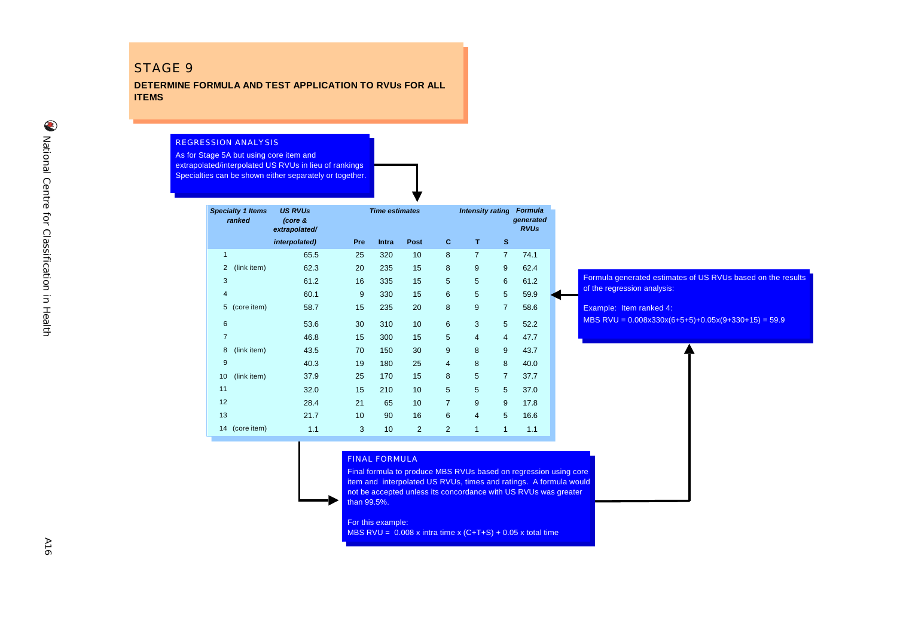# STAGE 9

**DETERMINE FORMULA AND TEST APPLICATION TO RVUs FOR ALL ITEMS**

### REGRESSION ANALYSIS

As for Stage 5A but using core item and extrapolated/interpolated US RVUs in lieu of rankings Specialties can be shown either separately or together.

| *Specialty 1 Items ranked* | *US RVUs (core & extrapolated/ interpolated)* | *Time estimates* | | | *Intensity rating* | | | *Formula generated RVUs* |
|---|---|---|---|---|---|---|---|---|
| | | **Pre** | **Intra** | **Post** | **C** | **T** | **S** | |
| 1 | 65.5 | 25 | 320 | 10 | 8 | 7 | 7 | 74.1 |
| 2 (link item) | 62.3 | 20 | 235 | 15 | 8 | 9 | 9 | 62.4 |
| 3 | 61.2 | 16 | 335 | 15 | 5 | 5 | 6 | 61.2 |
| 4 | 60.1 | 9 | 330 | 15 | 6 | 5 | 5 | 59.9 |
| 5 (core item) | 58.7 | 15 | 235 | 20 | 8 | 9 | 7 | 58.6 |
| 6 | 53.6 | 30 | 310 | 10 | 6 | 3 | 5 | 52.2 |
| 7 | 46.8 | 15 | 300 | 15 | 5 | 4 | 4 | 47.7 |
| 8 (link item) | 43.5 | 70 | 150 | 30 | 9 | 8 | 9 | 43.7 |
| 9 | 40.3 | 19 | 180 | 25 | 4 | 8 | 8 | 40.0 |
| 10 (link item) | 37.9 | 25 | 170 | 15 | 8 | 5 | 7 | 37.7 |
| 11 | 32.0 | 15 | 210 | 10 | 5 | 5 | 5 | 37.0 |
| 12 | 28.4 | 21 | 65 | 10 | 7 | 9 | 9 | 17.8 |
| 13 | 21.7 | 10 | 90 | 16 | 6 | 4 | 5 | 16.6 |
| 14 (core item) | 1.1 | 3 | 10 | 2 | 2 | 1 | 1 | 1.1 |

Formula generated estimates of US RVUs based on the results of the regression analysis:

Example: Item ranked 4:
MBS RVU = 0.008x330x(6+5+5)+0.05x(9+330+15) = 59.9

### FINAL FORMULA

Final formula to produce MBS RVUs based on regression using core item and interpolated US RVUs, times and ratings. A formula would not be accepted unless its concordance with US RVUs was greater than 99.5%.

For this example:
MBS RVU = 0.008 x intra time x (C+T+S) + 0.05 x total time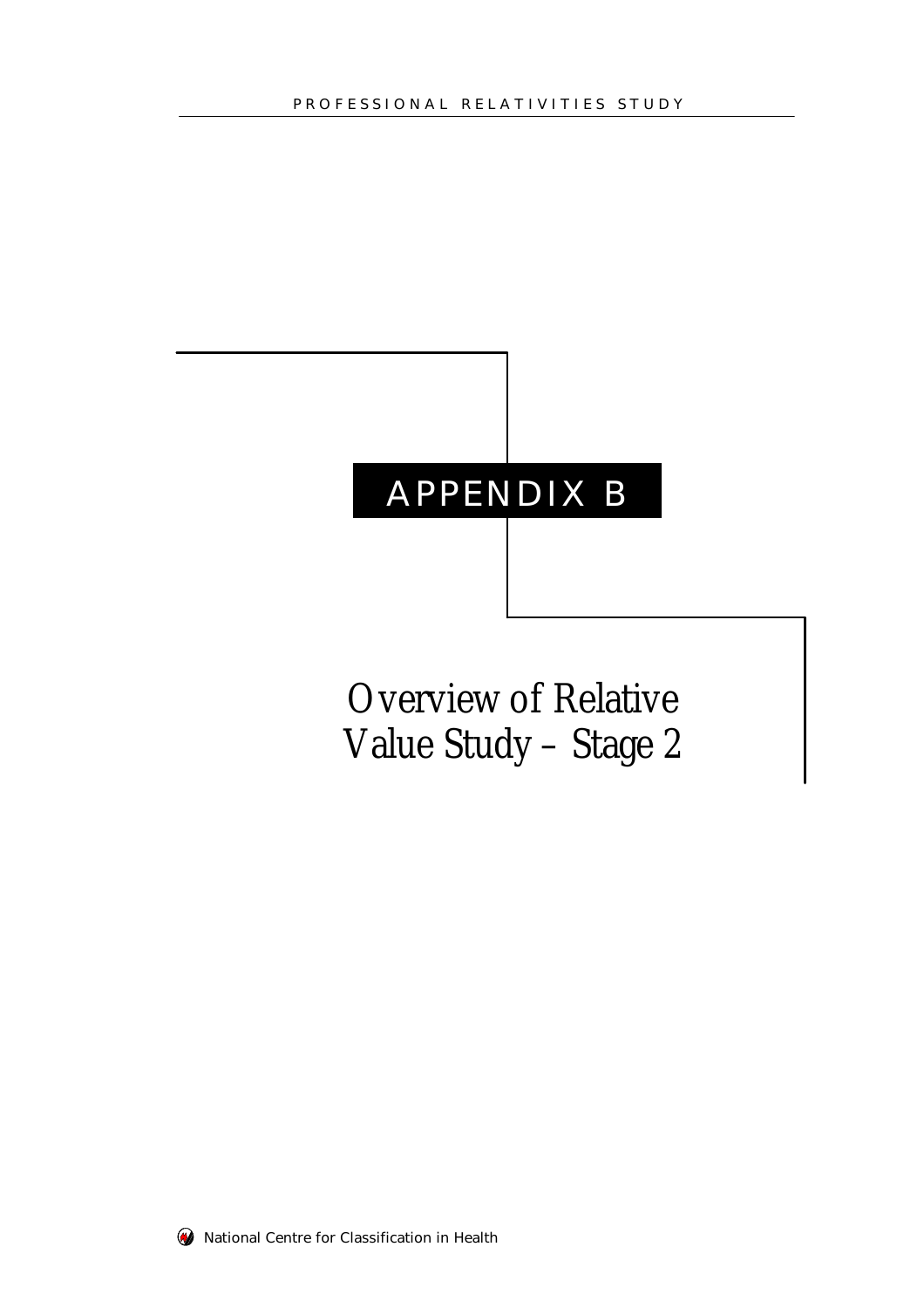# APPENDIX B

## Overview of Relative Value Study – Stage 2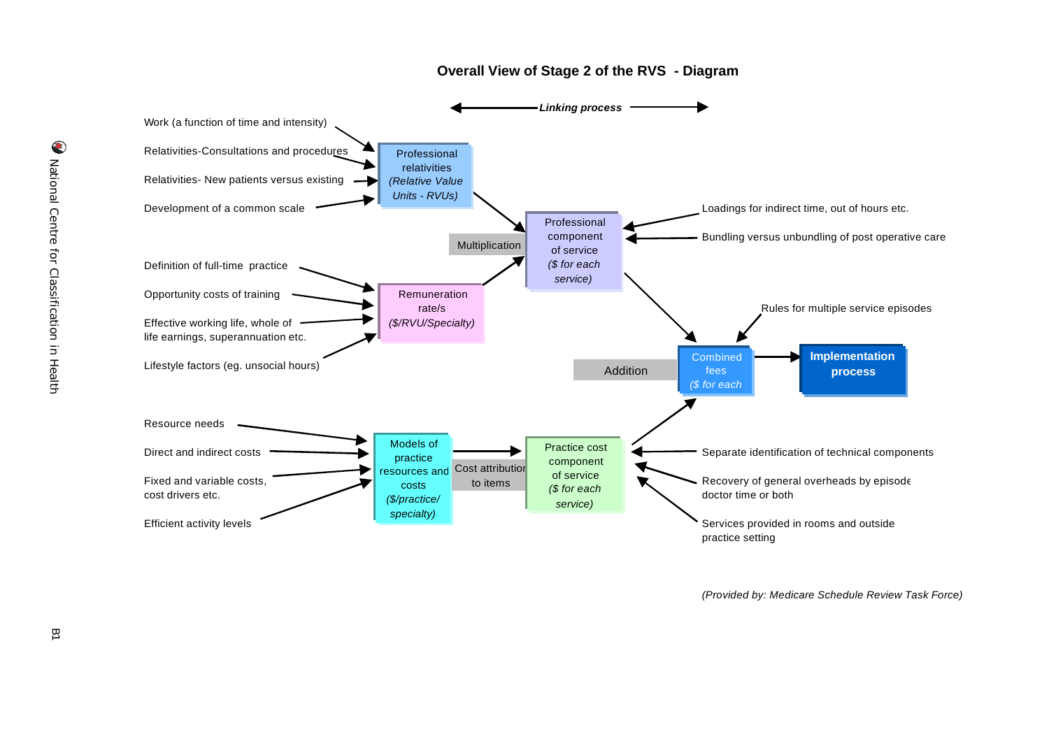# Overall View of Stage 2 of the RVS - Diagram

*Linking process*

Work (a function of time and intensity)

Relativities-Consultations and procedures

Relativities- New patients versus existing

Development of a common scale

**Professional relativities** *(Relative Value Units - RVUs)*

Definition of full-time practice

Opportunity costs of training

Effective working life, whole of life earnings, superannuation etc.

Lifestyle factors (eg. unsocial hours)

**Remuneration rate/s** *($/RVU/Specialty)*

Multiplication

**Professional component of service** *($ for each service)*

Loadings for indirect time, out of hours etc.

Bundling versus unbundling of post operative care

Rules for multiple service episodes

Addition

**Combined fees** *($ for each*

**Implementation process**

Resource needs

Direct and indirect costs

Fixed and variable costs, cost drivers etc.

Efficient activity levels

**Models of practice resources and costs** *($/practice/ specialty)*

Cost attribution to items

**Practice cost component of service** *($ for each service)*

Separate identification of technical components

Recovery of general overheads by episode doctor time or both

Services provided in rooms and outside practice setting

*(Provided by: Medicare Schedule Review Task Force)*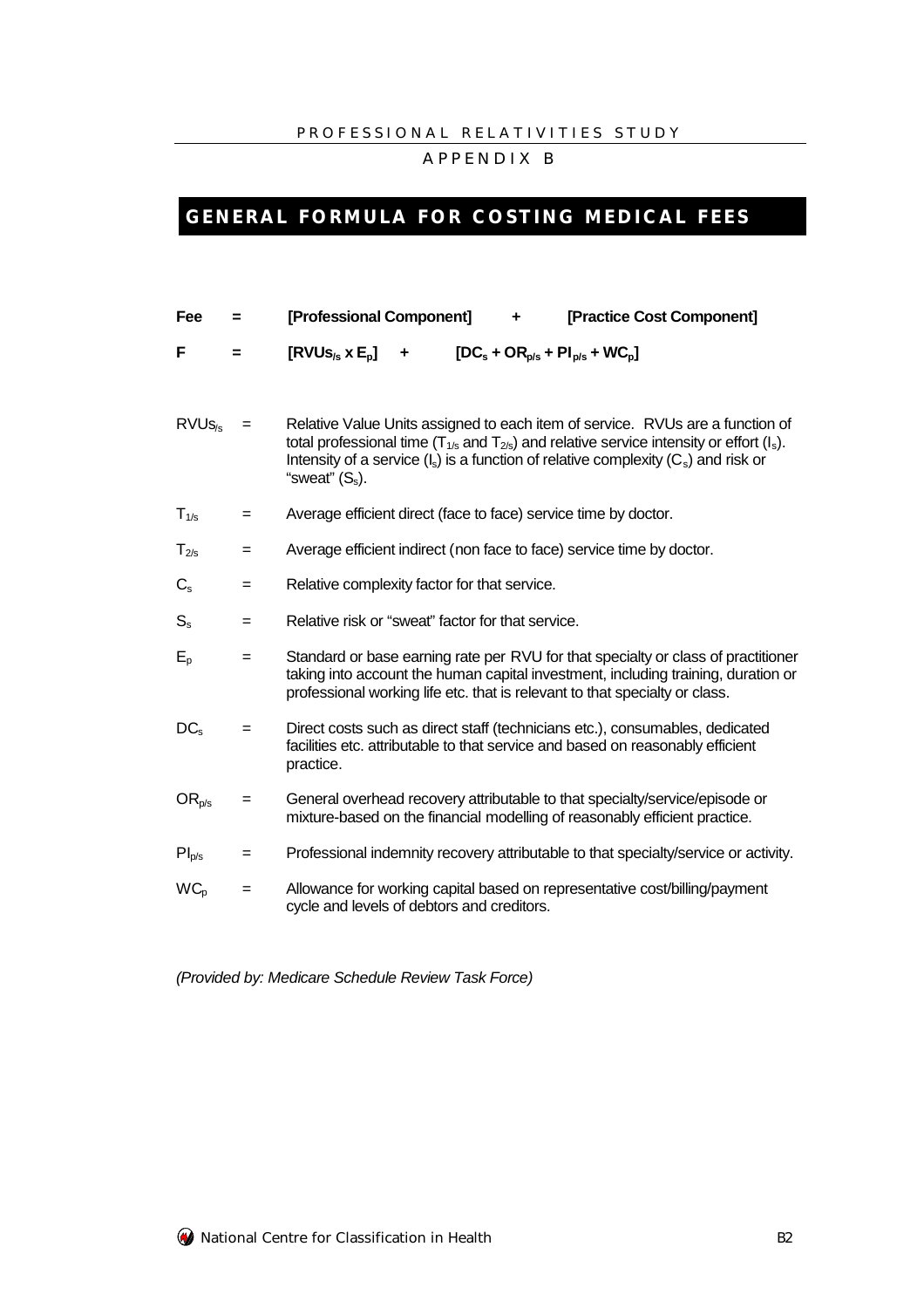## APPENDIX B

# GENERAL FORMULA FOR COSTING MEDICAL FEES

**Fee = [Professional Component] + [Practice Cost Component]**

$$F = [RVUs_{/s} \times E_p] + [DC_s + OR_{p/s} + PI_{p/s} + WC_p]$$

$RVUs_{/s}$ = Relative Value Units assigned to each item of service. RVUs are a function of total professional time ($T_{1/s}$ and $T_{2/s}$) and relative service intensity or effort ($I_s$). Intensity of a service ($I_s$) is a function of relative complexity ($C_s$) and risk or "sweat" ($S_s$).

$T_{1/s}$ = Average efficient direct (face to face) service time by doctor.

$T_{2/s}$ = Average efficient indirect (non face to face) service time by doctor.

$C_s$ = Relative complexity factor for that service.

$S_s$ = Relative risk or "sweat" factor for that service.

$E_p$ = Standard or base earning rate per RVU for that specialty or class of practitioner taking into account the human capital investment, including training, duration or professional working life etc. that is relevant to that specialty or class.

$DC_s$ = Direct costs such as direct staff (technicians etc.), consumables, dedicated facilities etc. attributable to that service and based on reasonably efficient practice.

$OR_{p/s}$ = General overhead recovery attributable to that specialty/service/episode or mixture-based on the financial modelling of reasonably efficient practice.

$PI_{p/s}$ = Professional indemnity recovery attributable to that specialty/service or activity.

$WC_p$ = Allowance for working capital based on representative cost/billing/payment cycle and levels of debtors and creditors.

*(Provided by: Medicare Schedule Review Task Force)*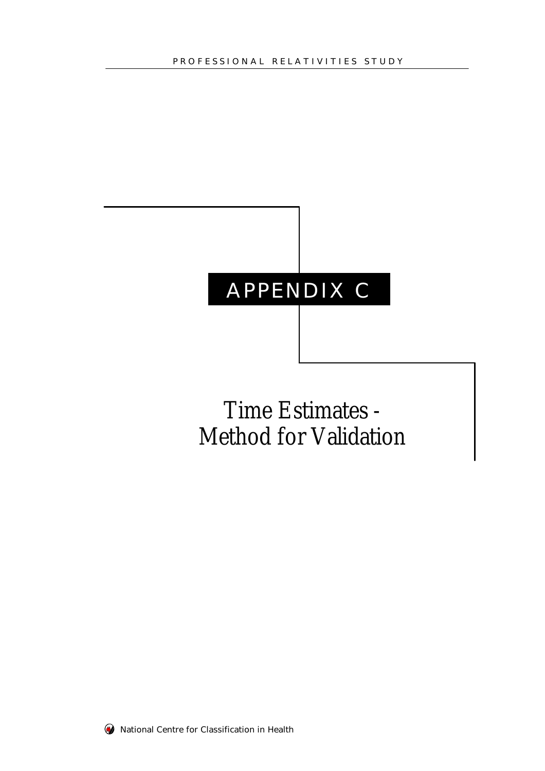# APPENDIX C

## Time Estimates - Method for Validation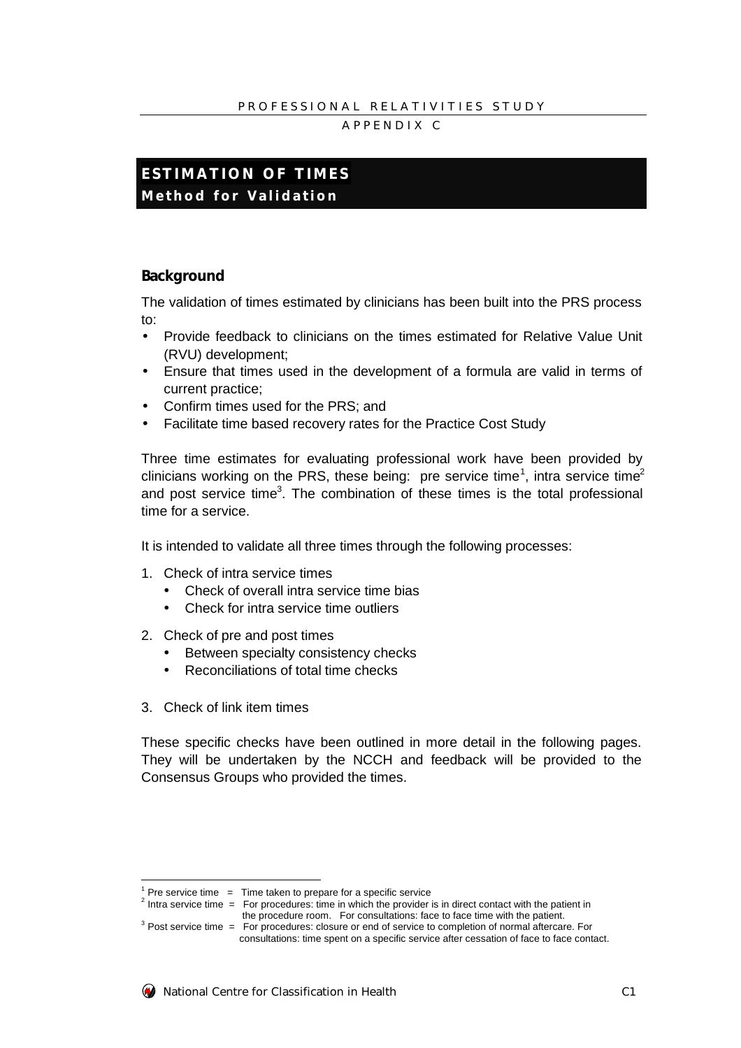# ESTIMATION OF TIMES

## Method for Validation

### Background

The validation of times estimated by clinicians has been built into the PRS process to:

- Provide feedback to clinicians on the times estimated for Relative Value Unit (RVU) development;
- Ensure that times used in the development of a formula are valid in terms of current practice;
- Confirm times used for the PRS; and
- Facilitate time based recovery rates for the Practice Cost Study

Three time estimates for evaluating professional work have been provided by clinicians working on the PRS, these being: pre service time[1], intra service time[2] and post service time[3]. The combination of these times is the total professional time for a service.

It is intended to validate all three times through the following processes:

1. Check of intra service times
   - Check of overall intra service time bias
   - Check for intra service time outliers
2. Check of pre and post times
   - Between specialty consistency checks
   - Reconciliations of total time checks
3. Check of link item times

These specific checks have been outlined in more detail in the following pages. They will be undertaken by the NCCH and feedback will be provided to the Consensus Groups who provided the times.

---

[1] Pre service time = Time taken to prepare for a specific service

[2] Intra service time = For procedures: time in which the provider is in direct contact with the patient in the procedure room. For consultations: face to face time with the patient.

[3] Post service time = For procedures: closure or end of service to completion of normal aftercare. For consultations: time spent on a specific service after cessation of face to face contact.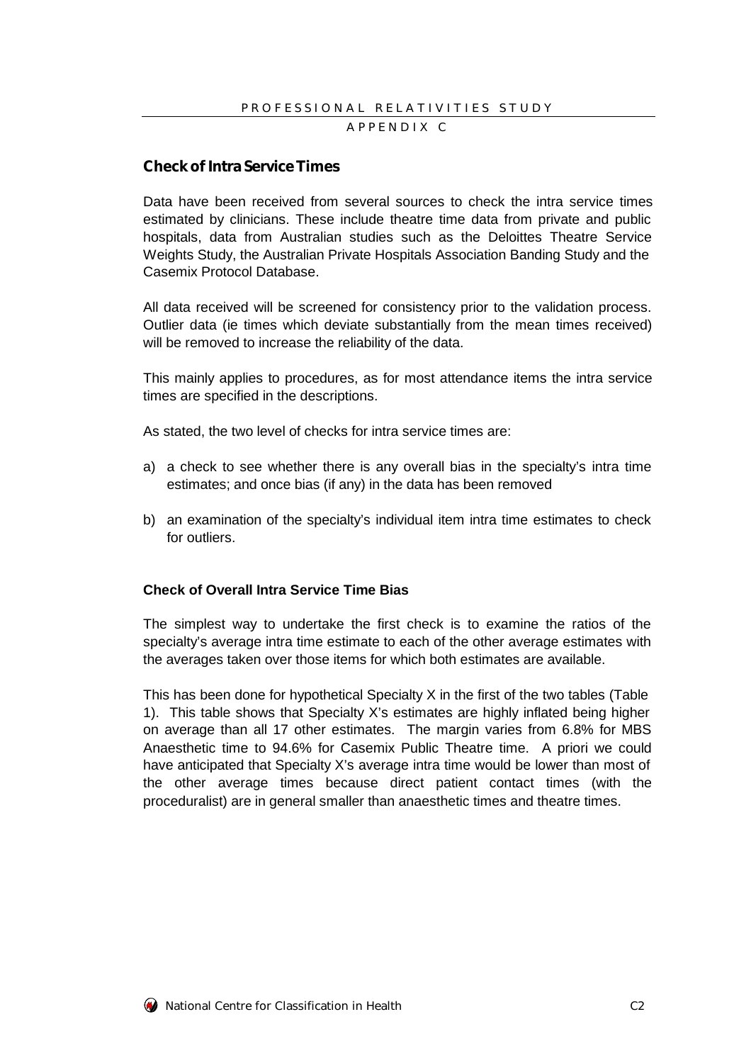## Check of Intra Service Times

Data have been received from several sources to check the intra service times estimated by clinicians. These include theatre time data from private and public hospitals, data from Australian studies such as the Deloittes Theatre Service Weights Study, the Australian Private Hospitals Association Banding Study and the Casemix Protocol Database.

All data received will be screened for consistency prior to the validation process. Outlier data (ie times which deviate substantially from the mean times received) will be removed to increase the reliability of the data.

This mainly applies to procedures, as for most attendance items the intra service times are specified in the descriptions.

As stated, the two level of checks for intra service times are:

a) a check to see whether there is any overall bias in the specialty's intra time estimates; and once bias (if any) in the data has been removed

b) an examination of the specialty's individual item intra time estimates to check for outliers.

### Check of Overall Intra Service Time Bias

The simplest way to undertake the first check is to examine the ratios of the specialty's average intra time estimate to each of the other average estimates with the averages taken over those items for which both estimates are available.

This has been done for hypothetical Specialty X in the first of the two tables (Table 1). This table shows that Specialty X's estimates are highly inflated being higher on average than all 17 other estimates. The margin varies from 6.8% for MBS Anaesthetic time to 94.6% for Casemix Public Theatre time. A priori we could have anticipated that Specialty X's average intra time would be lower than most of the other average times because direct patient contact times (with the proceduralist) are in general smaller than anaesthetic times and theatre times.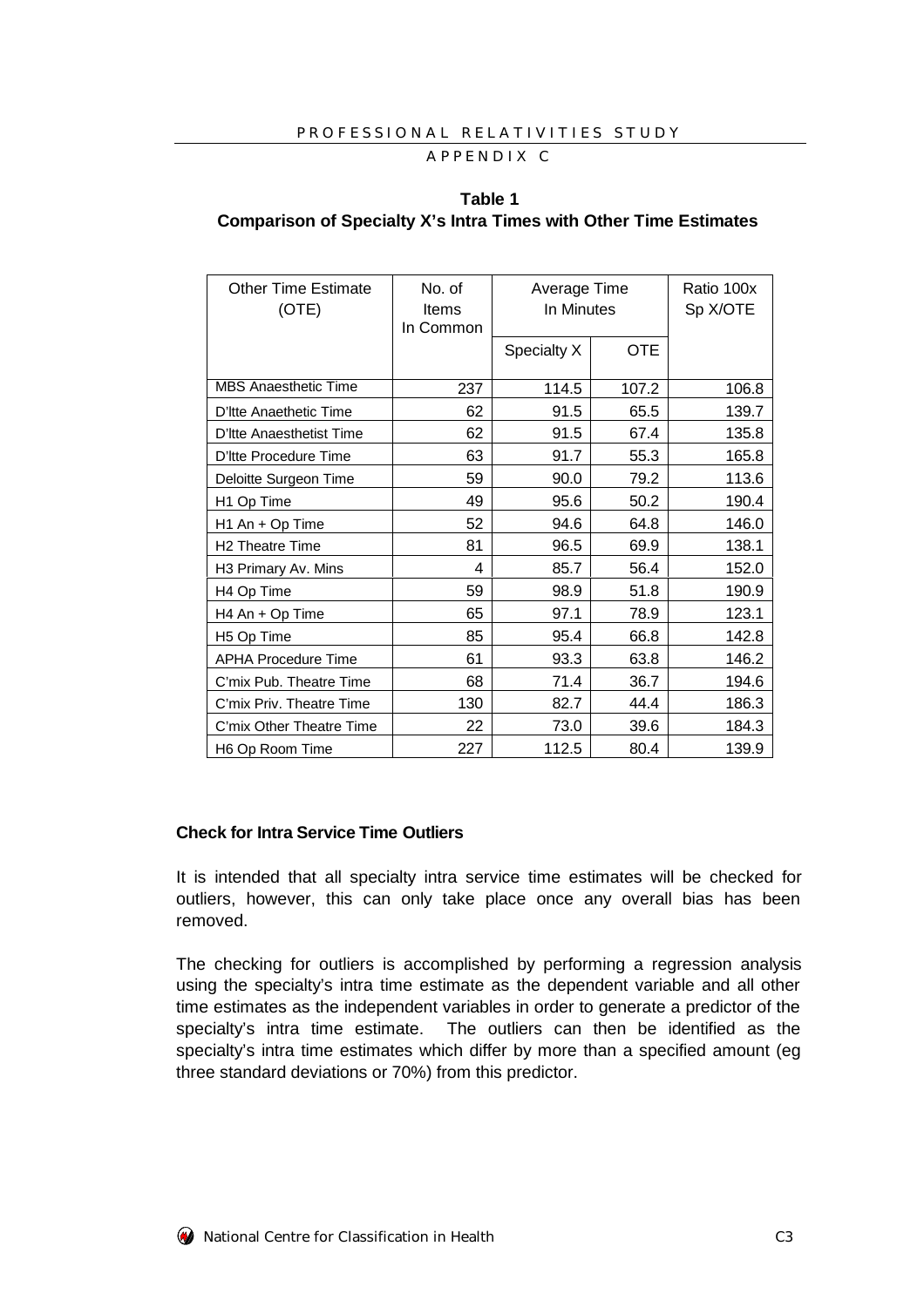**Table 1**
**Comparison of Specialty X's Intra Times with Other Time Estimates**

| Other Time Estimate (OTE) | No. of Items In Common | Average Time In Minutes | | Ratio 100x Sp X/OTE |
|---|---|---|---|---|
| | | Specialty X | OTE | |
| MBS Anaesthetic Time | 237 | 114.5 | 107.2 | 106.8 |
| D'ltte Anaethetic Time | 62 | 91.5 | 65.5 | 139.7 |
| D'ltte Anaesthetist Time | 62 | 91.5 | 67.4 | 135.8 |
| D'ltte Procedure Time | 63 | 91.7 | 55.3 | 165.8 |
| Deloitte Surgeon Time | 59 | 90.0 | 79.2 | 113.6 |
| H1 Op Time | 49 | 95.6 | 50.2 | 190.4 |
| H1 An + Op Time | 52 | 94.6 | 64.8 | 146.0 |
| H2 Theatre Time | 81 | 96.5 | 69.9 | 138.1 |
| H3 Primary Av. Mins | 4 | 85.7 | 56.4 | 152.0 |
| H4 Op Time | 59 | 98.9 | 51.8 | 190.9 |
| H4 An + Op Time | 65 | 97.1 | 78.9 | 123.1 |
| H5 Op Time | 85 | 95.4 | 66.8 | 142.8 |
| APHA Procedure Time | 61 | 93.3 | 63.8 | 146.2 |
| C'mix Pub. Theatre Time | 68 | 71.4 | 36.7 | 194.6 |
| C'mix Priv. Theatre Time | 130 | 82.7 | 44.4 | 186.3 |
| C'mix Other Theatre Time | 22 | 73.0 | 39.6 | 184.3 |
| H6 Op Room Time | 227 | 112.5 | 80.4 | 139.9 |

**Check for Intra Service Time Outliers**

It is intended that all specialty intra service time estimates will be checked for outliers, however, this can only take place once any overall bias has been removed.

The checking for outliers is accomplished by performing a regression analysis using the specialty's intra time estimate as the dependent variable and all other time estimates as the independent variables in order to generate a predictor of the specialty's intra time estimate. The outliers can then be identified as the specialty's intra time estimates which differ by more than a specified amount (eg three standard deviations or 70%) from this predictor.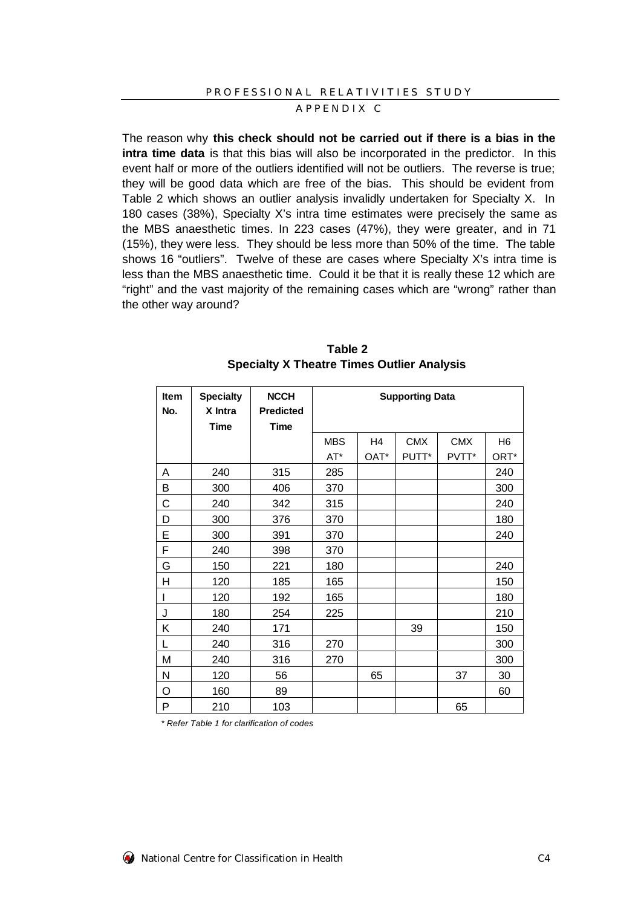The reason why **this check should not be carried out if there is a bias in the intra time data** is that this bias will also be incorporated in the predictor. In this event half or more of the outliers identified will not be outliers. The reverse is true; they will be good data which are free of the bias. This should be evident from Table 2 which shows an outlier analysis invalidly undertaken for Specialty X. In 180 cases (38%), Specialty X's intra time estimates were precisely the same as the MBS anaesthetic times. In 223 cases (47%), they were greater, and in 71 (15%), they were less. They should be less more than 50% of the time. The table shows 16 "outliers". Twelve of these are cases where Specialty X's intra time is less than the MBS anaesthetic time. Could it be that it is really these 12 which are "right" and the vast majority of the remaining cases which are "wrong" rather than the other way around?

**Table 2**
**Specialty X Theatre Times Outlier Analysis**

| Item No. | Specialty X Intra Time | NCCH Predicted Time | Supporting Data | | | | |
|---|---|---|---|---|---|---|---|
| | | | MBS AT* | H4 OAT* | CMX PUTT* | CMX PVTT* | H6 ORT* |
| A | 240 | 315 | 285 | | | | 240 |
| B | 300 | 406 | 370 | | | | 300 |
| C | 240 | 342 | 315 | | | | 240 |
| D | 300 | 376 | 370 | | | | 180 |
| E | 300 | 391 | 370 | | | | 240 |
| F | 240 | 398 | 370 | | | | |
| G | 150 | 221 | 180 | | | | 240 |
| H | 120 | 185 | 165 | | | | 150 |
| I | 120 | 192 | 165 | | | | 180 |
| J | 180 | 254 | 225 | | | | 210 |
| K | 240 | 171 | | | 39 | | 150 |
| L | 240 | 316 | 270 | | | | 300 |
| M | 240 | 316 | 270 | | | | 300 |
| N | 120 | 56 | | 65 | | 37 | 30 |
| O | 160 | 89 | | | | | 60 |
| P | 210 | 103 | | | | 65 | |

*\* Refer Table 1 for clarification of codes*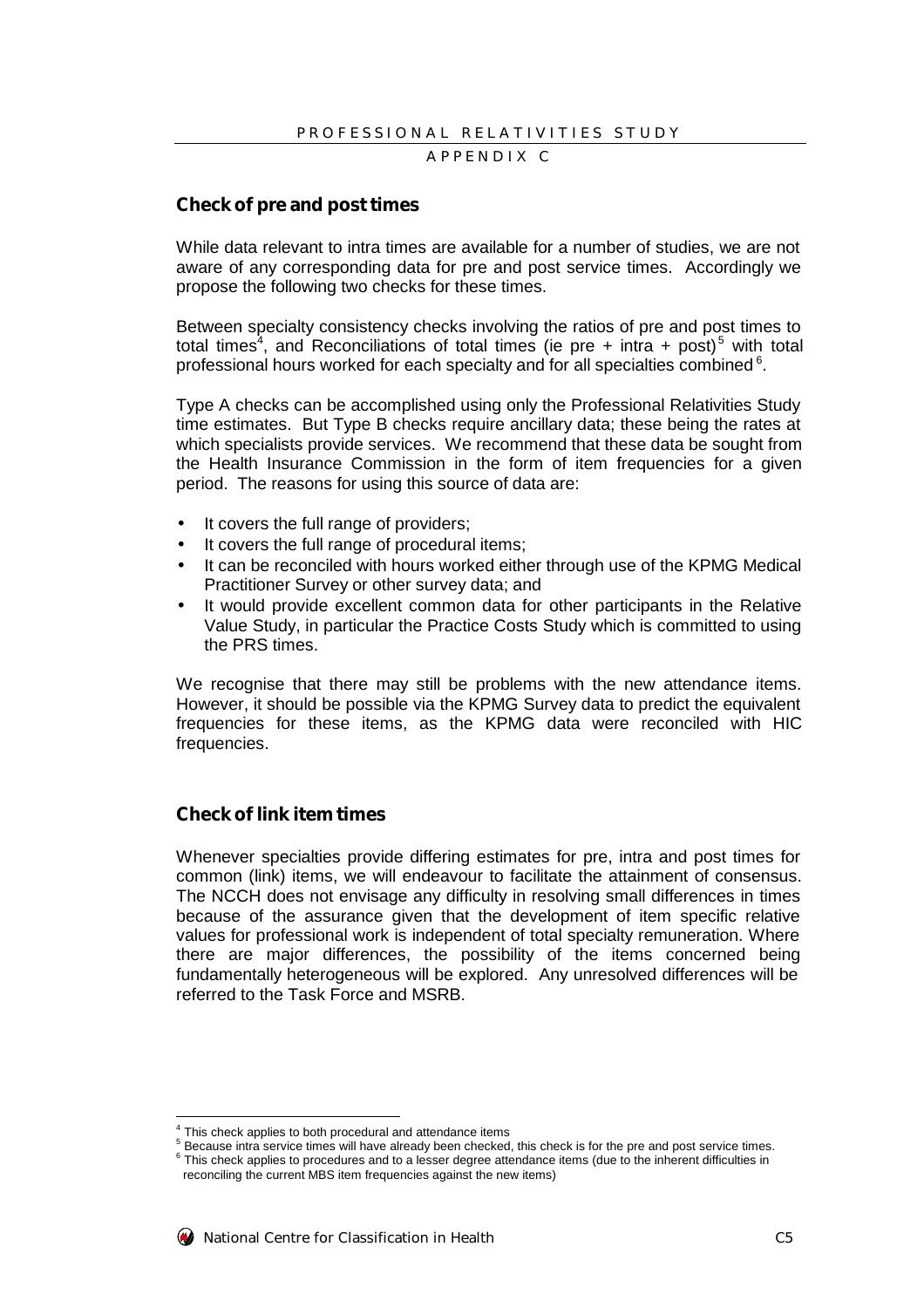## Check of pre and post times

While data relevant to intra times are available for a number of studies, we are not aware of any corresponding data for pre and post service times. Accordingly we propose the following two checks for these times.

Between specialty consistency checks involving the ratios of pre and post times to total times[4], and Reconciliations of total times (ie pre + intra + post)[5] with total professional hours worked for each specialty and for all specialties combined[6].

Type A checks can be accomplished using only the Professional Relativities Study time estimates. But Type B checks require ancillary data; these being the rates at which specialists provide services. We recommend that these data be sought from the Health Insurance Commission in the form of item frequencies for a given period. The reasons for using this source of data are:

- It covers the full range of providers;
- It covers the full range of procedural items;
- It can be reconciled with hours worked either through use of the KPMG Medical Practitioner Survey or other survey data; and
- It would provide excellent common data for other participants in the Relative Value Study, in particular the Practice Costs Study which is committed to using the PRS times.

We recognise that there may still be problems with the new attendance items. However, it should be possible via the KPMG Survey data to predict the equivalent frequencies for these items, as the KPMG data were reconciled with HIC frequencies.

## Check of link item times

Whenever specialties provide differing estimates for pre, intra and post times for common (link) items, we will endeavour to facilitate the attainment of consensus. The NCCH does not envisage any difficulty in resolving small differences in times because of the assurance given that the development of item specific relative values for professional work is independent of total specialty remuneration. Where there are major differences, the possibility of the items concerned being fundamentally heterogeneous will be explored. Any unresolved differences will be referred to the Task Force and MSRB.

---

[4] This check applies to both procedural and attendance items

[5] Because intra service times will have already been checked, this check is for the pre and post service times.

[6] This check applies to procedures and to a lesser degree attendance items (due to the inherent difficulties in reconciling the current MBS item frequencies against the new items)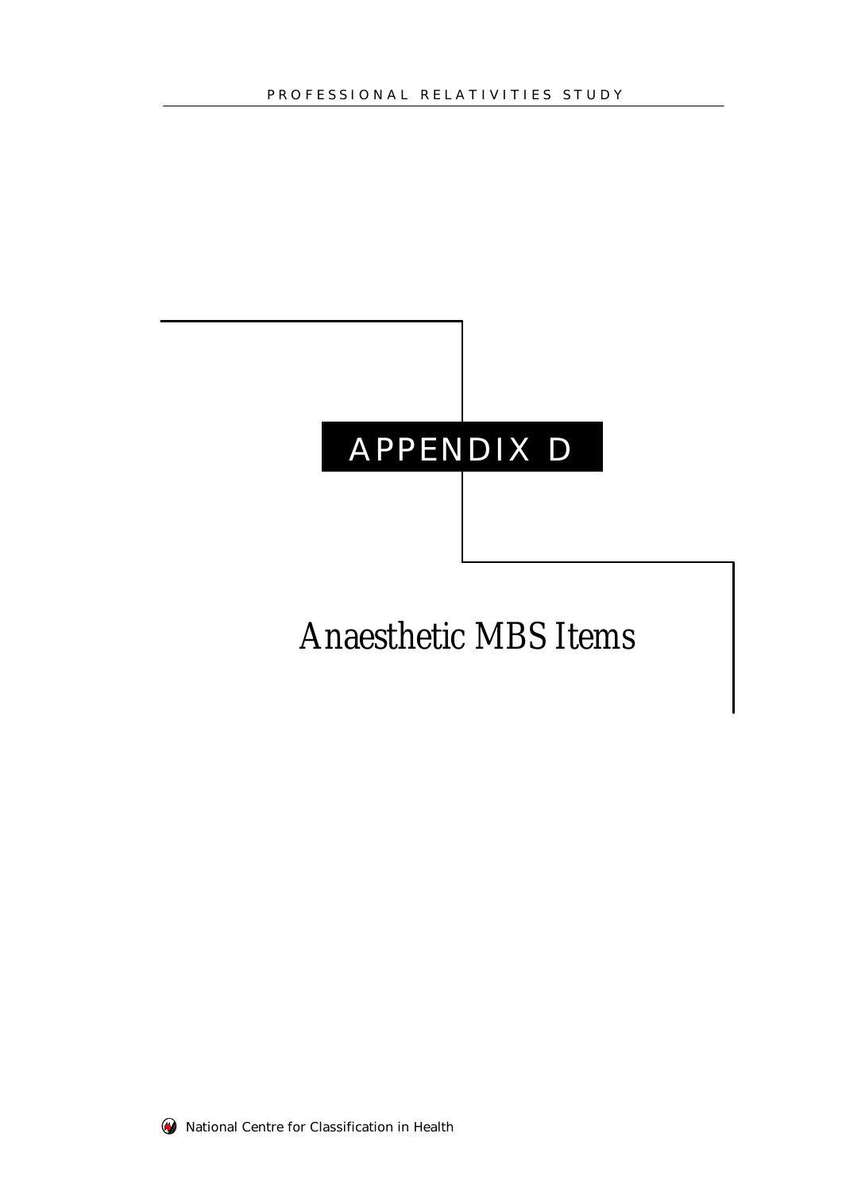# APPENDIX D

## Anaesthetic MBS Items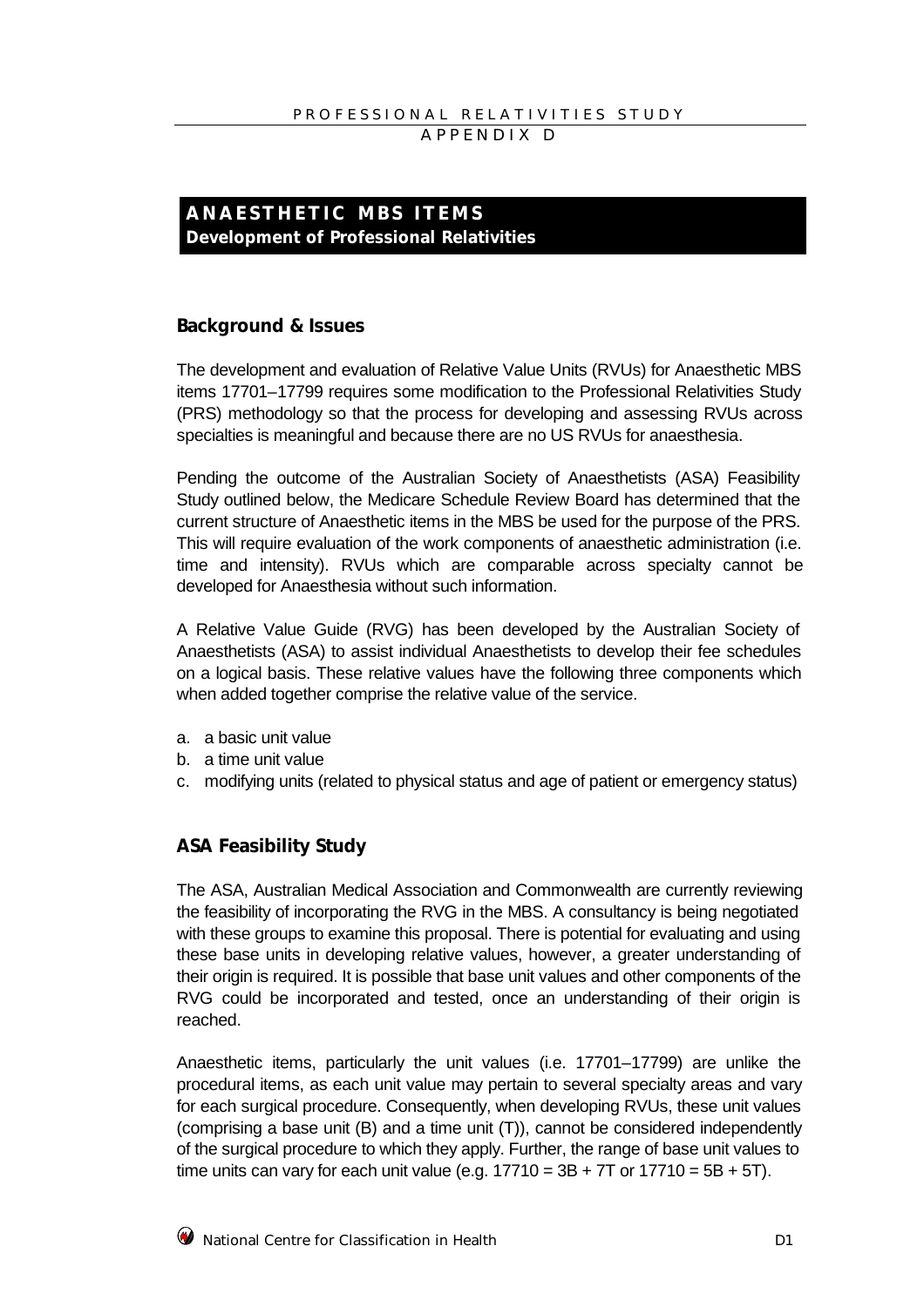# ANAESTHETIC MBS ITEMS

**Development of Professional Relativities**

## Background & Issues

The development and evaluation of Relative Value Units (RVUs) for Anaesthetic MBS items 17701–17799 requires some modification to the Professional Relativities Study (PRS) methodology so that the process for developing and assessing RVUs across specialties is meaningful and because there are no US RVUs for anaesthesia.

Pending the outcome of the Australian Society of Anaesthetists (ASA) Feasibility Study outlined below, the Medicare Schedule Review Board has determined that the current structure of Anaesthetic items in the MBS be used for the purpose of the PRS. This will require evaluation of the work components of anaesthetic administration (i.e. time and intensity). RVUs which are comparable across specialty cannot be developed for Anaesthesia without such information.

A Relative Value Guide (RVG) has been developed by the Australian Society of Anaesthetists (ASA) to assist individual Anaesthetists to develop their fee schedules on a logical basis. These relative values have the following three components which when added together comprise the relative value of the service.

a. a basic unit value
b. a time unit value
c. modifying units (related to physical status and age of patient or emergency status)

## ASA Feasibility Study

The ASA, Australian Medical Association and Commonwealth are currently reviewing the feasibility of incorporating the RVG in the MBS. A consultancy is being negotiated with these groups to examine this proposal. There is potential for evaluating and using these base units in developing relative values, however, a greater understanding of their origin is required. It is possible that base unit values and other components of the RVG could be incorporated and tested, once an understanding of their origin is reached.

Anaesthetic items, particularly the unit values (i.e. 17701–17799) are unlike the procedural items, as each unit value may pertain to several specialty areas and vary for each surgical procedure. Consequently, when developing RVUs, these unit values (comprising a base unit (B) and a time unit (T)), cannot be considered independently of the surgical procedure to which they apply. Further, the range of base unit values to time units can vary for each unit value (e.g. 17710 = 3B + 7T or 17710 = 5B + 5T).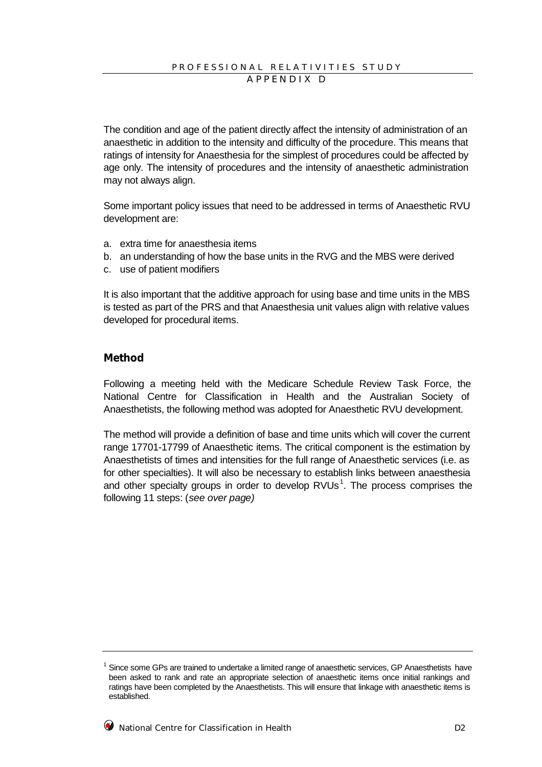The condition and age of the patient directly affect the intensity of administration of an anaesthetic in addition to the intensity and difficulty of the procedure. This means that ratings of intensity for Anaesthesia for the simplest of procedures could be affected by age only. The intensity of procedures and the intensity of anaesthetic administration may not always align.

Some important policy issues that need to be addressed in terms of Anaesthetic RVU development are:

a. extra time for anaesthesia items
b. an understanding of how the base units in the RVG and the MBS were derived
c. use of patient modifiers

It is also important that the additive approach for using base and time units in the MBS is tested as part of the PRS and that Anaesthesia unit values align with relative values developed for procedural items.

## Method

Following a meeting held with the Medicare Schedule Review Task Force, the National Centre for Classification in Health and the Australian Society of Anaesthetists, the following method was adopted for Anaesthetic RVU development.

The method will provide a definition of base and time units which will cover the current range 17701-17799 of Anaesthetic items. The critical component is the estimation by Anaesthetists of times and intensities for the full range of Anaesthetic services (i.e. as for other specialties). It will also be necessary to establish links between anaesthesia and other specialty groups in order to develop RVUs[1]. The process comprises the following 11 steps: (*see over page)*

---

[1] Since some GPs are trained to undertake a limited range of anaesthetic services, GP Anaesthetists have been asked to rank and rate an appropriate selection of anaesthetic items once initial rankings and ratings have been completed by the Anaesthetists. This will ensure that linkage with anaesthetic items is established.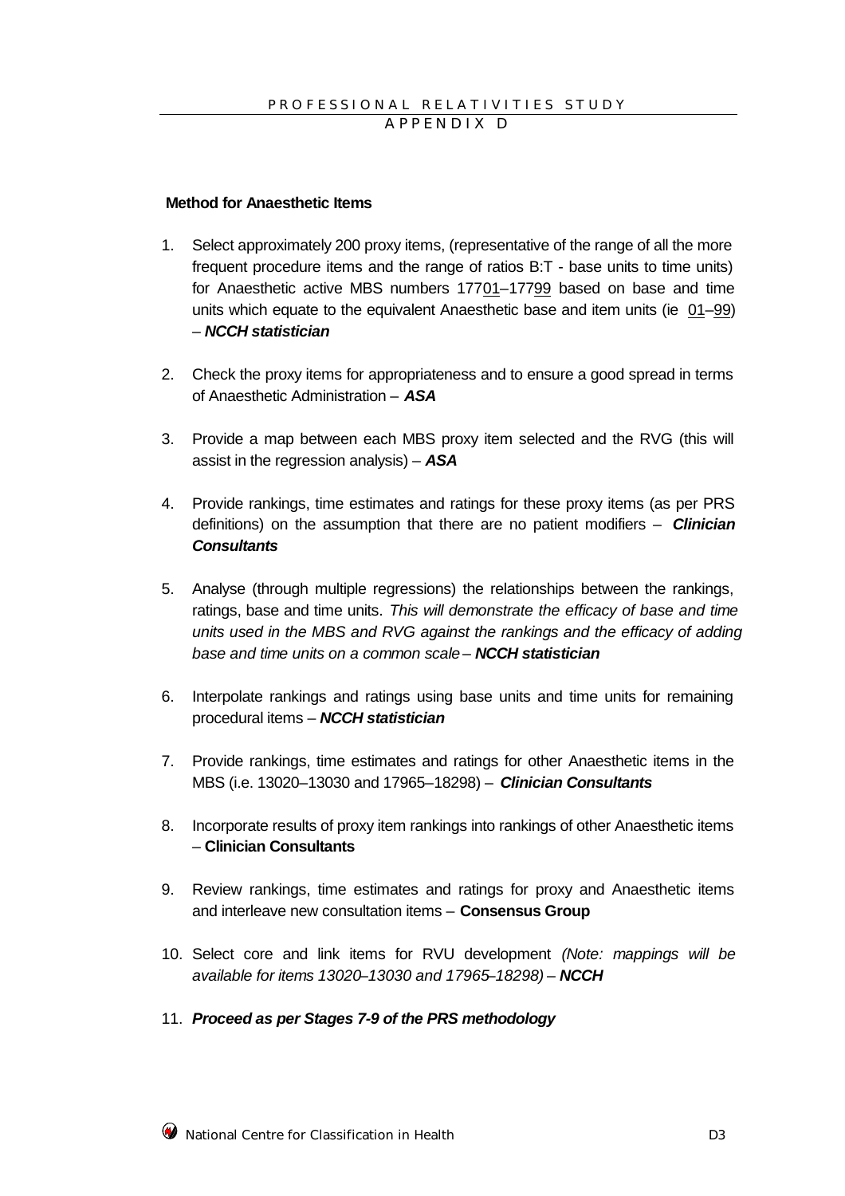**Method for Anaesthetic Items**

1. Select approximately 200 proxy items, (representative of the range of all the more frequent procedure items and the range of ratios B:T - base units to time units) for Anaesthetic active MBS numbers 17701–17799 based on base and time units which equate to the equivalent Anaesthetic base and item units (ie 01–99) – ***NCCH statistician***

2. Check the proxy items for appropriateness and to ensure a good spread in terms of Anaesthetic Administration – ***ASA***

3. Provide a map between each MBS proxy item selected and the RVG (this will assist in the regression analysis) – ***ASA***

4. Provide rankings, time estimates and ratings for these proxy items (as per PRS definitions) on the assumption that there are no patient modifiers – ***Clinician Consultants***

5. Analyse (through multiple regressions) the relationships between the rankings, ratings, base and time units. *This will demonstrate the efficacy of base and time units used in the MBS and RVG against the rankings and the efficacy of adding base and time units on a common scale* – ***NCCH statistician***

6. Interpolate rankings and ratings using base units and time units for remaining procedural items – ***NCCH statistician***

7. Provide rankings, time estimates and ratings for other Anaesthetic items in the MBS (i.e. 13020–13030 and 17965–18298) – ***Clinician Consultants***

8. Incorporate results of proxy item rankings into rankings of other Anaesthetic items – **Clinician Consultants**

9. Review rankings, time estimates and ratings for proxy and Anaesthetic items and interleave new consultation items – **Consensus Group**

10. Select core and link items for RVU development *(Note: mappings will be available for items 13020–13030 and 17965–18298)* – ***NCCH***

11. ***Proceed as per Stages 7-9 of the PRS methodology***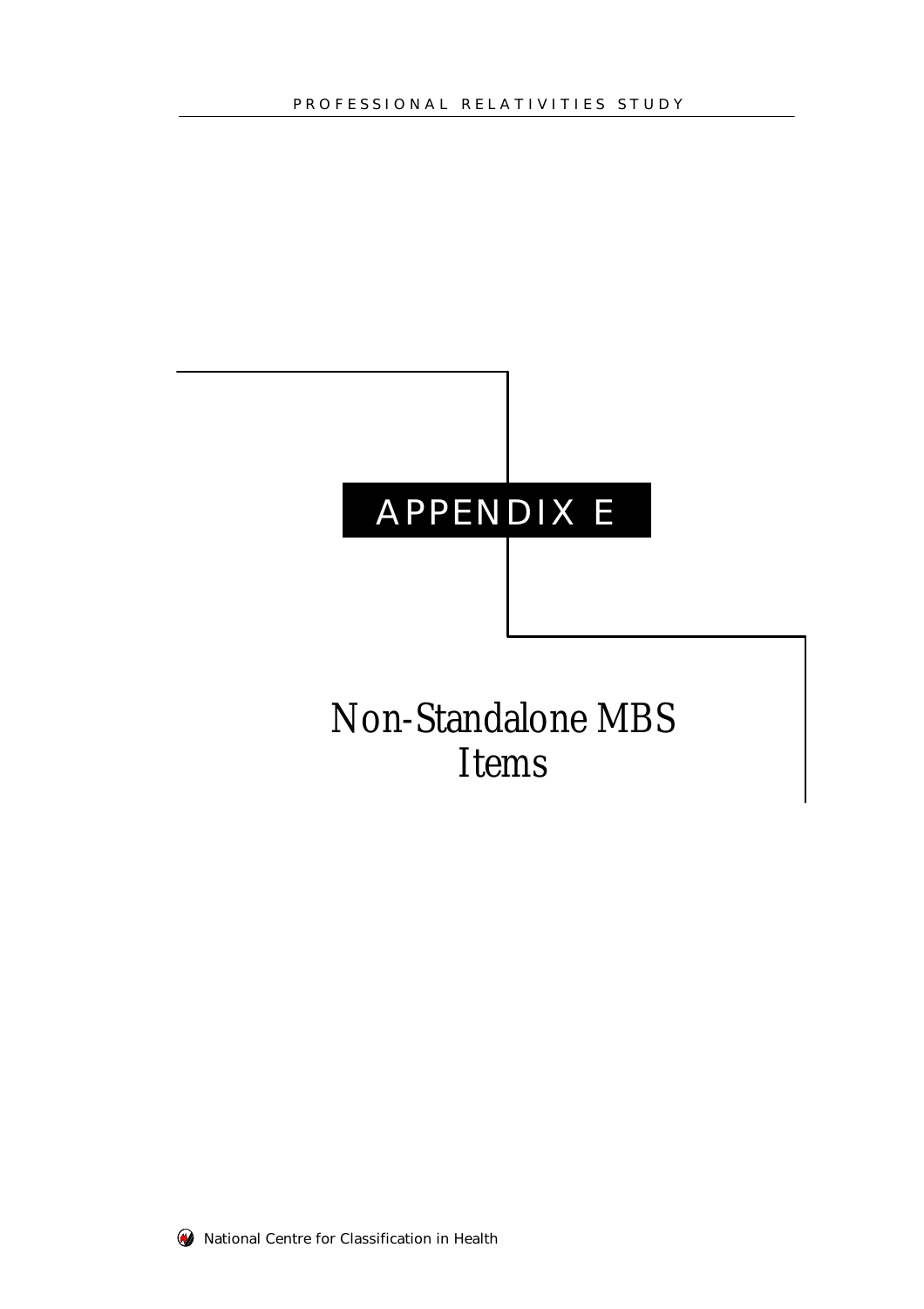# APPENDIX E

## Non-Standalone MBS Items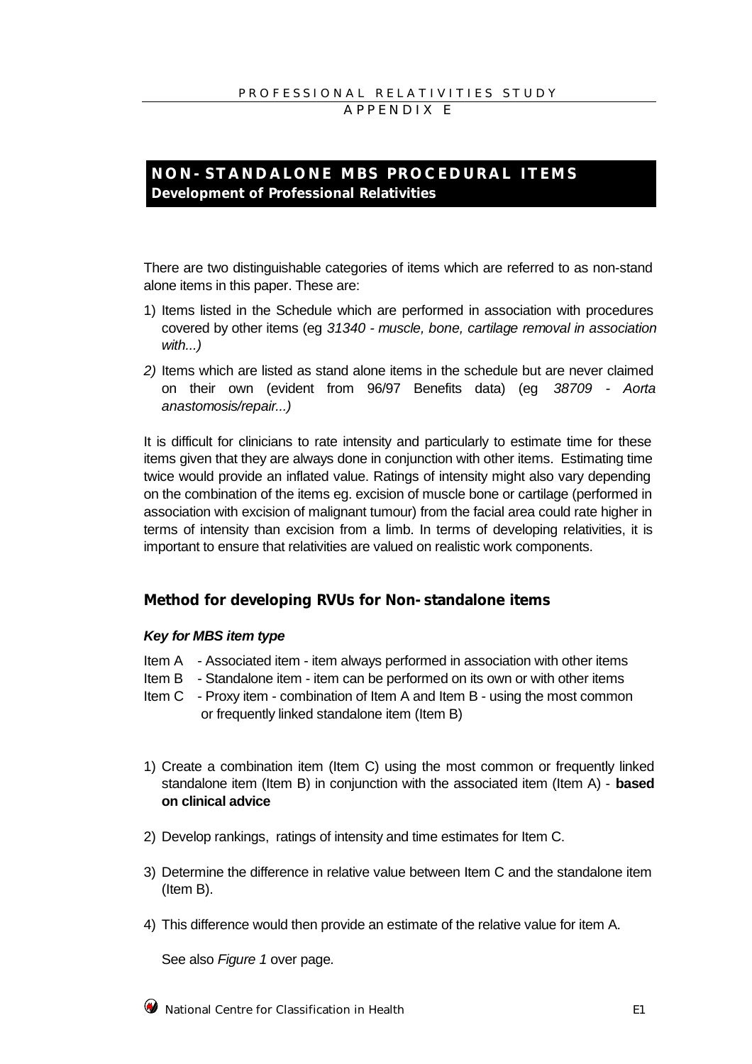## NON-STANDALONE MBS PROCEDURAL ITEMS
**Development of Professional Relativities**

There are two distinguishable categories of items which are referred to as non-stand alone items in this paper. These are:

1) Items listed in the Schedule which are performed in association with procedures covered by other items (eg *31340 - muscle, bone, cartilage removal in association with...)*
2) Items which are listed as stand alone items in the schedule but are never claimed on their own (evident from 96/97 Benefits data) (eg *38709 - Aorta anastomosis/repair...)*

It is difficult for clinicians to rate intensity and particularly to estimate time for these items given that they are always done in conjunction with other items. Estimating time twice would provide an inflated value. Ratings of intensity might also vary depending on the combination of the items eg. excision of muscle bone or cartilage (performed in association with excision of malignant tumour) from the facial area could rate higher in terms of intensity than excision from a limb. In terms of developing relativities, it is important to ensure that relativities are valued on realistic work components.

### Method for developing RVUs for Non-standalone items

#### *Key for MBS item type*

Item A - Associated item - item always performed in association with other items
Item B - Standalone item - item can be performed on its own or with other items
Item C - Proxy item - combination of Item A and Item B - using the most common or frequently linked standalone item (Item B)

1) Create a combination item (Item C) using the most common or frequently linked standalone item (Item B) in conjunction with the associated item (Item A) - **based on clinical advice**
2) Develop rankings, ratings of intensity and time estimates for Item C.
3) Determine the difference in relative value between Item C and the standalone item (Item B).
4) This difference would then provide an estimate of the relative value for item A.

   See also *Figure 1* over page.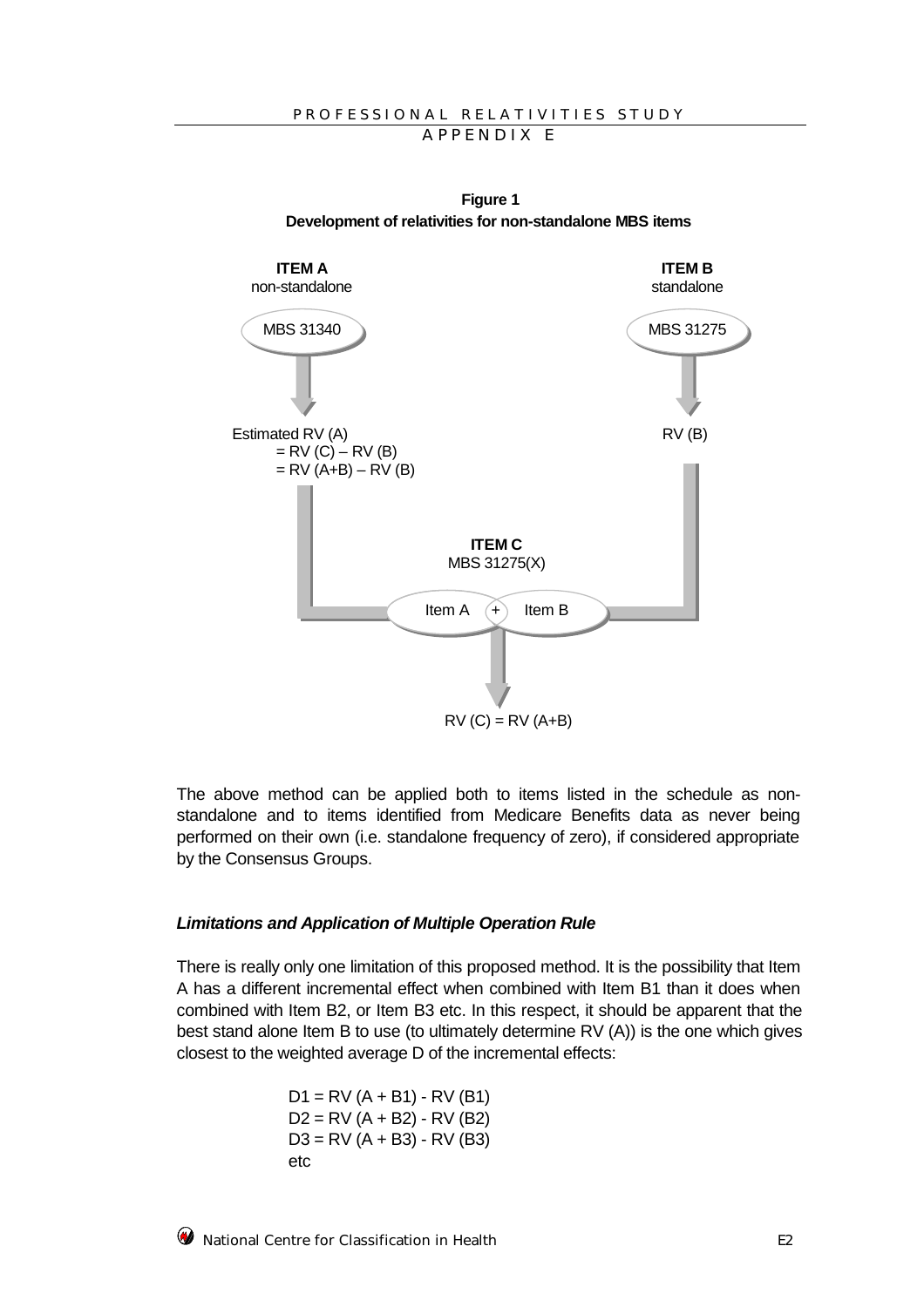**Figure 1**
**Development of relativities for non-standalone MBS items**

**ITEM A**
non-standalone

MBS 31340

Estimated RV (A)
= RV (C) – RV (B)
= RV (A+B) – RV (B)

**ITEM B**
standalone

MBS 31275

RV (B)

**ITEM C**
MBS 31275(X)

Item A + Item B

RV (C) = RV (A+B)

The above method can be applied both to items listed in the schedule as non-standalone and to items identified from Medicare Benefits data as never being performed on their own (i.e. standalone frequency of zero), if considered appropriate by the Consensus Groups.

#### *Limitations and Application of Multiple Operation Rule*

There is really only one limitation of this proposed method. It is the possibility that Item A has a different incremental effect when combined with Item B1 than it does when combined with Item B2, or Item B3 etc. In this respect, it should be apparent that the best stand alone Item B to use (to ultimately determine RV (A)) is the one which gives closest to the weighted average D of the incremental effects:

D1 = RV (A + B1) - RV (B1)
D2 = RV (A + B2) - RV (B2)
D3 = RV (A + B3) - RV (B3)
etc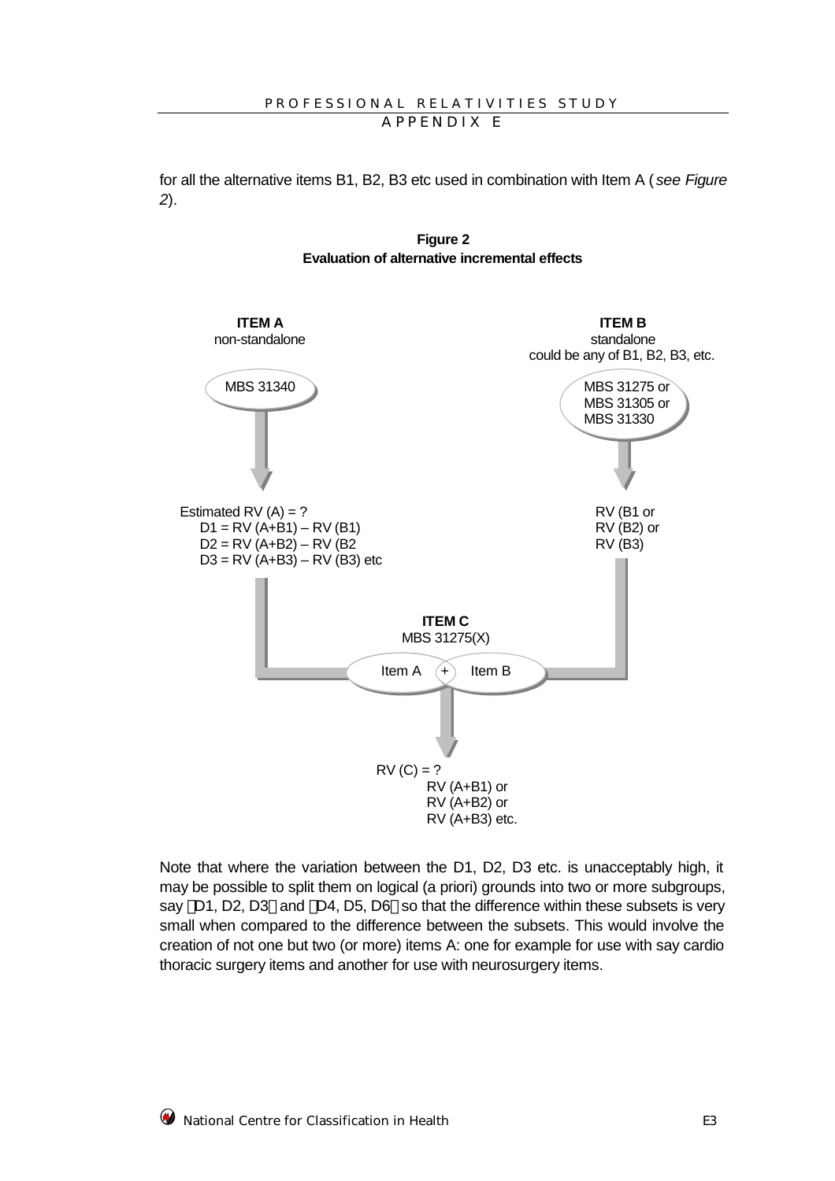for all the alternative items B1, B2, B3 etc used in combination with Item A (*see Figure 2*).

**Figure 2**
**Evaluation of alternative incremental effects**

**ITEM A**
non-standalone

MBS 31340

Estimated RV (A) = ?
D1 = RV (A+B1) – RV (B1)
D2 = RV (A+B2) – RV (B2
D3 = RV (A+B3) – RV (B3) etc

**ITEM B**
standalone
could be any of B1, B2, B3, etc.

MBS 31275 or
MBS 31305 or
MBS 31330

RV (B1 or
RV (B2) or
RV (B3)

**ITEM C**
MBS 31275(X)

Item A + Item B

RV (C) = ?
RV (A+B1) or
RV (A+B2) or
RV (A+B3) etc.

Note that where the variation between the D1, D2, D3 etc. is unacceptably high, it may be possible to split them on logical (a priori) grounds into two or more subgroups, say D1, D2, D3 and D4, D5, D6 so that the difference within these subsets is very small when compared to the difference between the subsets. This would involve the creation of not one but two (or more) items A: one for example for use with say cardio thoracic surgery items and another for use with neurosurgery items.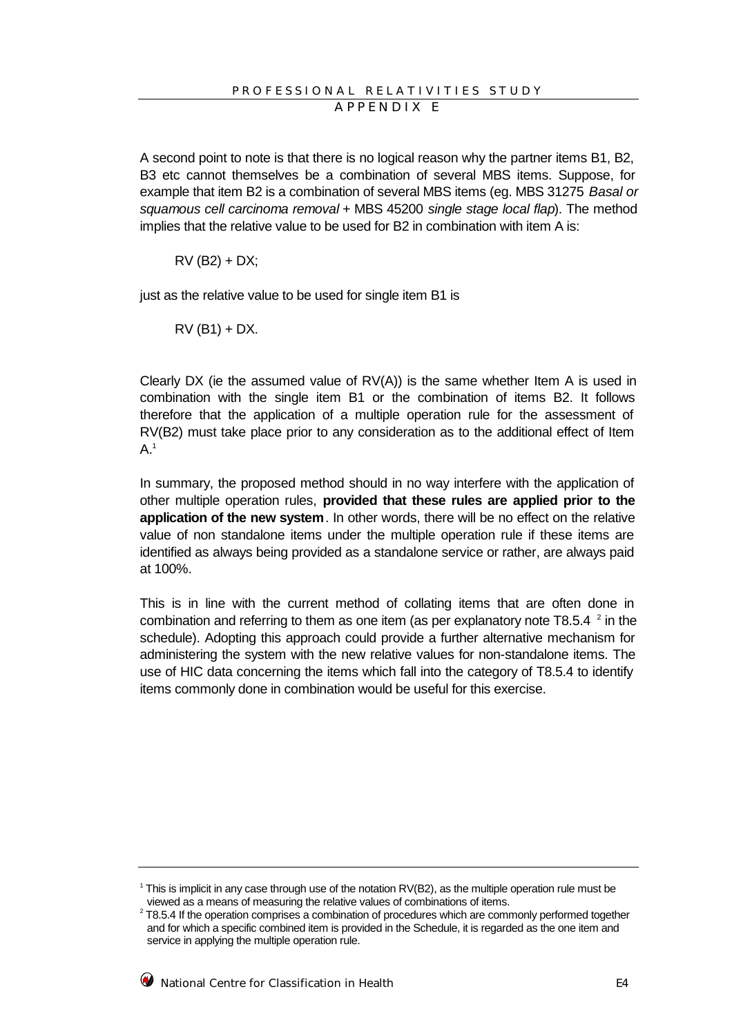A second point to note is that there is no logical reason why the partner items B1, B2, B3 etc cannot themselves be a combination of several MBS items. Suppose, for example that item B2 is a combination of several MBS items (eg. MBS 31275 *Basal or squamous cell carcinoma removal* + MBS 45200 *single stage local flap*). The method implies that the relative value to be used for B2 in combination with item A is:

RV (B2) + DX;

just as the relative value to be used for single item B1 is

RV (B1) + DX.

Clearly DX (ie the assumed value of RV(A)) is the same whether Item A is used in combination with the single item B1 or the combination of items B2. It follows therefore that the application of a multiple operation rule for the assessment of RV(B2) must take place prior to any consideration as to the additional effect of Item A.[1]

In summary, the proposed method should in no way interfere with the application of other multiple operation rules, **provided that these rules are applied prior to the application of the new system**. In other words, there will be no effect on the relative value of non standalone items under the multiple operation rule if these items are identified as always being provided as a standalone service or rather, are always paid at 100%.

This is in line with the current method of collating items that are often done in combination and referring to them as one item (as per explanatory note T8.5.4 [2] in the schedule). Adopting this approach could provide a further alternative mechanism for administering the system with the new relative values for non-standalone items. The use of HIC data concerning the items which fall into the category of T8.5.4 to identify items commonly done in combination would be useful for this exercise.

---

[1] This is implicit in any case through use of the notation RV(B2), as the multiple operation rule must be viewed as a means of measuring the relative values of combinations of items.

[2] T8.5.4 If the operation comprises a combination of procedures which are commonly performed together and for which a specific combined item is provided in the Schedule, it is regarded as the one item and service in applying the multiple operation rule.